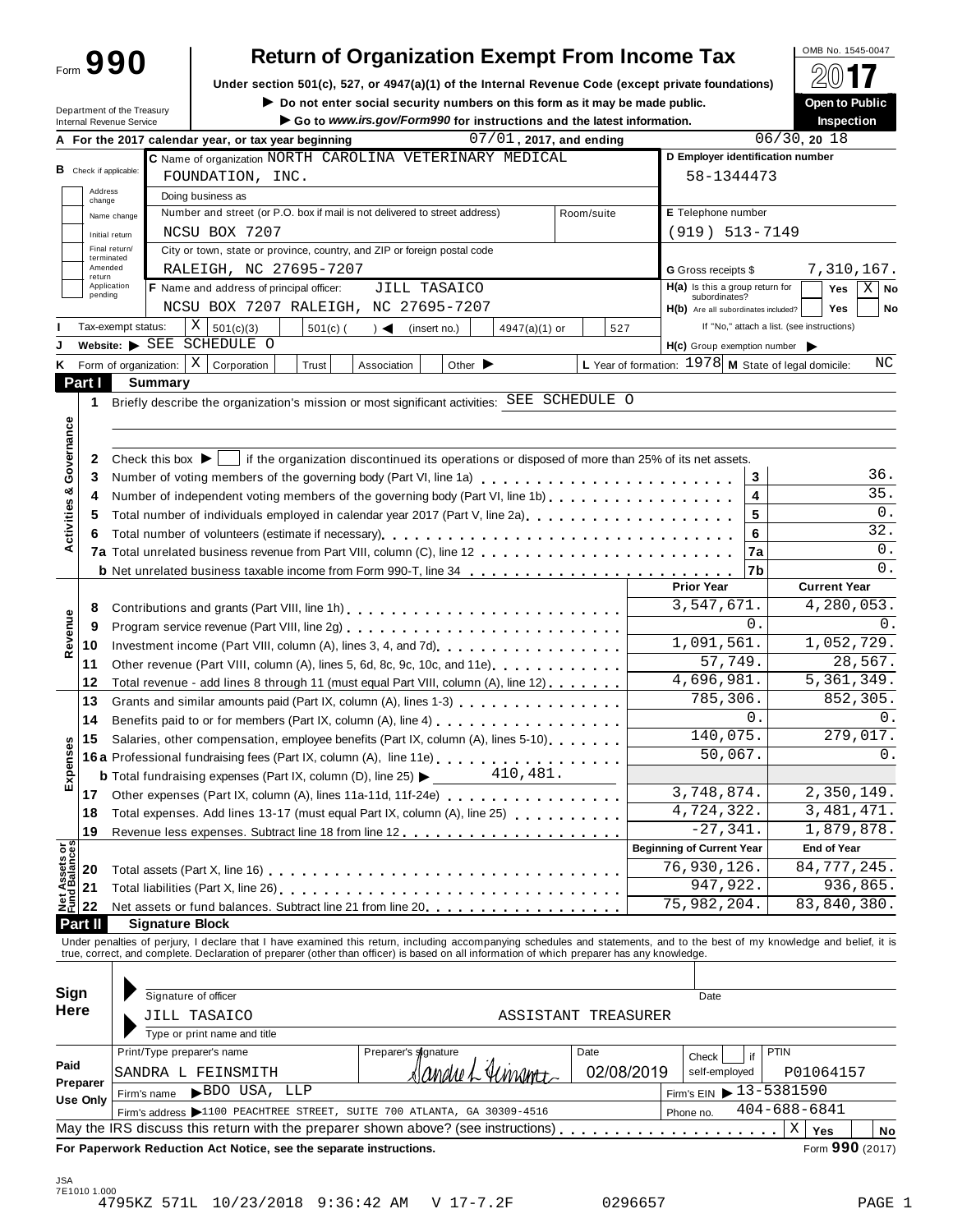Form **990**

# Return of Organization Exempt From Income Tax

**Under section 501(c), 527, or 4947(a)(1) of the Internal Revenue Code (except private foundations)**

► Do not enter social security numbers on this form as it may be made public.

► Go to *www.irs.gov/Form990* for instructions and the latest information.

OMB No. 1545-0047

**2017**

**Open to Public Inspection**

Department of the Treasury
Internal Revenue Service

**A** For the 2017 calendar year, or tax year beginning 07/01, 2017, and ending 06/30, 20 18

**B** Check if applicable:
- Address change
- Name change
- Initial return
- Final return/terminated
- Amended return
- Application pending

**C** Name of organization NORTH CAROLINA VETERINARY MEDICAL FOUNDATION, INC.

Doing business as

Number and street (or P.O. box if mail is not delivered to street address): NCSU BOX 7207 | Room/suite

City or town, state or province, country, and ZIP or foreign postal code: RALEIGH, NC 27695-7207

**D** Employer identification number: 58-1344473

**E** Telephone number: (919) 513-7149

**G** Gross receipts $ 7,310,167.

**F** Name and address of principal officer: JILL TASAICO
NCSU BOX 7207 RALEIGH, NC 27695-7207

**H(a)** Is this a group return for subordinates? Yes [ ] No [X]

**H(b)** Are all subordinates included? Yes [ ] No [ ]
If "No," attach a list. (see instructions)

**I** Tax-exempt status: [X] 501(c)(3) [ ] 501(c) ( ) ◄ (insert no.) [ ] 4947(a)(1) or [ ] 527

**J** Website: ► SEE SCHEDULE O

**H(c)** Group exemption number ►

**K** Form of organization: [X] Corporation [ ] Trust [ ] Association [ ] Other ►

**L** Year of formation: 1978 **M** State of legal domicile: NC

## Part I Summary

**Activities & Governance**

1 Briefly describe the organization's mission or most significant activities: SEE SCHEDULE O

2 Check this box ► [ ] if the organization discontinued its operations or disposed of more than 25% of its net assets.

| | | | |
|---|---|---|---|
| 3 | Number of voting members of the governing body (Part VI, line 1a) | 3 | 36. |
| 4 | Number of independent voting members of the governing body (Part VI, line 1b) | 4 | 35. |
| 5 | Total number of individuals employed in calendar year 2017 (Part V, line 2a) | 5 | 0. |
| 6 | Total number of volunteers (estimate if necessary) | 6 | 32. |
| 7a | Total unrelated business revenue from Part VIII, column (C), line 12 | 7a | 0. |
| b | Net unrelated business taxable income from Form 990-T, line 34 | 7b | 0. |

| | | Prior Year | Current Year |
|---|---|---|---|
| **Revenue** | | | |
| 8 | Contributions and grants (Part VIII, line 1h) | 3,547,671. | 4,280,053. |
| 9 | Program service revenue (Part VIII, line 2g) | 0. | 0. |
| 10 | Investment income (Part VIII, column (A), lines 3, 4, and 7d) | 1,091,561. | 1,052,729. |
| 11 | Other revenue (Part VIII, column (A), lines 5, 6d, 8c, 9c, 10c, and 11e) | 57,749. | 28,567. |
| 12 | Total revenue - add lines 8 through 11 (must equal Part VIII, column (A), line 12) | 4,696,981. | 5,361,349. |
| **Expenses** | | | |
| 13 | Grants and similar amounts paid (Part IX, column (A), lines 1-3) | 785,306. | 852,305. |
| 14 | Benefits paid to or for members (Part IX, column (A), line 4) | 0. | 0. |
| 15 | Salaries, other compensation, employee benefits (Part IX, column (A), lines 5-10) | 140,075. | 279,017. |
| 16a | Professional fundraising fees (Part IX, column (A), line 11e) | 50,067. | 0. |
| b | Total fundraising expenses (Part IX, column (D), line 25) ► 410,481. | | |
| 17 | Other expenses (Part IX, column (A), lines 11a-11d, 11f-24e) | 3,748,874. | 2,350,149. |
| 18 | Total expenses. Add lines 13-17 (must equal Part IX, column (A), line 25) | 4,724,322. | 3,481,471. |
| 19 | Revenue less expenses. Subtract line 18 from line 12 | -27,341. | 1,879,878. |

| | **Net Assets or Fund Balances** | Beginning of Current Year | End of Year |
|---|---|---|---|
| 20 | Total assets (Part X, line 16) | 76,930,126. | 84,777,245. |
| 21 | Total liabilities (Part X, line 26) | 947,922. | 936,865. |
| 22 | Net assets or fund balances. Subtract line 21 from line 20 | 75,982,204. | 83,840,380. |

## Part II Signature Block

Under penalties of perjury, I declare that I have examined this return, including accompanying schedules and statements, and to the best of my knowledge and belief, it is true, correct, and complete. Declaration of preparer (other than officer) is based on all information of which preparer has any knowledge.

**Sign Here**

Signature of officer | Date

JILL TASAICO ASSISTANT TREASURER
Type or print name and title

**Paid Preparer Use Only**

| Print/Type preparer's name | Preparer's signature | Date | Check if self-employed | PTIN |
|---|---|---|---|---|
| SANDRA L FEINSMITH | Sandra L Feinsmith | 02/08/2019 | [ ] | P01064157 |

Firm's name ► BDO USA, LLP | Firm's EIN ► 13-5381590

Firm's address ► 1100 PEACHTREE STREET, SUITE 700 ATLANTA, GA 30309-4516 | Phone no. 404-688-6841

May the IRS discuss this return with the preparer shown above? (see instructions) [X] Yes [ ] No

**For Paperwork Reduction Act Notice, see the separate instructions.** Form **990** (2017)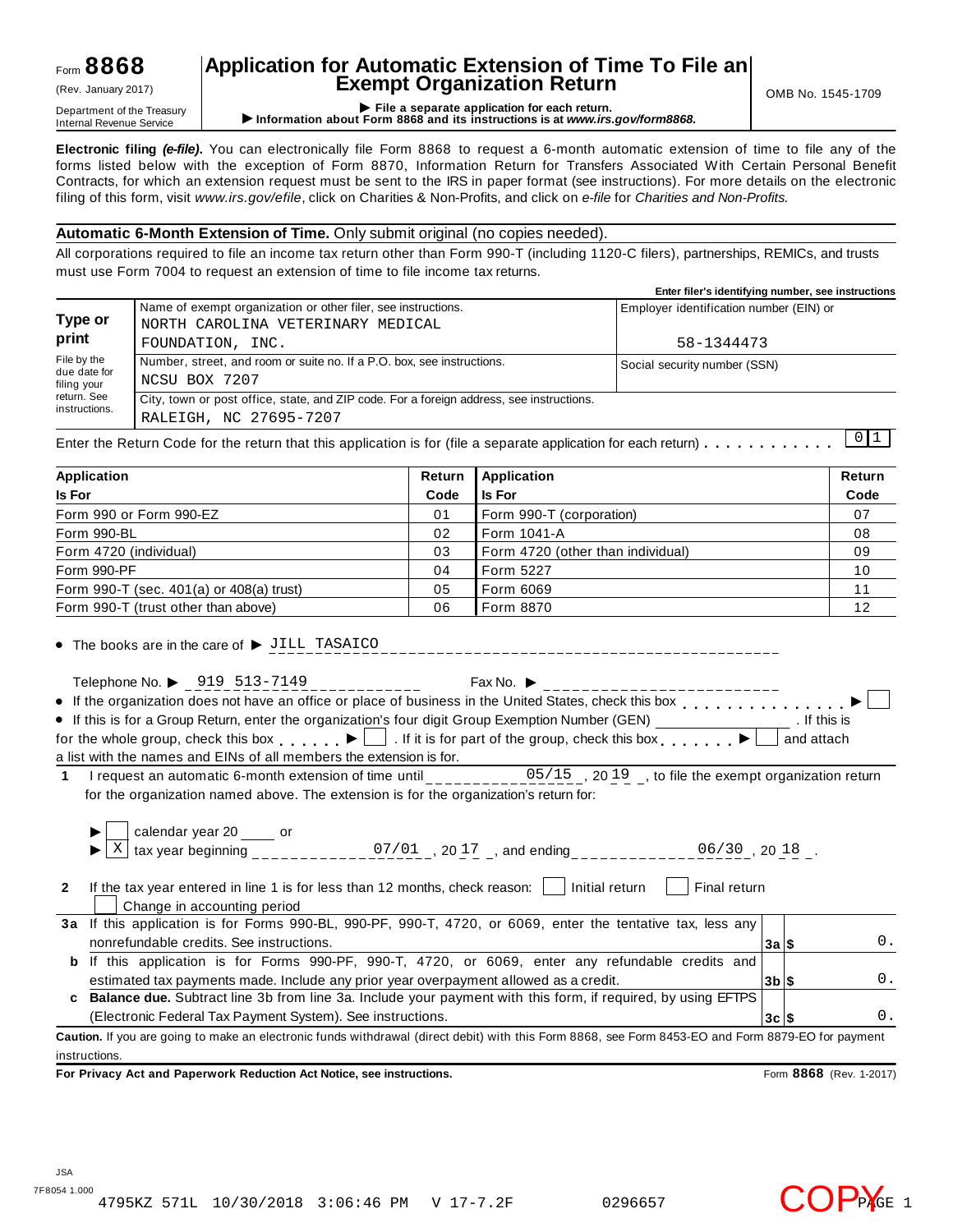Form **8868** (Rev. January 2017)

Department of the Treasury Internal Revenue Service

# Application for Automatic Extension of Time To File an Exempt Organization Return

▶ File a separate application for each return.
▶ Information about Form 8868 and its instructions is at *www.irs.gov/form8868.*

OMB No. 1545-1709

**Electronic filing *(e-file)*.** You can electronically file Form 8868 to request a 6-month automatic extension of time to file any of the forms listed below with the exception of Form 8870, Information Return for Transfers Associated With Certain Personal Benefit Contracts, for which an extension request must be sent to the IRS in paper format (see instructions). For more details on the electronic filing of this form, visit *www.irs.gov/efile*, click on Charities & Non-Profits, and click on *e-file* for *Charities and Non-Profits.*

**Automatic 6-Month Extension of Time.** Only submit original (no copies needed).

All corporations required to file an income tax return other than Form 990-T (including 1120-C filers), partnerships, REMICs, and trusts must use Form 7004 to request an extension of time to file income tax returns.

**Enter filer's identifying number, see instructions**

| | | |
|---|---|---|
| **Type or print** | Name of exempt organization or other filer, see instructions.<br>NORTH CAROLINA VETERINARY MEDICAL FOUNDATION, INC. | Employer identification number (EIN) or<br>58-1344473 |
| File by the due date for filing your return. See instructions. | Number, street, and room or suite no. If a P.O. box, see instructions.<br>NCSU BOX 7207 | Social security number (SSN) |
| | City, town or post office, state, and ZIP code. For a foreign address, see instructions.<br>RALEIGH, NC 27695-7207 | |

Enter the Return Code for the return that this application is for (file a separate application for each return) . . . . . . . . . . . 01

| Application Is For | Return Code | Application Is For | Return Code |
|---|---|---|---|
| Form 990 or Form 990-EZ | 01 | Form 990-T (corporation) | 07 |
| Form 990-BL | 02 | Form 1041-A | 08 |
| Form 4720 (individual) | 03 | Form 4720 (other than individual) | 09 |
| Form 990-PF | 04 | Form 5227 | 10 |
| Form 990-T (sec. 401(a) or 408(a) trust) | 05 | Form 6069 | 11 |
| Form 990-T (trust other than above) | 06 | Form 8870 | 12 |

- The books are in the care of ▶ JILL TASAICO

Telephone No. ▶ 919 513-7149 Fax No. ▶

- If the organization does not have an office or place of business in the United States, check this box . . . . . . . . . . . . . . . ▶ ☐
- If this is for a Group Return, enter the organization's four digit Group Exemption Number (GEN) ______ . If this is for the whole group, check this box . . . . . . ▶ ☐ . If it is for part of the group, check this box . . . . . . . ▶ ☐ and attach a list with the names and EINs of all members the extension is for.

**1** I request an automatic 6-month extension of time until 05/15 , 20 19 , to file the exempt organization return for the organization named above. The extension is for the organization's return for:

▶ ☐ calendar year 20 ____ or
▶ ☒ tax year beginning 07/01 , 20 17 , and ending 06/30 , 20 18 .

**2** If the tax year entered in line 1 is for less than 12 months, check reason: ☐ Initial return ☐ Final return ☐ Change in accounting period

| | | | |
|---|---|---|---|
| **3a** | If this application is for Forms 990-BL, 990-PF, 990-T, 4720, or 6069, enter the tentative tax, less any nonrefundable credits. See instructions. | **3a** $ | 0. |
| **b** | If this application is for Forms 990-PF, 990-T, 4720, or 6069, enter any refundable credits and estimated tax payments made. Include any prior year overpayment allowed as a credit. | **3b** $ | 0. |
| **c** | **Balance due.** Subtract line 3b from line 3a. Include your payment with this form, if required, by using EFTPS (Electronic Federal Tax Payment System). See instructions. | **3c** $ | 0. |

**Caution.** If you are going to make an electronic funds withdrawal (direct debit) with this Form 8868, see Form 8453-EO and Form 8879-EO for payment instructions.

**For Privacy Act and Paperwork Reduction Act Notice, see instructions.** Form **8868** (Rev. 1-2017)

JSA
7F8054 1.000
4795KZ 571L 10/30/2018 3:06:46 PM V 17-7.2F 0296657 COPY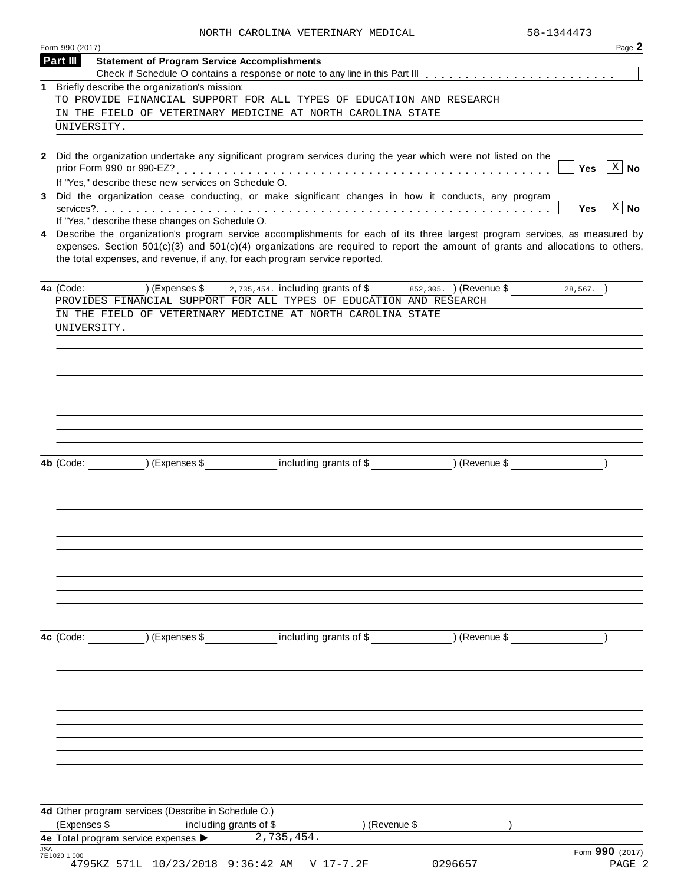NORTH CAROLINA VETERINARY MEDICAL 58-1344473

Form 990 (2017) Page **2**

## Part III Statement of Program Service Accomplishments

Check if Schedule O contains a response or note to any line in this Part III . . . . . . . . . . . . . . . . . . . . . . . . ☐

**1** Briefly describe the organization's mission:

TO PROVIDE FINANCIAL SUPPORT FOR ALL TYPES OF EDUCATION AND RESEARCH IN THE FIELD OF VETERINARY MEDICINE AT NORTH CAROLINA STATE UNIVERSITY.

**2** Did the organization undertake any significant program services during the year which were not listed on the prior Form 990 or 990-EZ? . . . . . . . . . . . . . . . . . . . . . . . . . . . . . . . . . . . . . . . . . ☐ **Yes** ☒ **No**

If "Yes," describe these new services on Schedule O.

**3** Did the organization cease conducting, or make significant changes in how it conducts, any program services? . . . . . . . . . . . . . . . . . . . . . . . . . . . . . . . . . . . . . . . . . . . . . . . . . . . . . ☐ **Yes** ☒ **No**

If "Yes," describe these changes on Schedule O.

**4** Describe the organization's program service accomplishments for each of its three largest program services, as measured by expenses. Section 501(c)(3) and 501(c)(4) organizations are required to report the amount of grants and allocations to others, the total expenses, and revenue, if any, for each program service reported.

**4a** (Code: ) (Expenses $ 2,735,454. including grants of $ 852,305. ) (Revenue $ 28,567. )

PROVIDES FINANCIAL SUPPORT FOR ALL TYPES OF EDUCATION AND RESEARCH IN THE FIELD OF VETERINARY MEDICINE AT NORTH CAROLINA STATE UNIVERSITY.

**4b** (Code: ) (Expenses $ including grants of $ ) (Revenue $ )

**4c** (Code: ) (Expenses $ including grants of $ ) (Revenue $ )

**4d** Other program services (Describe in Schedule O.)

(Expenses $ including grants of $ ) (Revenue $ )

**4e** Total program service expenses ▶ 2,735,454.

Form **990** (2017)

4795KZ 571L 10/23/2018 9:36:42 AM V 17-7.2F 0296657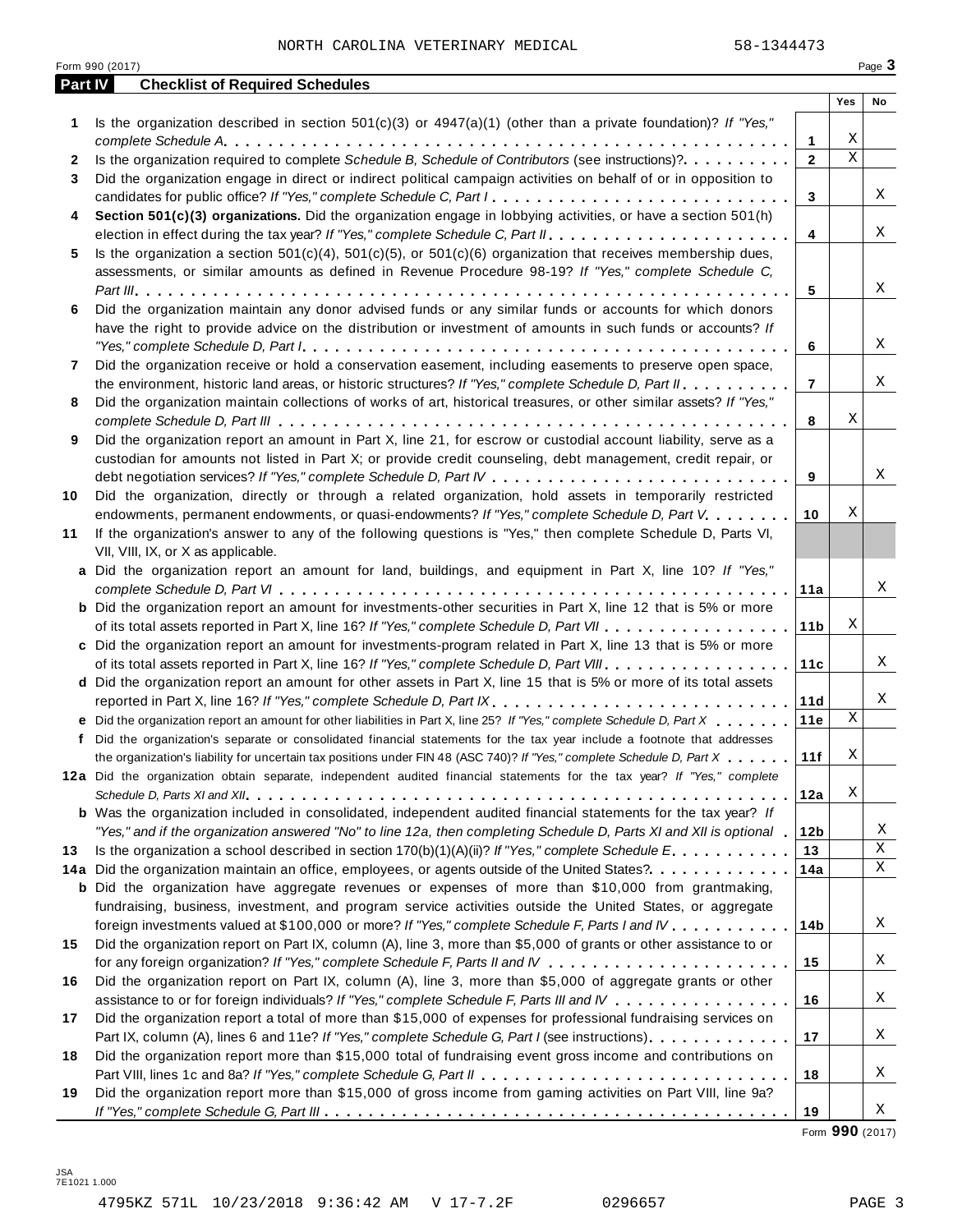NORTH CAROLINA VETERINARY MEDICAL 58-1344473

Form 990 (2017) Page 3

**Part IV Checklist of Required Schedules**

| | | | Yes | No |
|---|---|---|---|---|
| **1** | Is the organization described in section 501(c)(3) or 4947(a)(1) (other than a private foundation)? *If "Yes," complete Schedule A* | **1** | X | |
| **2** | Is the organization required to complete *Schedule B, Schedule of Contributors* (see instructions)? | **2** | X | |
| **3** | Did the organization engage in direct or indirect political campaign activities on behalf of or in opposition to candidates for public office? *If "Yes," complete Schedule C, Part I* | **3** | | X |
| **4** | **Section 501(c)(3) organizations.** Did the organization engage in lobbying activities, or have a section 501(h) election in effect during the tax year? *If "Yes," complete Schedule C, Part II* | **4** | | X |
| **5** | Is the organization a section 501(c)(4), 501(c)(5), or 501(c)(6) organization that receives membership dues, assessments, or similar amounts as defined in Revenue Procedure 98-19? *If "Yes," complete Schedule C, Part III* | **5** | | X |
| **6** | Did the organization maintain any donor advised funds or any similar funds or accounts for which donors have the right to provide advice on the distribution or investment of amounts in such funds or accounts? *If "Yes," complete Schedule D, Part I* | **6** | | X |
| **7** | Did the organization receive or hold a conservation easement, including easements to preserve open space, the environment, historic land areas, or historic structures? *If "Yes," complete Schedule D, Part II* | **7** | | X |
| **8** | Did the organization maintain collections of works of art, historical treasures, or other similar assets? *If "Yes," complete Schedule D, Part III* | **8** | X | |
| **9** | Did the organization report an amount in Part X, line 21, for escrow or custodial account liability, serve as a custodian for amounts not listed in Part X; or provide credit counseling, debt management, credit repair, or debt negotiation services? *If "Yes," complete Schedule D, Part IV* | **9** | | X |
| **10** | Did the organization, directly or through a related organization, hold assets in temporarily restricted endowments, permanent endowments, or quasi-endowments? *If "Yes," complete Schedule D, Part V* | **10** | X | |
| **11** | If the organization's answer to any of the following questions is "Yes," then complete Schedule D, Parts VI, VII, VIII, IX, or X as applicable. | | | |
| **a** | Did the organization report an amount for land, buildings, and equipment in Part X, line 10? *If "Yes," complete Schedule D, Part VI* | **11a** | | X |
| **b** | Did the organization report an amount for investments-other securities in Part X, line 12 that is 5% or more of its total assets reported in Part X, line 16? *If "Yes," complete Schedule D, Part VII* | **11b** | X | |
| **c** | Did the organization report an amount for investments-program related in Part X, line 13 that is 5% or more of its total assets reported in Part X, line 16? *If "Yes," complete Schedule D, Part VIII* | **11c** | | X |
| **d** | Did the organization report an amount for other assets in Part X, line 15 that is 5% or more of its total assets reported in Part X, line 16? *If "Yes," complete Schedule D, Part IX* | **11d** | | X |
| **e** | Did the organization report an amount for other liabilities in Part X, line 25? *If "Yes," complete Schedule D, Part X* | **11e** | X | |
| **f** | Did the organization's separate or consolidated financial statements for the tax year include a footnote that addresses the organization's liability for uncertain tax positions under FIN 48 (ASC 740)? *If "Yes," complete Schedule D, Part X* | **11f** | X | |
| **12a** | Did the organization obtain separate, independent audited financial statements for the tax year? *If "Yes," complete Schedule D, Parts XI and XII* | **12a** | X | |
| **b** | Was the organization included in consolidated, independent audited financial statements for the tax year? *If "Yes," and if the organization answered "No" to line 12a, then completing Schedule D, Parts XI and XII is optional* | **12b** | | X |
| **13** | Is the organization a school described in section 170(b)(1)(A)(ii)? *If "Yes," complete Schedule E* | **13** | | X |
| **14a** | Did the organization maintain an office, employees, or agents outside of the United States? | **14a** | | X |
| **b** | Did the organization have aggregate revenues or expenses of more than $10,000 from grantmaking, fundraising, business, investment, and program service activities outside the United States, or aggregate foreign investments valued at $100,000 or more? *If "Yes," complete Schedule F, Parts I and IV* | **14b** | | X |
| **15** | Did the organization report on Part IX, column (A), line 3, more than $5,000 of grants or other assistance to or for any foreign organization? *If "Yes," complete Schedule F, Parts II and IV* | **15** | | X |
| **16** | Did the organization report on Part IX, column (A), line 3, more than $5,000 of aggregate grants or other assistance to or for foreign individuals? *If "Yes," complete Schedule F, Parts III and IV* | **16** | | X |
| **17** | Did the organization report a total of more than $15,000 of expenses for professional fundraising services on Part IX, column (A), lines 6 and 11e? *If "Yes," complete Schedule G, Part I* (see instructions) | **17** | | X |
| **18** | Did the organization report more than $15,000 total of fundraising event gross income and contributions on Part VIII, lines 1c and 8a? *If "Yes," complete Schedule G, Part II* | **18** | | X |
| **19** | Did the organization report more than $15,000 of gross income from gaming activities on Part VIII, line 9a? *If "Yes," complete Schedule G, Part III* | **19** | | X |

Form **990** (2017)

JSA 7E1021 1.000

4795KZ 571L 10/23/2018 9:36:42 AM V 17-7.2F 0296657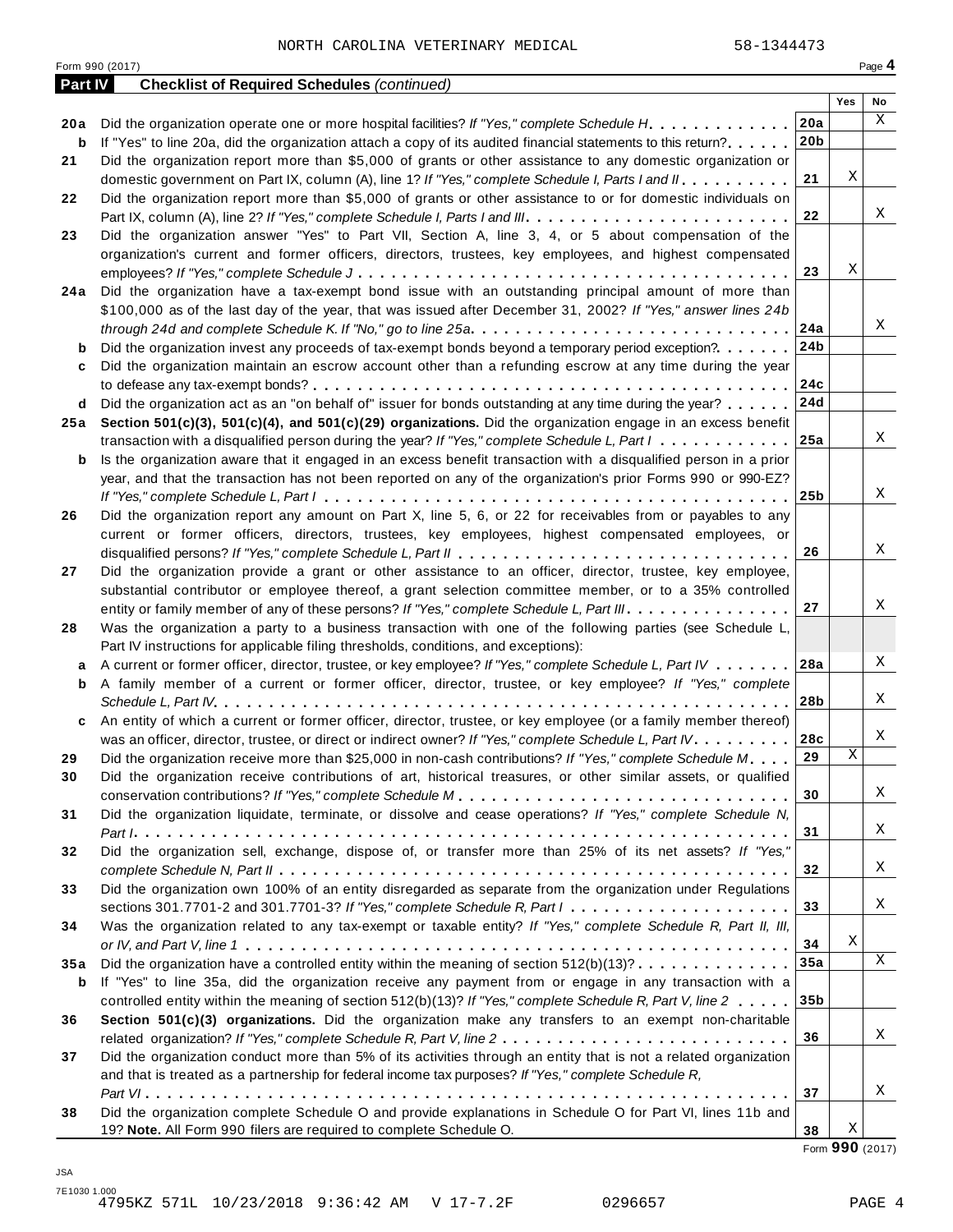NORTH CAROLINA VETERINARY MEDICAL 58-1344473

Form 990 (2017) Page **4**

**Part IV Checklist of Required Schedules** *(continued)*

| | | | Yes | No |
|---|---|---|---|---|
| **20a** | Did the organization operate one or more hospital facilities? *If "Yes," complete Schedule H* | **20a** | | X |
| **b** | If "Yes" to line 20a, did the organization attach a copy of its audited financial statements to this return? | **20b** | | |
| **21** | Did the organization report more than $5,000 of grants or other assistance to any domestic organization or domestic government on Part IX, column (A), line 1? *If "Yes," complete Schedule I, Parts I and II* | **21** | X | |
| **22** | Did the organization report more than $5,000 of grants or other assistance to or for domestic individuals on Part IX, column (A), line 2? *If "Yes," complete Schedule I, Parts I and III* | **22** | | X |
| **23** | Did the organization answer "Yes" to Part VII, Section A, line 3, 4, or 5 about compensation of the organization's current and former officers, directors, trustees, key employees, and highest compensated employees? *If "Yes," complete Schedule J* | **23** | X | |
| **24a** | Did the organization have a tax-exempt bond issue with an outstanding principal amount of more than $100,000 as of the last day of the year, that was issued after December 31, 2002? *If "Yes," answer lines 24b through 24d and complete Schedule K. If "No," go to line 25a* | **24a** | | X |
| **b** | Did the organization invest any proceeds of tax-exempt bonds beyond a temporary period exception? | **24b** | | |
| **c** | Did the organization maintain an escrow account other than a refunding escrow at any time during the year to defease any tax-exempt bonds? | **24c** | | |
| **d** | Did the organization act as an "on behalf of" issuer for bonds outstanding at any time during the year? | **24d** | | |
| **25a** | **Section 501(c)(3), 501(c)(4), and 501(c)(29) organizations.** Did the organization engage in an excess benefit transaction with a disqualified person during the year? *If "Yes," complete Schedule L, Part I* | **25a** | | X |
| **b** | Is the organization aware that it engaged in an excess benefit transaction with a disqualified person in a prior year, and that the transaction has not been reported on any of the organization's prior Forms 990 or 990-EZ? *If "Yes," complete Schedule L, Part I* | **25b** | | X |
| **26** | Did the organization report any amount on Part X, line 5, 6, or 22 for receivables from or payables to any current or former officers, directors, trustees, key employees, highest compensated employees, or disqualified persons? *If "Yes," complete Schedule L, Part II* | **26** | | X |
| **27** | Did the organization provide a grant or other assistance to an officer, director, trustee, key employee, substantial contributor or employee thereof, a grant selection committee member, or to a 35% controlled entity or family member of any of these persons? *If "Yes," complete Schedule L, Part III* | **27** | | X |
| **28** | Was the organization a party to a business transaction with one of the following parties (see Schedule L, Part IV instructions for applicable filing thresholds, conditions, and exceptions): | | | |
| **a** | A current or former officer, director, trustee, or key employee? *If "Yes," complete Schedule L, Part IV* | **28a** | | X |
| **b** | A family member of a current or former officer, director, trustee, or key employee? *If "Yes," complete Schedule L, Part IV* | **28b** | | X |
| **c** | An entity of which a current or former officer, director, trustee, or key employee (or a family member thereof) was an officer, director, trustee, or direct or indirect owner? *If "Yes," complete Schedule L, Part IV* | **28c** | | X |
| **29** | Did the organization receive more than $25,000 in non-cash contributions? *If "Yes," complete Schedule M* | **29** | X | |
| **30** | Did the organization receive contributions of art, historical treasures, or other similar assets, or qualified conservation contributions? *If "Yes," complete Schedule M* | **30** | | X |
| **31** | Did the organization liquidate, terminate, or dissolve and cease operations? *If "Yes," complete Schedule N, Part I* | **31** | | X |
| **32** | Did the organization sell, exchange, dispose of, or transfer more than 25% of its net assets? *If "Yes," complete Schedule N, Part II* | **32** | | X |
| **33** | Did the organization own 100% of an entity disregarded as separate from the organization under Regulations sections 301.7701-2 and 301.7701-3? *If "Yes," complete Schedule R, Part I* | **33** | | X |
| **34** | Was the organization related to any tax-exempt or taxable entity? *If "Yes," complete Schedule R, Part II, III, or IV, and Part V, line 1* | **34** | X | |
| **35a** | Did the organization have a controlled entity within the meaning of section 512(b)(13)? | **35a** | | X |
| **b** | If "Yes" to line 35a, did the organization receive any payment from or engage in any transaction with a controlled entity within the meaning of section 512(b)(13)? *If "Yes," complete Schedule R, Part V, line 2* | **35b** | | |
| **36** | **Section 501(c)(3) organizations.** Did the organization make any transfers to an exempt non-charitable related organization? *If "Yes," complete Schedule R, Part V, line 2* | **36** | | X |
| **37** | Did the organization conduct more than 5% of its activities through an entity that is not a related organization and that is treated as a partnership for federal income tax purposes? *If "Yes," complete Schedule R, Part VI* | **37** | | X |
| **38** | Did the organization complete Schedule O and provide explanations in Schedule O for Part VI, lines 11b and 19? **Note.** All Form 990 filers are required to complete Schedule O. | **38** | X | |

Form **990** (2017)

JSA
7E1030 1.000
4795KZ 571L 10/23/2018 9:36:42 AM V 17-7.2F 0296657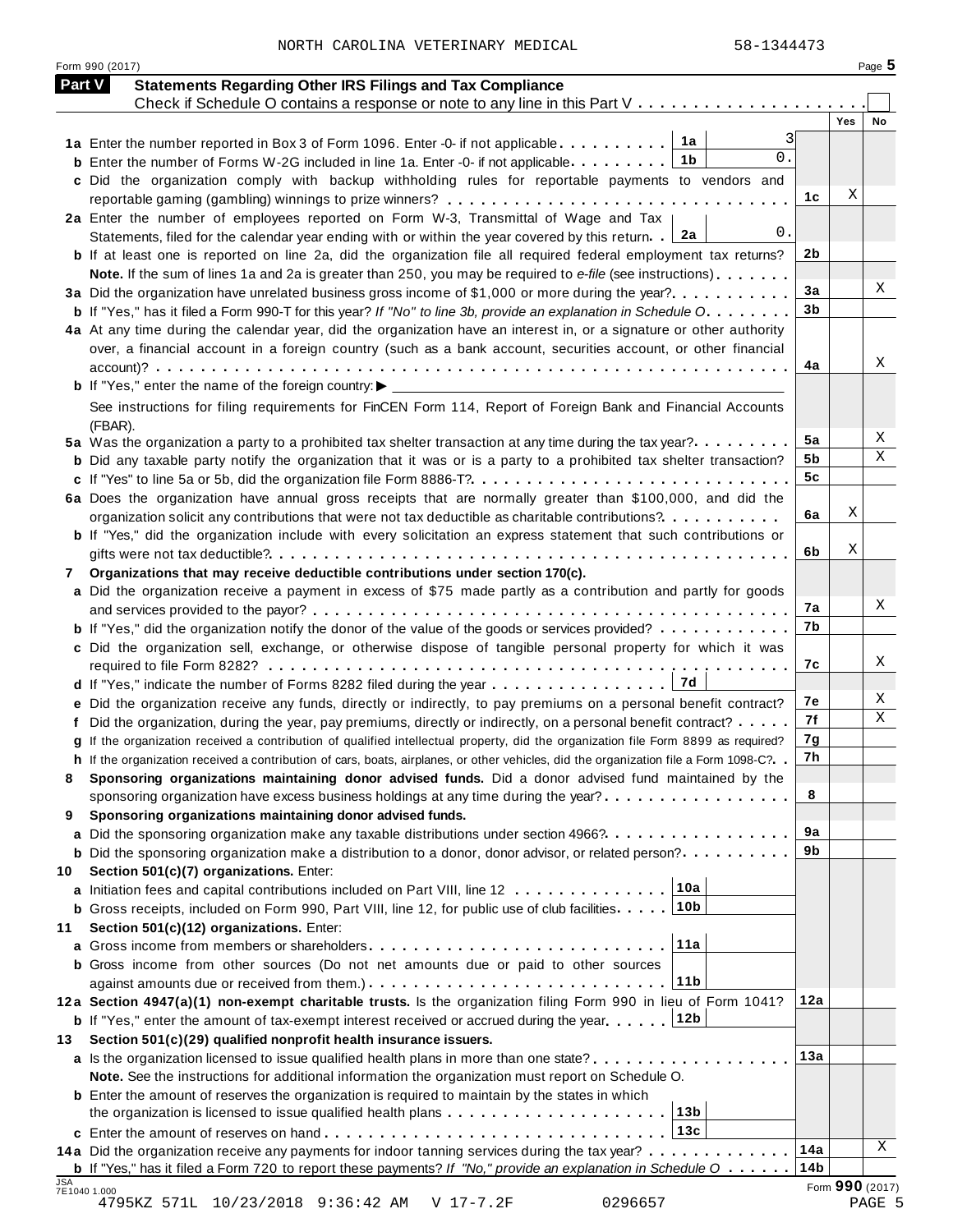NORTH CAROLINA VETERINARY MEDICAL 58-1344473

Form 990 (2017)

## Part V Statements Regarding Other IRS Filings and Tax Compliance

Check if Schedule O contains a response or note to any line in this Part V . . . . . . . . . . . . . . . . . . . . . ☐

| | | | Yes | No |
|---|---|---|---|---|
| **1a** Enter the number reported in Box 3 of Form 1096. Enter -0- if not applicable . . . . . . . . . . | 1a 3 | | | |
| **b** Enter the number of Forms W-2G included in line 1a. Enter -0- if not applicable . . . . . . . . . | 1b 0. | | | |
| **c** Did the organization comply with backup withholding rules for reportable payments to vendors and reportable gaming (gambling) winnings to prize winners? . . . . . . . . . . . . . . . . . . . . . . . . . . | | 1c | X | |
| **2a** Enter the number of employees reported on Form W-3, Transmittal of Wage and Tax Statements, filed for the calendar year ending with or within the year covered by this return . . | 2a 0. | | | |
| **b** If at least one is reported on line 2a, did the organization file all required federal employment tax returns? | | 2b | | |
| **Note.** If the sum of lines 1a and 2a is greater than 250, you may be required to *e-file* (see instructions) . . . . . . . | | | | |
| **3a** Did the organization have unrelated business gross income of $1,000 or more during the year? . . . . . . . . . . | | 3a | | X |
| **b** If "Yes," has it filed a Form 990-T for this year? *If "No" to line 3b, provide an explanation in Schedule O* . . . . . . . | | 3b | | |
| **4a** At any time during the calendar year, did the organization have an interest in, or a signature or other authority over, a financial account in a foreign country (such as a bank account, securities account, or other financial account)? . . . . . . . . . . . . . . . . . . . . . . . . . . . . . . . . . . . . . . . . . . . . . . | | 4a | | X |
| **b** If "Yes," enter the name of the foreign country: ▶ | | | | |
| See instructions for filing requirements for FinCEN Form 114, Report of Foreign Bank and Financial Accounts (FBAR). | | | | |
| **5a** Was the organization a party to a prohibited tax shelter transaction at any time during the tax year? . . . . . . . . | | 5a | | X |
| **b** Did any taxable party notify the organization that it was or is a party to a prohibited tax shelter transaction? | | 5b | | X |
| **c** If "Yes" to line 5a or 5b, did the organization file Form 8886-T? . . . . . . . . . . . . . . . . . . . . . . . . . . | | 5c | | |
| **6a** Does the organization have annual gross receipts that are normally greater than $100,000, and did the organization solicit any contributions that were not tax deductible as charitable contributions? . . . . . . . . . . | | 6a | X | |
| **b** If "Yes," did the organization include with every solicitation an express statement that such contributions or gifts were not tax deductible? . . . . . . . . . . . . . . . . . . . . . . . . . . . . . . . . . . . . . . . . . | | 6b | X | |
| **7 Organizations that may receive deductible contributions under section 170(c).** | | | | |
| **a** Did the organization receive a payment in excess of $75 made partly as a contribution and partly for goods and services provided to the payor? . . . . . . . . . . . . . . . . . . . . . . . . . . . . . . . . . . . . . . . | | 7a | | X |
| **b** If "Yes," did the organization notify the donor of the value of the goods or services provided? . . . . . . . . . . . | | 7b | | |
| **c** Did the organization sell, exchange, or otherwise dispose of tangible personal property for which it was required to file Form 8282? . . . . . . . . . . . . . . . . . . . . . . . . . . . . . . . . . . . . . . . . . . . . | | 7c | | X |
| **d** If "Yes," indicate the number of Forms 8282 filed during the year . . . . . . . . . . . . . . . . | 7d | | | |
| **e** Did the organization receive any funds, directly or indirectly, to pay premiums on a personal benefit contract? | | 7e | | X |
| **f** Did the organization, during the year, pay premiums, directly or indirectly, on a personal benefit contract? . . . . . | | 7f | | X |
| **g** If the organization received a contribution of qualified intellectual property, did the organization file Form 8899 as required? | | 7g | | |
| **h** If the organization received a contribution of cars, boats, airplanes, or other vehicles, did the organization file a Form 1098-C? . . | | 7h | | |
| **8 Sponsoring organizations maintaining donor advised funds.** Did a donor advised fund maintained by the sponsoring organization have excess business holdings at any time during the year? . . . . . . . . . . . . . . . . . | | 8 | | |
| **9 Sponsoring organizations maintaining donor advised funds.** | | | | |
| **a** Did the sponsoring organization make any taxable distributions under section 4966? . . . . . . . . . . . . . . . . | | 9a | | |
| **b** Did the sponsoring organization make a distribution to a donor, donor advisor, or related person? . . . . . . . . . | | 9b | | |
| **10 Section 501(c)(7) organizations.** Enter: | | | | |
| **a** Initiation fees and capital contributions included on Part VIII, line 12 . . . . . . . . . . . . . . | 10a | | | |
| **b** Gross receipts, included on Form 990, Part VIII, line 12, for public use of club facilities . . . . . | 10b | | | |
| **11 Section 501(c)(12) organizations.** Enter: | | | | |
| **a** Gross income from members or shareholders . . . . . . . . . . . . . . . . . . . . . . . . . . . . | 11a | | | |
| **b** Gross income from other sources (Do not net amounts due or paid to other sources against amounts due or received from them.) . . . . . . . . . . . . . . . . . . . . . . . . . . . . | 11b | | | |
| **12a Section 4947(a)(1) non-exempt charitable trusts.** Is the organization filing Form 990 in lieu of Form 1041? | | 12a | | |
| **b** If "Yes," enter the amount of tax-exempt interest received or accrued during the year . . . . . . | 12b | | | |
| **13 Section 501(c)(29) qualified nonprofit health insurance issuers.** | | | | |
| **a** Is the organization licensed to issue qualified health plans in more than one state? . . . . . . . . . . . . . . . . . | | 13a | | |
| **Note.** See the instructions for additional information the organization must report on Schedule O. | | | | |
| **b** Enter the amount of reserves the organization is required to maintain by the states in which the organization is licensed to issue qualified health plans . . . . . . . . . . . . . . . . . . . . . | 13b | | | |
| **c** Enter the amount of reserves on hand . . . . . . . . . . . . . . . . . . . . . . . . . . . . . . . | 13c | | | |
| **14a** Did the organization receive any payments for indoor tanning services during the tax year? . . . . . . . . . . . . | | 14a | | X |
| **b** If "Yes," has it filed a Form 720 to report these payments? *If "No," provide an explanation in Schedule O* . . . . . . | | 14b | | |

JSA 7E1040 1.000

Form **990** (2017)

4795KZ 571L 10/23/2018 9:36:42 AM V 17-7.2F 0296657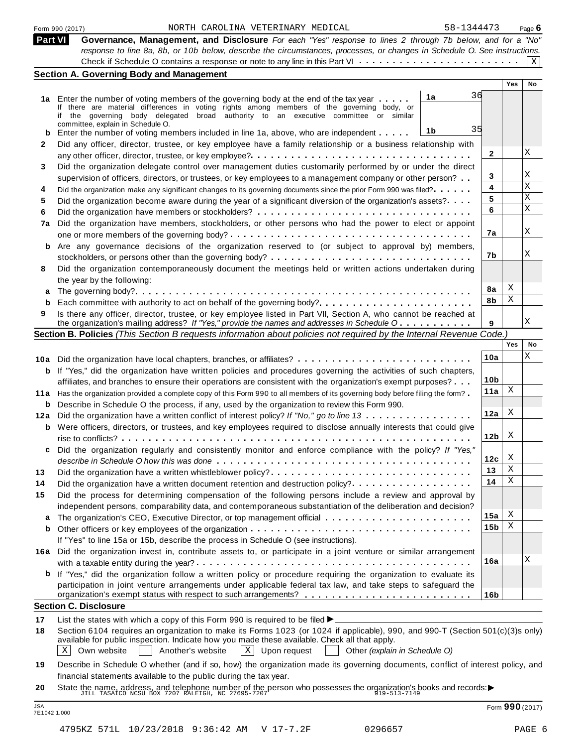Form 990 (2017) NORTH CAROLINA VETERINARY MEDICAL 58-1344473 Page 6

## Part VI Governance, Management, and Disclosure

*For each "Yes" response to lines 2 through 7b below, and for a "No" response to line 8a, 8b, or 10b below, describe the circumstances, processes, or changes in Schedule O. See instructions.*

Check if Schedule O contains a response or note to any line in this Part VI . . . . . . . . . . . . . . . . . . . . . . . [X]

### Section A. Governing Body and Management

| | | | | Yes | No |
|---|---|---|---|---|---|
| 1a | Enter the number of voting members of the governing body at the end of the tax year . . . . . If there are material differences in voting rights among members of the governing body, or if the governing body delegated broad authority to an executive committee or similar committee, explain in Schedule O. | 1a: 36 | | | |
| b | Enter the number of voting members included in line 1a, above, who are independent . . . . . | 1b: 35 | | | |
| 2 | Did any officer, director, trustee, or key employee have a family relationship or a business relationship with any other officer, director, trustee, or key employee? | | 2 | | X |
| 3 | Did the organization delegate control over management duties customarily performed by or under the direct supervision of officers, directors, or trustees, or key employees to a management company or other person? | | 3 | | X |
| 4 | Did the organization make any significant changes to its governing documents since the prior Form 990 was filed? | | 4 | | X |
| 5 | Did the organization become aware during the year of a significant diversion of the organization's assets? | | 5 | | X |
| 6 | Did the organization have members or stockholders? | | 6 | | X |
| 7a | Did the organization have members, stockholders, or other persons who had the power to elect or appoint one or more members of the governing body? | | 7a | | X |
| b | Are any governance decisions of the organization reserved to (or subject to approval by) members, stockholders, or persons other than the governing body? | | 7b | | X |
| 8 | Did the organization contemporaneously document the meetings held or written actions undertaken during the year by the following: | | | | |
| a | The governing body? | | 8a | X | |
| b | Each committee with authority to act on behalf of the governing body? | | 8b | X | |
| 9 | Is there any officer, director, trustee, or key employee listed in Part VII, Section A, who cannot be reached at the organization's mailing address? *If "Yes," provide the names and addresses in Schedule O* | | 9 | | X |

### Section B. Policies *(This Section B requests information about policies not required by the Internal Revenue Code.)*

| | | | Yes | No |
|---|---|---|---|---|
| 10a | Did the organization have local chapters, branches, or affiliates? | 10a | | X |
| b | If "Yes," did the organization have written policies and procedures governing the activities of such chapters, affiliates, and branches to ensure their operations are consistent with the organization's exempt purposes? | 10b | | |
| 11a | Has the organization provided a complete copy of this Form 990 to all members of its governing body before filing the form? | 11a | X | |
| b | Describe in Schedule O the process, if any, used by the organization to review this Form 990. | | | |
| 12a | Did the organization have a written conflict of interest policy? *If "No," go to line 13* | 12a | X | |
| b | Were officers, directors, or trustees, and key employees required to disclose annually interests that could give rise to conflicts? | 12b | X | |
| c | Did the organization regularly and consistently monitor and enforce compliance with the policy? *If "Yes," describe in Schedule O how this was done* | 12c | X | |
| 13 | Did the organization have a written whistleblower policy? | 13 | X | |
| 14 | Did the organization have a written document retention and destruction policy? | 14 | X | |
| 15 | Did the process for determining compensation of the following persons include a review and approval by independent persons, comparability data, and contemporaneous substantiation of the deliberation and decision? | | | |
| a | The organization's CEO, Executive Director, or top management official | 15a | X | |
| b | Other officers or key employees of the organization | 15b | X | |
| | If "Yes" to line 15a or 15b, describe the process in Schedule O (see instructions). | | | |
| 16a | Did the organization invest in, contribute assets to, or participate in a joint venture or similar arrangement with a taxable entity during the year? | 16a | | X |
| b | If "Yes," did the organization follow a written policy or procedure requiring the organization to evaluate its participation in joint venture arrangements under applicable federal tax law, and take steps to safeguard the organization's exempt status with respect to such arrangements? | 16b | | |

### Section C. Disclosure

17 List the states with which a copy of this Form 990 is required to be filed ▶

18 Section 6104 requires an organization to make its Forms 1023 (or 1024 if applicable), 990, and 990-T (Section 501(c)(3)s only) available for public inspection. Indicate how you made these available. Check all that apply.

[X] Own website [ ] Another's website [X] Upon request [ ] Other *(explain in Schedule O)*

19 Describe in Schedule O whether (and if so, how) the organization made its governing documents, conflict of interest policy, and financial statements available to the public during the tax year.

20 State the name, address, and telephone number of the person who possesses the organization's books and records: ▶ JILL TASAICO NCSU BOX 7207 RALEIGH, NC 27695-7207 919-513-7149

JSA 7E1042 1.000

Form **990** (2017)

4795KZ 571L 10/23/2018 9:36:42 AM V 17-7.2F 0296657 PAGE 6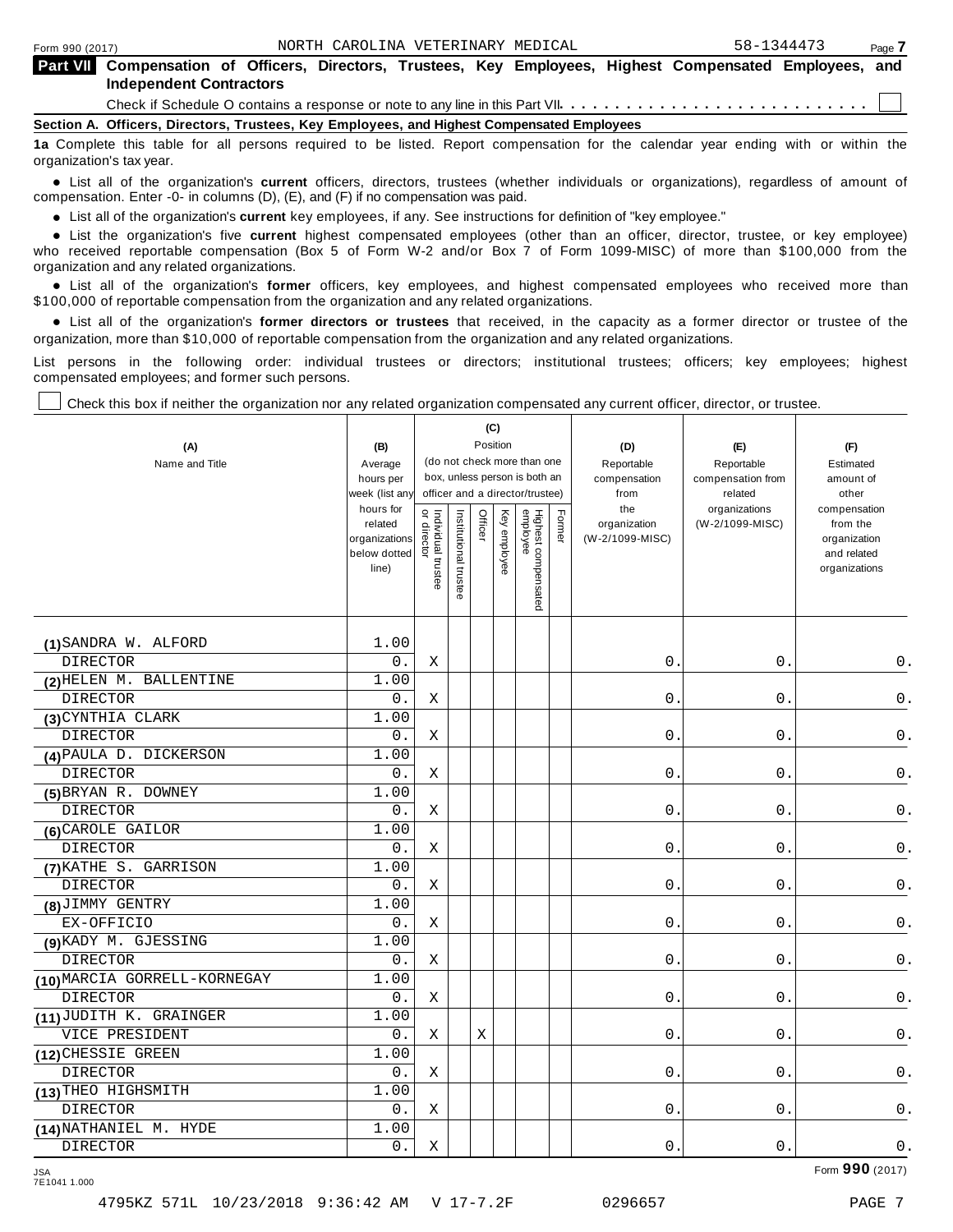**Part VII Compensation of Officers, Directors, Trustees, Key Employees, Highest Compensated Employees, and Independent Contractors**

Check if Schedule O contains a response or note to any line in this Part VII . . . . . . . . . . . . . . . . . . . . . . . . . . ☐

**Section A. Officers, Directors, Trustees, Key Employees, and Highest Compensated Employees**

**1a** Complete this table for all persons required to be listed. Report compensation for the calendar year ending with or within the organization's tax year.

- List all of the organization's **current** officers, directors, trustees (whether individuals or organizations), regardless of amount of compensation. Enter -0- in columns (D), (E), and (F) if no compensation was paid.
- List all of the organization's **current** key employees, if any. See instructions for definition of "key employee."
- List the organization's five **current** highest compensated employees (other than an officer, director, trustee, or key employee) who received reportable compensation (Box 5 of Form W-2 and/or Box 7 of Form 1099-MISC) of more than $100,000 from the organization and any related organizations.
- List all of the organization's **former** officers, key employees, and highest compensated employees who received more than $100,000 of reportable compensation from the organization and any related organizations.
- List all of the organization's **former directors or trustees** that received, in the capacity as a former director or trustee of the organization, more than $10,000 of reportable compensation from the organization and any related organizations.

List persons in the following order: individual trustees or directors; institutional trustees; officers; key employees; highest compensated employees; and former such persons.

☐ Check this box if neither the organization nor any related organization compensated any current officer, director, or trustee.

| (A) Name and Title | (B) Average hours per week (list any hours for related organizations below dotted line) | (C) Position: Individual trustee or director | Institutional trustee | Officer | Key employee | Highest compensated employee | Former | (D) Reportable compensation from the organization (W-2/1099-MISC) | (E) Reportable compensation from related organizations (W-2/1099-MISC) | (F) Estimated amount of other compensation from the organization and related organizations |
|---|---|---|---|---|---|---|---|---|---|---|
| (1) SANDRA W. ALFORD<br>DIRECTOR | 1.00<br>0. | X | | | | | | 0. | 0. | 0. |
| (2) HELEN M. BALLENTINE<br>DIRECTOR | 1.00<br>0. | X | | | | | | 0. | 0. | 0. |
| (3) CYNTHIA CLARK<br>DIRECTOR | 1.00<br>0. | X | | | | | | 0. | 0. | 0. |
| (4) PAULA D. DICKERSON<br>DIRECTOR | 1.00<br>0. | X | | | | | | 0. | 0. | 0. |
| (5) BRYAN R. DOWNEY<br>DIRECTOR | 1.00<br>0. | X | | | | | | 0. | 0. | 0. |
| (6) CAROLE GAILOR<br>DIRECTOR | 1.00<br>0. | X | | | | | | 0. | 0. | 0. |
| (7) KATHE S. GARRISON<br>DIRECTOR | 1.00<br>0. | X | | | | | | 0. | 0. | 0. |
| (8) JIMMY GENTRY<br>EX-OFFICIO | 1.00<br>0. | X | | | | | | 0. | 0. | 0. |
| (9) KADY M. GJESSING<br>DIRECTOR | 1.00<br>0. | X | | | | | | 0. | 0. | 0. |
| (10) MARCIA GORRELL-KORNEGAY<br>DIRECTOR | 1.00<br>0. | X | | | | | | 0. | 0. | 0. |
| (11) JUDITH K. GRAINGER<br>VICE PRESIDENT | 1.00<br>0. | X | | X | | | | 0. | 0. | 0. |
| (12) CHESSIE GREEN<br>DIRECTOR | 1.00<br>0. | X | | | | | | 0. | 0. | 0. |
| (13) THEO HIGHSMITH<br>DIRECTOR | 1.00<br>0. | X | | | | | | 0. | 0. | 0. |
| (14) NATHANIEL M. HYDE<br>DIRECTOR | 1.00<br>0. | X | | | | | | 0. | 0. | 0. |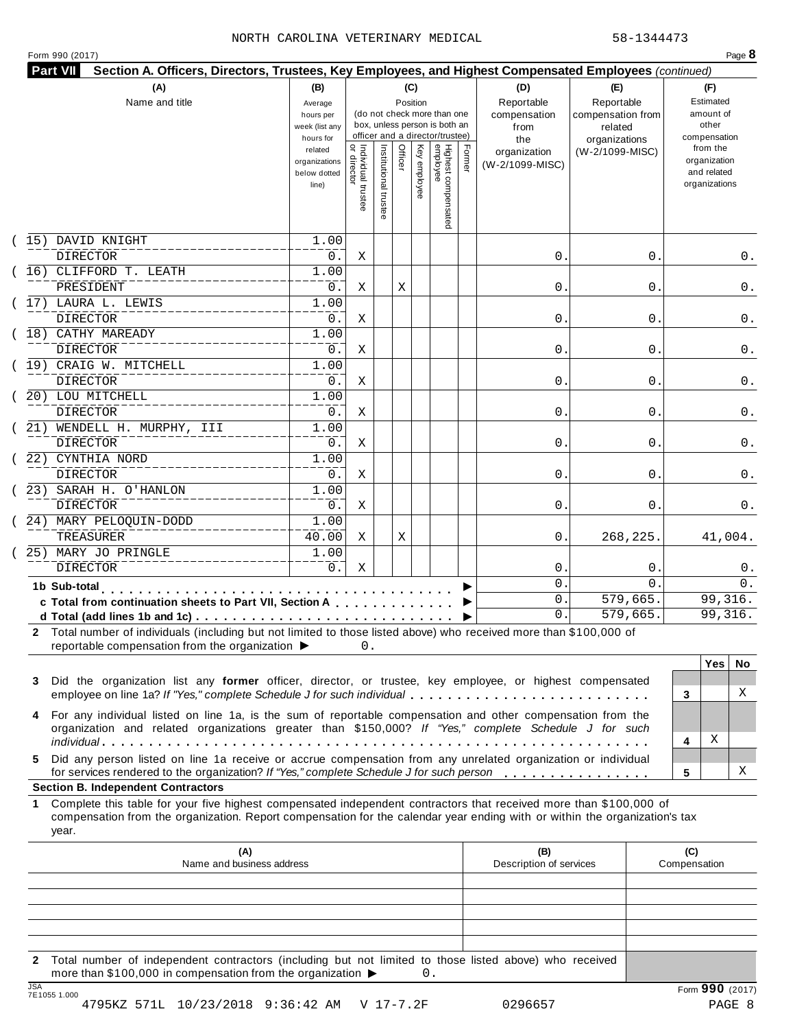NORTH CAROLINA VETERINARY MEDICAL 58-1344473

Form 990 (2017) Page **8**

**Part VII** **Section A. Officers, Directors, Trustees, Key Employees, and Highest Compensated Employees** *(continued)*

| (A) Name and title | (B) Average hours per week (list any hours for related organizations below dotted line) | (C) Position (do not check more than one box, unless person is both an officer and a director/trustee): Individual trustee or director | Institutional trustee | Officer | Key employee | Highest compensated employee | Former | (D) Reportable compensation from the organization (W-2/1099-MISC) | (E) Reportable compensation from related organizations (W-2/1099-MISC) | (F) Estimated amount of other compensation from the organization and related organizations |
|---|---|---|---|---|---|---|---|---|---|---|
| (15) DAVID KNIGHT<br>DIRECTOR | 1.00<br>0. | X | | | | | | 0. | 0. | 0. |
| (16) CLIFFORD T. LEATH<br>PRESIDENT | 1.00<br>0. | X | | X | | | | 0. | 0. | 0. |
| (17) LAURA L. LEWIS<br>DIRECTOR | 1.00<br>0. | X | | | | | | 0. | 0. | 0. |
| (18) CATHY MAREADY<br>DIRECTOR | 1.00<br>0. | X | | | | | | 0. | 0. | 0. |
| (19) CRAIG W. MITCHELL<br>DIRECTOR | 1.00<br>0. | X | | | | | | 0. | 0. | 0. |
| (20) LOU MITCHELL<br>DIRECTOR | 1.00<br>0. | X | | | | | | 0. | 0. | 0. |
| (21) WENDELL H. MURPHY, III<br>DIRECTOR | 1.00<br>0. | X | | | | | | 0. | 0. | 0. |
| (22) CYNTHIA NORD<br>DIRECTOR | 1.00<br>0. | X | | | | | | 0. | 0. | 0. |
| (23) SARAH H. O'HANLON<br>DIRECTOR | 1.00<br>0. | X | | | | | | 0. | 0. | 0. |
| (24) MARY PELOQUIN-DODD<br>TREASURER | 1.00<br>40.00 | X | | X | | | | 0. | 268,225. | 41,004. |
| (25) MARY JO PRINGLE<br>DIRECTOR | 1.00<br>0. | X | | | | | | 0. | 0. | 0. |
| **1b Sub-total** | | | | | | | | 0. | 0. | 0. |
| **c Total from continuation sheets to Part VII, Section A** | | | | | | | | 0. | 579,665. | 99,316. |
| **d Total (add lines 1b and 1c)** | | | | | | | | 0. | 579,665. | 99,316. |

**2** Total number of individuals (including but not limited to those listed above) who received more than $100,000 of reportable compensation from the organization ▶ 0.

| | | Yes | No |
|---|---|---|---|
| **3** Did the organization list any **former** officer, director, or trustee, key employee, or highest compensated employee on line 1a? *If "Yes," complete Schedule J for such individual* | 3 | | X |
| **4** For any individual listed on line 1a, is the sum of reportable compensation and other compensation from the organization and related organizations greater than $150,000? *If "Yes," complete Schedule J for such individual* | 4 | X | |
| **5** Did any person listed on line 1a receive or accrue compensation from any unrelated organization or individual for services rendered to the organization? *If "Yes," complete Schedule J for such person* | 5 | | X |

**Section B. Independent Contractors**

**1** Complete this table for your five highest compensated independent contractors that received more than $100,000 of compensation from the organization. Report compensation for the calendar year ending with or within the organization's tax year.

| (A) Name and business address | (B) Description of services | (C) Compensation |
|---|---|---|
| | | |
| | | |
| | | |
| | | |
| | | |

**2** Total number of independent contractors (including but not limited to those listed above) who received more than $100,000 in compensation from the organization ▶ 0.

Form **990** (2017)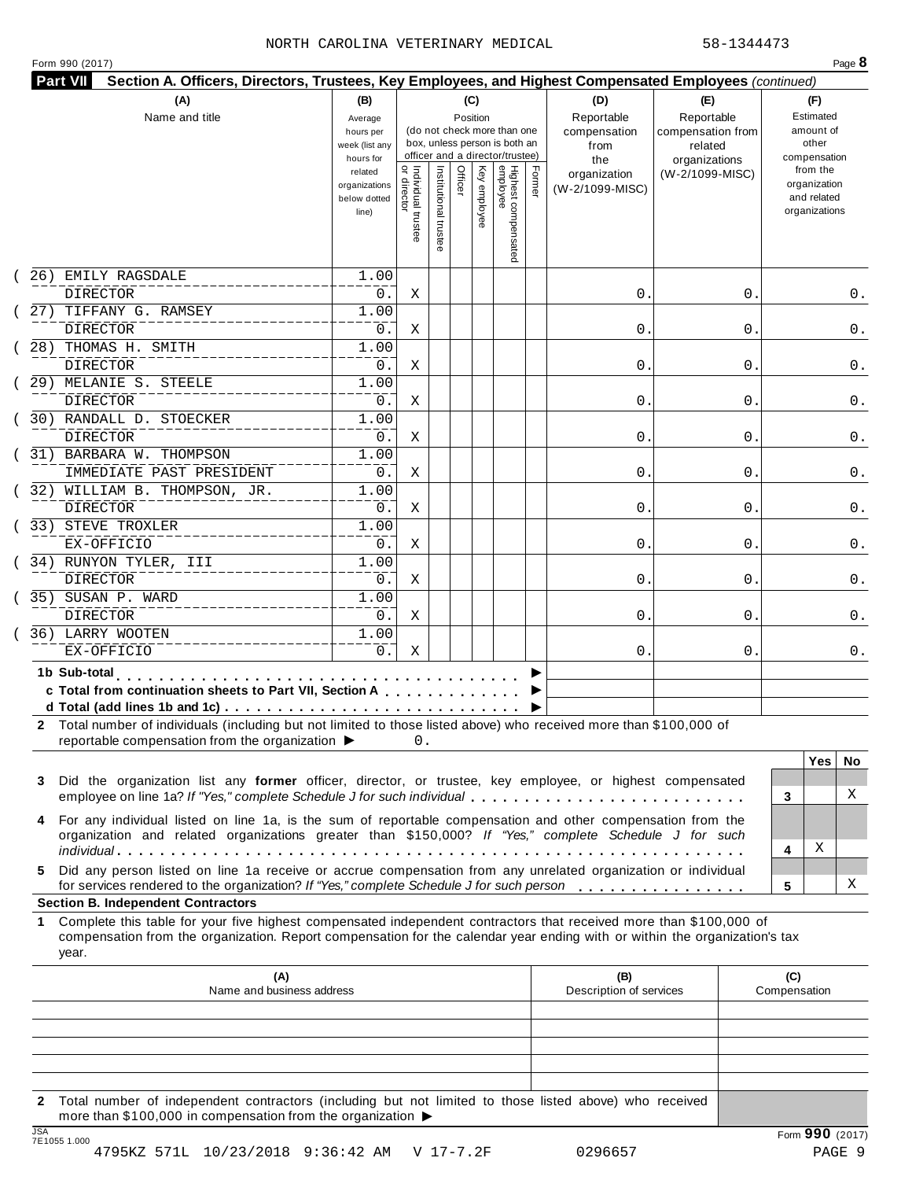NORTH CAROLINA VETERINARY MEDICAL 58-1344473

Form 990 (2017)

**Part VII Section A. Officers, Directors, Trustees, Key Employees, and Highest Compensated Employees** *(continued)*

| (A) Name and title | (B) Average hours per week (list any hours for related organizations below dotted line) | (C) Position: Individual trustee or director | Institutional trustee | Officer | Key employee | Highest compensated employee | Former | (D) Reportable compensation from the organization (W-2/1099-MISC) | (E) Reportable compensation from related organizations (W-2/1099-MISC) | (F) Estimated amount of other compensation from the organization and related organizations |
|---|---|---|---|---|---|---|---|---|---|---|
| (26) EMILY RAGSDALE<br>DIRECTOR | 1.00<br>0. | X | | | | | | 0. | 0. | 0. |
| (27) TIFFANY G. RAMSEY<br>DIRECTOR | 1.00<br>0. | X | | | | | | 0. | 0. | 0. |
| (28) THOMAS H. SMITH<br>DIRECTOR | 1.00<br>0. | X | | | | | | 0. | 0. | 0. |
| (29) MELANIE S. STEELE<br>DIRECTOR | 1.00<br>0. | X | | | | | | 0. | 0. | 0. |
| (30) RANDALL D. STOECKER<br>DIRECTOR | 1.00<br>0. | X | | | | | | 0. | 0. | 0. |
| (31) BARBARA W. THOMPSON<br>IMMEDIATE PAST PRESIDENT | 1.00<br>0. | X | | | | | | 0. | 0. | 0. |
| (32) WILLIAM B. THOMPSON, JR.<br>DIRECTOR | 1.00<br>0. | X | | | | | | 0. | 0. | 0. |
| (33) STEVE TROXLER<br>EX-OFFICIO | 1.00<br>0. | X | | | | | | 0. | 0. | 0. |
| (34) RUNYON TYLER, III<br>DIRECTOR | 1.00<br>0. | X | | | | | | 0. | 0. | 0. |
| (35) SUSAN P. WARD<br>DIRECTOR | 1.00<br>0. | X | | | | | | 0. | 0. | 0. |
| (36) LARRY WOOTEN<br>EX-OFFICIO | 1.00<br>0. | X | | | | | | 0. | 0. | 0. |
| **1b Sub-total** ▶ | | | | | | | | | | |
| **c Total from continuation sheets to Part VII, Section A** ▶ | | | | | | | | | | |
| **d Total (add lines 1b and 1c)** ▶ | | | | | | | | | | |

**2** Total number of individuals (including but not limited to those listed above) who received more than $100,000 of reportable compensation from the organization ▶ 0.

| | | Yes | No |
|---|---|---|---|
| **3** Did the organization list any **former** officer, director, or trustee, key employee, or highest compensated employee on line 1a? *If "Yes," complete Schedule J for such individual* | 3 | | X |
| **4** For any individual listed on line 1a, is the sum of reportable compensation and other compensation from the organization and related organizations greater than $150,000? *If "Yes," complete Schedule J for such individual* | 4 | X | |
| **5** Did any person listed on line 1a receive or accrue compensation from any unrelated organization or individual for services rendered to the organization? *If "Yes," complete Schedule J for such person* | 5 | | X |

**Section B. Independent Contractors**

**1** Complete this table for your five highest compensated independent contractors that received more than $100,000 of compensation from the organization. Report compensation for the calendar year ending with or within the organization's tax year.

| (A) Name and business address | (B) Description of services | (C) Compensation |
|---|---|---|
| | | |
| | | |
| | | |
| | | |
| | | |

**2** Total number of independent contractors (including but not limited to those listed above) who received more than $100,000 in compensation from the organization ▶

Form **990** (2017)

JSA 7E1055 1.000

4795KZ 571L 10/23/2018 9:36:42 AM V 17-7.2F 0296657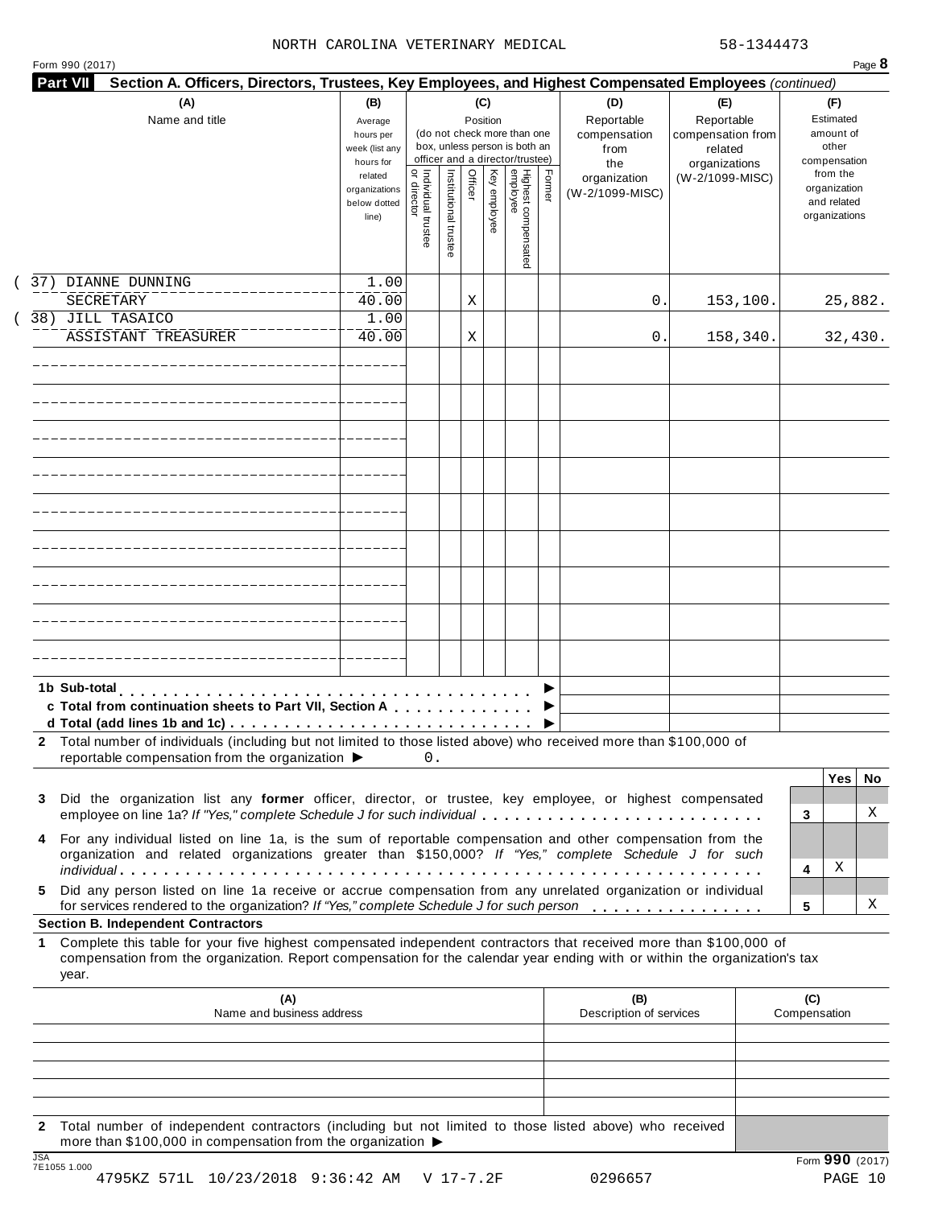NORTH CAROLINA VETERINARY MEDICAL 58-1344473

Form 990 (2017) Page **8**

**Part VII Section A. Officers, Directors, Trustees, Key Employees, and Highest Compensated Employees** *(continued)*

| (A) Name and title | (B) Average hours per week (list any hours for related organizations below dotted line) | (C) Position: Individual trustee or director | Institutional trustee | Officer | Key employee | Highest compensated employee | Former | (D) Reportable compensation from the organization (W-2/1099-MISC) | (E) Reportable compensation from related organizations (W-2/1099-MISC) | (F) Estimated amount of other compensation from the organization and related organizations |
|---|---|---|---|---|---|---|---|---|---|---|
| (37) DIANNE DUNNING<br>SECRETARY | 1.00<br>40.00 | | | X | | | | 0. | 153,100. | 25,882. |
| (38) JILL TASAICO<br>ASSISTANT TREASURER | 1.00<br>40.00 | | | X | | | | 0. | 158,340. | 32,430. |
| | | | | | | | | | | |
| | | | | | | | | | | |
| | | | | | | | | | | |
| | | | | | | | | | | |
| | | | | | | | | | | |
| | | | | | | | | | | |
| | | | | | | | | | | |
| | | | | | | | | | | |
| | | | | | | | | | | |
| **1b Sub-total** ▶ | | | | | | | | | | |
| **c Total from continuation sheets to Part VII, Section A** ▶ | | | | | | | | | | |
| **d Total (add lines 1b and 1c)** ▶ | | | | | | | | | | |

**2** Total number of individuals (including but not limited to those listed above) who received more than $100,000 of reportable compensation from the organization ▶ 0.

| | | Yes | No |
|---|---|---|---|
| **3** Did the organization list any **former** officer, director, or trustee, key employee, or highest compensated employee on line 1a? *If "Yes," complete Schedule J for such individual* | **3** | | X |
| **4** For any individual listed on line 1a, is the sum of reportable compensation and other compensation from the organization and related organizations greater than $150,000? *If "Yes," complete Schedule J for such individual* | **4** | X | |
| **5** Did any person listed on line 1a receive or accrue compensation from any unrelated organization or individual for services rendered to the organization? *If "Yes," complete Schedule J for such person* | **5** | | X |

**Section B. Independent Contractors**

**1** Complete this table for your five highest compensated independent contractors that received more than $100,000 of compensation from the organization. Report compensation for the calendar year ending with or within the organization's tax year.

| (A) Name and business address | (B) Description of services | (C) Compensation |
|---|---|---|
| | | |
| | | |
| | | |
| | | |
| | | |

**2** Total number of independent contractors (including but not limited to those listed above) who received more than $100,000 in compensation from the organization ▶

JSA 7E1055 1.000

Form **990** (2017)

4795KZ 571L 10/23/2018 9:36:42 AM V 17-7.2F 0296657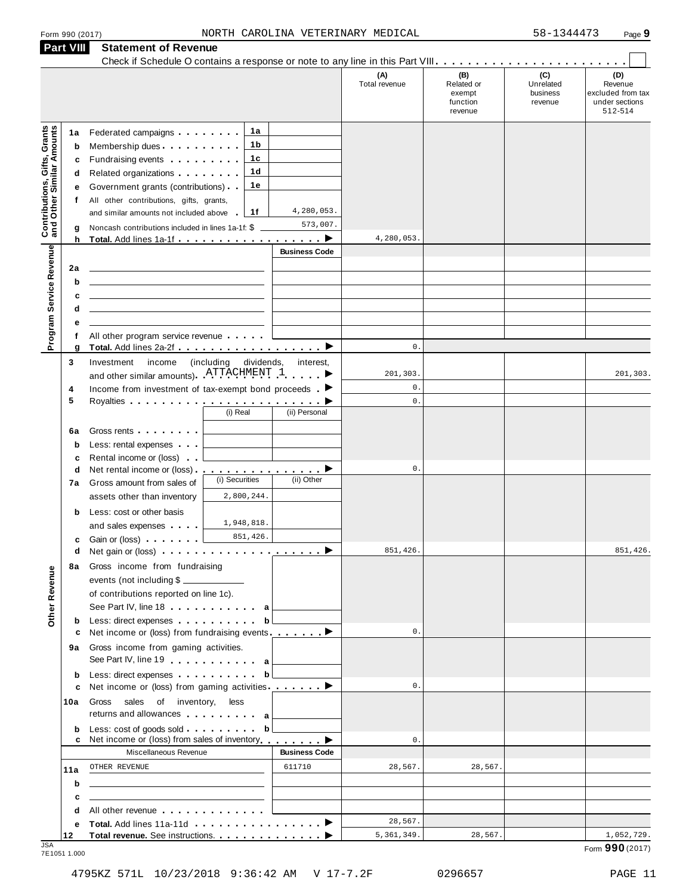Form 990 (2017) NORTH CAROLINA VETERINARY MEDICAL 58-1344473

## Part VIII Statement of Revenue

Check if Schedule O contains a response or note to any line in this Part VIII . . . . . . . . . . . . . . . . . . . . . . . . ☐

| | | | | (A) Total revenue | (B) Related or exempt function revenue | (C) Unrelated business revenue | (D) Revenue excluded from tax under sections 512-514 |
|---|---|---|---|---|---|---|---|
| **Contributions, Gifts, Grants and Other Similar Amounts** | 1a Federated campaigns | 1a | | | | | |
| | b Membership dues | 1b | | | | | |
| | c Fundraising events | 1c | | | | | |
| | d Related organizations | 1d | | | | | |
| | e Government grants (contributions) | 1e | | | | | |
| | f All other contributions, gifts, grants, and similar amounts not included above | 1f | 4,280,053. | | | | |
| | g Noncash contributions included in lines 1a-1f: $ | | 573,007. | | | | |
| | h **Total.** Add lines 1a-1f | | ▶ | 4,280,053. | | | |
| **Program Service Revenue** | | | Business Code | | | | |
| | 2a | | | | | | |
| | b | | | | | | |
| | c | | | | | | |
| | d | | | | | | |
| | e | | | | | | |
| | f All other program service revenue | | | | | | |
| | g **Total.** Add lines 2a-2f | | ▶ | 0. | | | |
| **Other Revenue** | 3 Investment income (including dividends, interest, and other similar amounts) ATTACHMENT 1 | | ▶ | 201,303. | | | 201,303. |
| | 4 Income from investment of tax-exempt bond proceeds | | ▶ | 0. | | | |
| | 5 Royalties | | ▶ | 0. | | | |
| | | (i) Real | (ii) Personal | | | | |
| | 6a Gross rents | | | | | | |
| | b Less: rental expenses | | | | | | |
| | c Rental income or (loss) | | | | | | |
| | d Net rental income or (loss) | | ▶ | 0. | | | |
| | 7a Gross amount from sales of assets other than inventory | (i) Securities 2,800,244. | (ii) Other | | | | |
| | b Less: cost or other basis and sales expenses | 1,948,818. | | | | | |
| | c Gain or (loss) | 851,426. | | | | | |
| | d Net gain or (loss) | | ▶ | 851,426. | | | 851,426. |
| | 8a Gross income from fundraising events (not including $ of contributions reported on line 1c). See Part IV, line 18 | a | | | | | |
| | b Less: direct expenses | b | | | | | |
| | c Net income or (loss) from fundraising events | | ▶ | 0. | | | |
| | 9a Gross income from gaming activities. See Part IV, line 19 | a | | | | | |
| | b Less: direct expenses | b | | | | | |
| | c Net income or (loss) from gaming activities | | ▶ | 0. | | | |
| | 10a Gross sales of inventory, less returns and allowances | a | | | | | |
| | b Less: cost of goods sold | b | | | | | |
| | c Net income or (loss) from sales of inventory | | ▶ | 0. | | | |
| | Miscellaneous Revenue | | Business Code | | | | |
| | 11a OTHER REVENUE | | 611710 | 28,567. | 28,567. | | |
| | b | | | | | | |
| | c | | | | | | |
| | d All other revenue | | | | | | |
| | e **Total.** Add lines 11a-11d | | ▶ | 28,567. | | | |
| | 12 **Total revenue.** See instructions. | | ▶ | 5,361,349. | 28,567. | | 1,052,729. |

JSA 7E1051 1.000

Form **990** (2017)

4795KZ 571L 10/23/2018 9:36:42 AM V 17-7.2F 0296657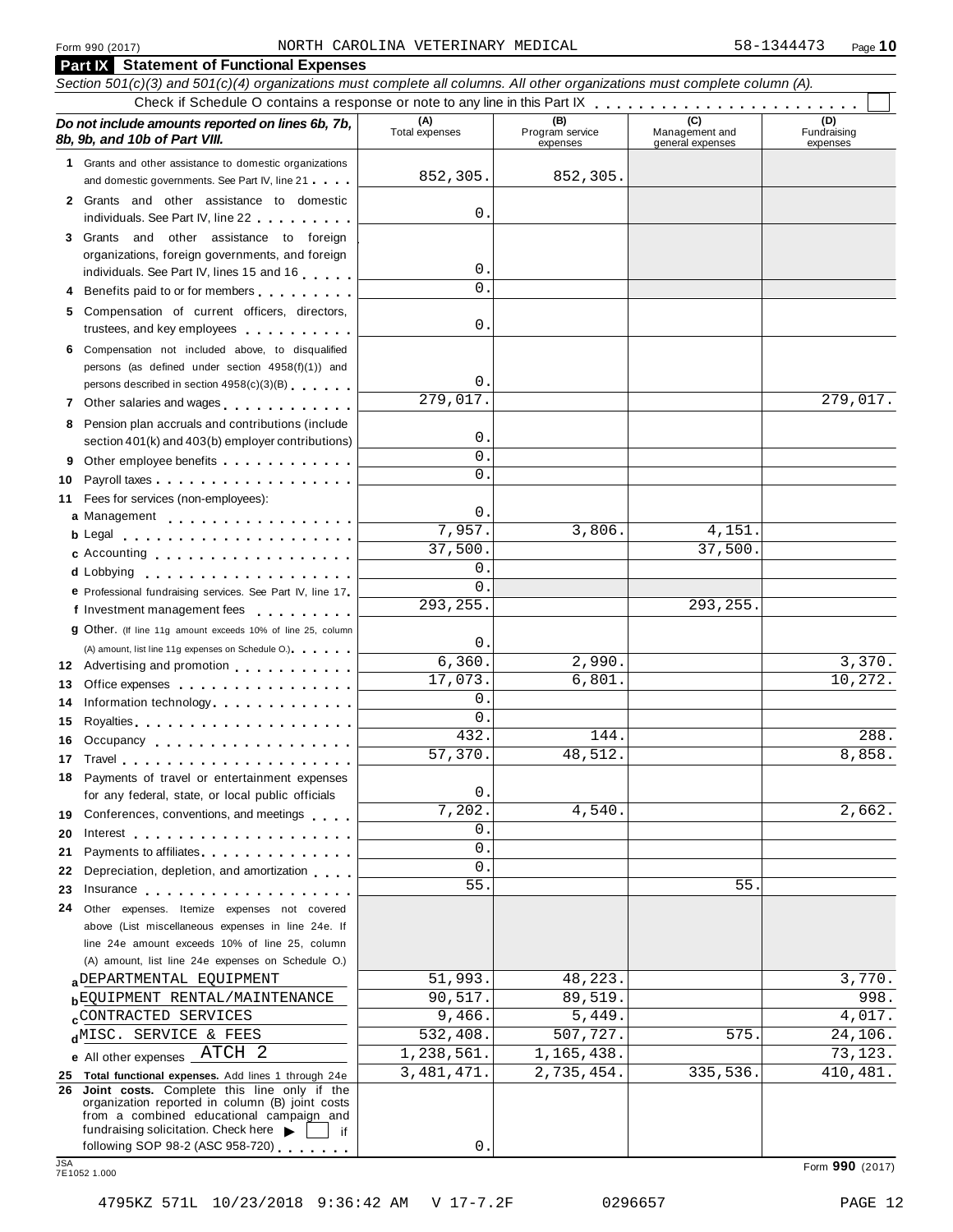Form 990 (2017) NORTH CAROLINA VETERINARY MEDICAL 58-1344473

## Part IX Statement of Functional Expenses

*Section 501(c)(3) and 501(c)(4) organizations must complete all columns. All other organizations must complete column (A).*

Check if Schedule O contains a response or note to any line in this Part IX . . . . . . . . . . . . . . . . . . . . . . . . ☐

| *Do not include amounts reported on lines 6b, 7b, 8b, 9b, and 10b of Part VIII.* | (A) Total expenses | (B) Program service expenses | (C) Management and general expenses | (D) Fundraising expenses |
|---|---|---|---|---|
| **1** Grants and other assistance to domestic organizations and domestic governments. See Part IV, line 21 | 852,305. | 852,305. | | |
| **2** Grants and other assistance to domestic individuals. See Part IV, line 22 | 0. | | | |
| **3** Grants and other assistance to foreign organizations, foreign governments, and foreign individuals. See Part IV, lines 15 and 16 | 0. | | | |
| **4** Benefits paid to or for members | 0. | | | |
| **5** Compensation of current officers, directors, trustees, and key employees | 0. | | | |
| **6** Compensation not included above, to disqualified persons (as defined under section 4958(f)(1)) and persons described in section 4958(c)(3)(B) | 0. | | | |
| **7** Other salaries and wages | 279,017. | | | 279,017. |
| **8** Pension plan accruals and contributions (include section 401(k) and 403(b) employer contributions) | 0. | | | |
| **9** Other employee benefits | 0. | | | |
| **10** Payroll taxes | 0. | | | |
| **11** Fees for services (non-employees): | | | | |
| **a** Management | 0. | | | |
| **b** Legal | 7,957. | 3,806. | 4,151. | |
| **c** Accounting | 37,500. | | 37,500. | |
| **d** Lobbying | 0. | | | |
| **e** Professional fundraising services. See Part IV, line 17 | 0. | | | |
| **f** Investment management fees | 293,255. | | 293,255. | |
| **g** Other. (If line 11g amount exceeds 10% of line 25, column (A) amount, list line 11g expenses on Schedule O.) | 0. | | | |
| **12** Advertising and promotion | 6,360. | 2,990. | | 3,370. |
| **13** Office expenses | 17,073. | 6,801. | | 10,272. |
| **14** Information technology | 0. | | | |
| **15** Royalties | 0. | | | |
| **16** Occupancy | 432. | 144. | | 288. |
| **17** Travel | 57,370. | 48,512. | | 8,858. |
| **18** Payments of travel or entertainment expenses for any federal, state, or local public officials | 0. | | | |
| **19** Conferences, conventions, and meetings | 7,202. | 4,540. | | 2,662. |
| **20** Interest | 0. | | | |
| **21** Payments to affiliates | 0. | | | |
| **22** Depreciation, depletion, and amortization | 0. | | | |
| **23** Insurance | 55. | | 55. | |
| **24** Other expenses. Itemize expenses not covered above (List miscellaneous expenses in line 24e. If line 24e amount exceeds 10% of line 25, column (A) amount, list line 24e expenses on Schedule O.) | | | | |
| **a** DEPARTMENTAL EQUIPMENT | 51,993. | 48,223. | | 3,770. |
| **b** EQUIPMENT RENTAL/MAINTENANCE | 90,517. | 89,519. | | 998. |
| **c** CONTRACTED SERVICES | 9,466. | 5,449. | | 4,017. |
| **d** MISC. SERVICE & FEES | 532,408. | 507,727. | 575. | 24,106. |
| **e** All other expenses ATCH 2 | 1,238,561. | 1,165,438. | | 73,123. |
| **25 Total functional expenses.** Add lines 1 through 24e | 3,481,471. | 2,735,454. | 335,536. | 410,481. |
| **26 Joint costs.** Complete this line only if the organization reported in column (B) joint costs from a combined educational campaign and fundraising solicitation. Check here ▶ ☐ if following SOP 98-2 (ASC 958-720) | 0. | | | |

JSA 7E1052 1.000 Form **990** (2017)

4795KZ 571L 10/23/2018 9:36:42 AM V 17-7.2F 0296657 PAGE 12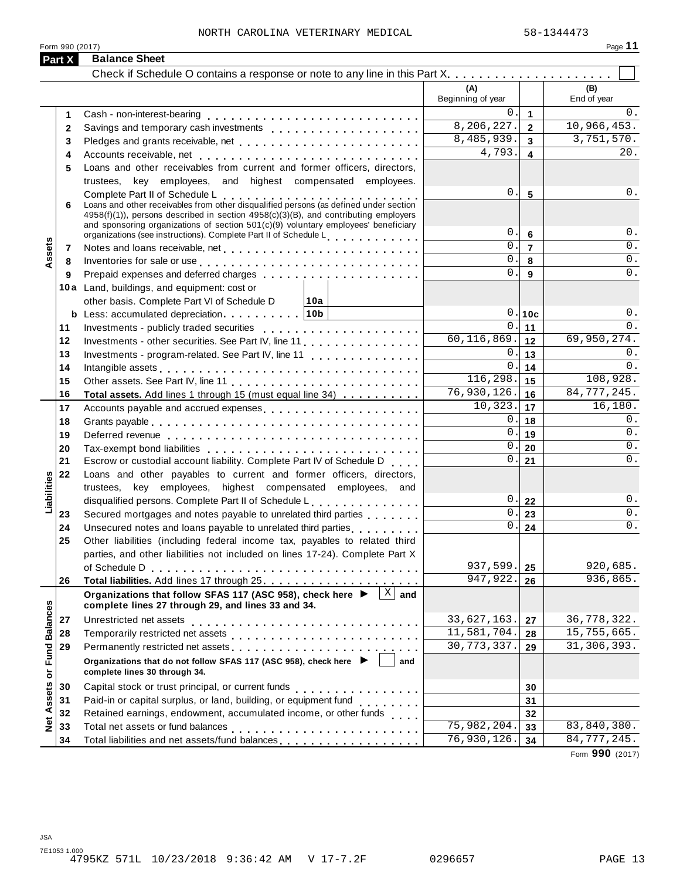NORTH CAROLINA VETERINARY MEDICAL 58-1344473

Form 990 (2017)

## Part X Balance Sheet

Check if Schedule O contains a response or note to any line in this Part X. . . . . . . . . . . . . . . . . . . . . [ ]

| | | | (A) Beginning of year | | (B) End of year |
|---|---|---|---|---|---|
| Assets | 1 | Cash - non-interest-bearing | 0. | 1 | 0. |
| | 2 | Savings and temporary cash investments | 8,206,227. | 2 | 10,966,453. |
| | 3 | Pledges and grants receivable, net | 8,485,939. | 3 | 3,751,570. |
| | 4 | Accounts receivable, net | 4,793. | 4 | 20. |
| | 5 | Loans and other receivables from current and former officers, directors, trustees, key employees, and highest compensated employees. Complete Part II of Schedule L | 0. | 5 | 0. |
| | 6 | Loans and other receivables from other disqualified persons (as defined under section 4958(f)(1)), persons described in section 4958(c)(3)(B), and contributing employers and sponsoring organizations of section 501(c)(9) voluntary employees' beneficiary organizations (see instructions). Complete Part II of Schedule L | 0. | 6 | 0. |
| | 7 | Notes and loans receivable, net | 0. | 7 | 0. |
| | 8 | Inventories for sale or use | 0. | 8 | 0. |
| | 9 | Prepaid expenses and deferred charges | 0. | 9 | 0. |
| | 10a | Land, buildings, and equipment: cost or other basis. Complete Part VI of Schedule D (10a) | | | |
| | b | Less: accumulated depreciation (10b) | 0. | 10c | 0. |
| | 11 | Investments - publicly traded securities | 0. | 11 | 0. |
| | 12 | Investments - other securities. See Part IV, line 11 | 60,116,869. | 12 | 69,950,274. |
| | 13 | Investments - program-related. See Part IV, line 11 | 0. | 13 | 0. |
| | 14 | Intangible assets | 0. | 14 | 0. |
| | 15 | Other assets. See Part IV, line 11 | 116,298. | 15 | 108,928. |
| | 16 | **Total assets.** Add lines 1 through 15 (must equal line 34) | 76,930,126. | 16 | 84,777,245. |
| Liabilities | 17 | Accounts payable and accrued expenses | 10,323. | 17 | 16,180. |
| | 18 | Grants payable | 0. | 18 | 0. |
| | 19 | Deferred revenue | 0. | 19 | 0. |
| | 20 | Tax-exempt bond liabilities | 0. | 20 | 0. |
| | 21 | Escrow or custodial account liability. Complete Part IV of Schedule D | 0. | 21 | 0. |
| | 22 | Loans and other payables to current and former officers, directors, trustees, key employees, highest compensated employees, and disqualified persons. Complete Part II of Schedule L | 0. | 22 | 0. |
| | 23 | Secured mortgages and notes payable to unrelated third parties | 0. | 23 | 0. |
| | 24 | Unsecured notes and loans payable to unrelated third parties | 0. | 24 | 0. |
| | 25 | Other liabilities (including federal income tax, payables to related third parties, and other liabilities not included on lines 17-24). Complete Part X of Schedule D | 937,599. | 25 | 920,685. |
| | 26 | **Total liabilities.** Add lines 17 through 25 | 947,922. | 26 | 936,865. |
| Net Assets or Fund Balances | | **Organizations that follow SFAS 117 (ASC 958), check here ▶ [X] and complete lines 27 through 29, and lines 33 and 34.** | | | |
| | 27 | Unrestricted net assets | 33,627,163. | 27 | 36,778,322. |
| | 28 | Temporarily restricted net assets | 11,581,704. | 28 | 15,755,665. |
| | 29 | Permanently restricted net assets | 30,773,337. | 29 | 31,306,393. |
| | | **Organizations that do not follow SFAS 117 (ASC 958), check here ▶ [ ] and complete lines 30 through 34.** | | | |
| | 30 | Capital stock or trust principal, or current funds | | 30 | |
| | 31 | Paid-in or capital surplus, or land, building, or equipment fund | | 31 | |
| | 32 | Retained earnings, endowment, accumulated income, or other funds | | 32 | |
| | 33 | Total net assets or fund balances | 75,982,204. | 33 | 83,840,380. |
| | 34 | Total liabilities and net assets/fund balances | 76,930,126. | 34 | 84,777,245. |

Form **990** (2017)

JSA
7E1053 1.000
4795KZ 571L 10/23/2018 9:36:42 AM V 17-7.2F 0296657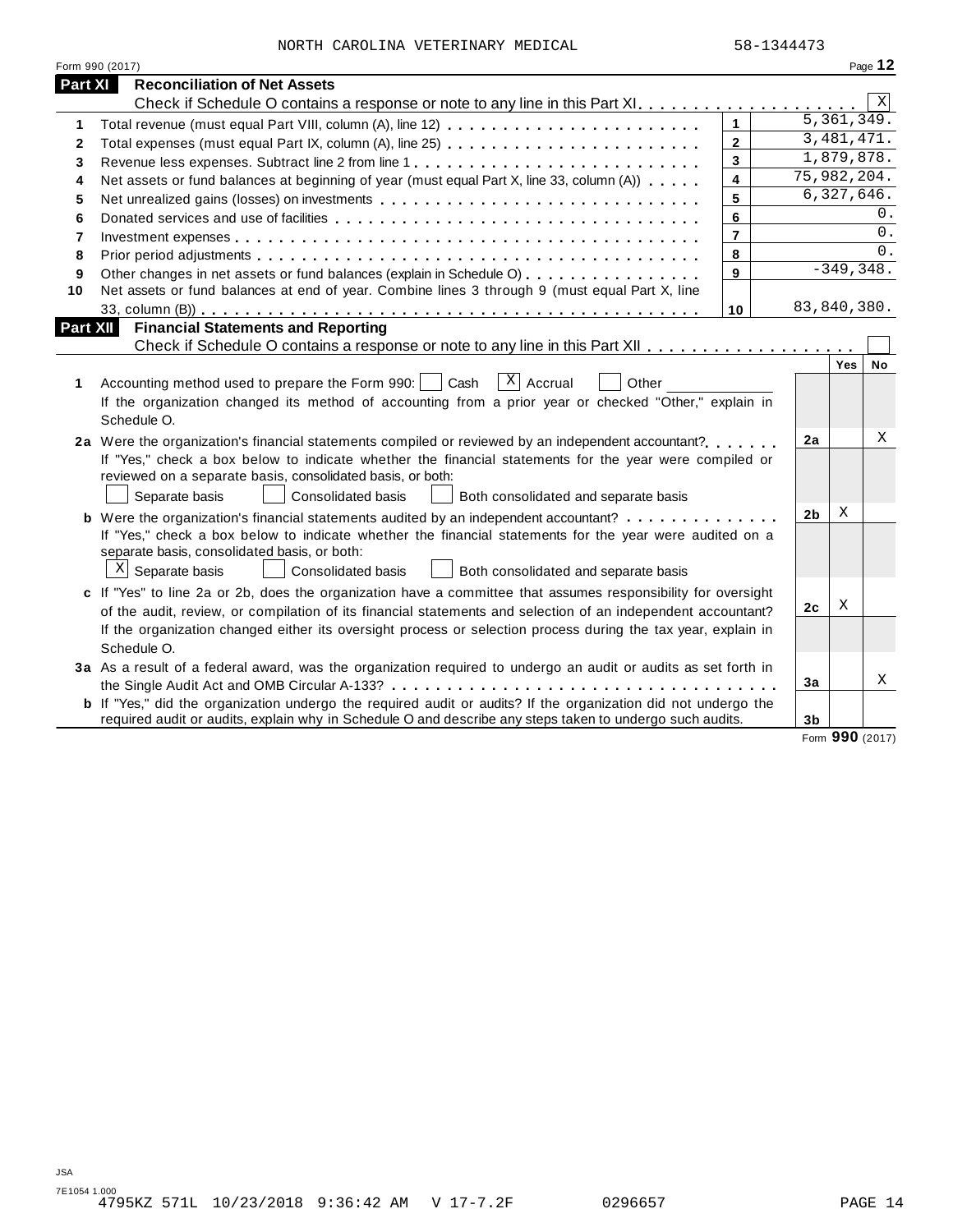NORTH CAROLINA VETERINARY MEDICAL 58-1344473

Form 990 (2017)

## Part XI Reconciliation of Net Assets

Check if Schedule O contains a response or note to any line in this Part XI . . . . . . . . . . . . . . . . . . . . [X]

| | | | |
|---|---|---|---|
| 1 | Total revenue (must equal Part VIII, column (A), line 12) | 1 | 5,361,349. |
| 2 | Total expenses (must equal Part IX, column (A), line 25) | 2 | 3,481,471. |
| 3 | Revenue less expenses. Subtract line 2 from line 1 | 3 | 1,879,878. |
| 4 | Net assets or fund balances at beginning of year (must equal Part X, line 33, column (A)) | 4 | 75,982,204. |
| 5 | Net unrealized gains (losses) on investments | 5 | 6,327,646. |
| 6 | Donated services and use of facilities | 6 | 0. |
| 7 | Investment expenses | 7 | 0. |
| 8 | Prior period adjustments | 8 | 0. |
| 9 | Other changes in net assets or fund balances (explain in Schedule O) | 9 | -349,348. |
| 10 | Net assets or fund balances at end of year. Combine lines 3 through 9 (must equal Part X, line 33, column (B)) | 10 | 83,840,380. |

## Part XII Financial Statements and Reporting

Check if Schedule O contains a response or note to any line in this Part XII . . . . . . . . . . . . . . . . . . [ ]

| | | | Yes | No |
|---|---|---|---|---|
| 1 | Accounting method used to prepare the Form 990: [ ] Cash [X] Accrual [ ] Other ____________ If the organization changed its method of accounting from a prior year or checked "Other," explain in Schedule O. | | | |
| 2a | Were the organization's financial statements compiled or reviewed by an independent accountant? If "Yes," check a box below to indicate whether the financial statements for the year were compiled or reviewed on a separate basis, consolidated basis, or both: [ ] Separate basis [ ] Consolidated basis [ ] Both consolidated and separate basis | 2a | | X |
| b | Were the organization's financial statements audited by an independent accountant? If "Yes," check a box below to indicate whether the financial statements for the year were audited on a separate basis, consolidated basis, or both: [X] Separate basis [ ] Consolidated basis [ ] Both consolidated and separate basis | 2b | X | |
| c | If "Yes" to line 2a or 2b, does the organization have a committee that assumes responsibility for oversight of the audit, review, or compilation of its financial statements and selection of an independent accountant? If the organization changed either its oversight process or selection process during the tax year, explain in Schedule O. | 2c | X | |
| 3a | As a result of a federal award, was the organization required to undergo an audit or audits as set forth in the Single Audit Act and OMB Circular A-133? | 3a | | X |
| b | If "Yes," did the organization undergo the required audit or audits? If the organization did not undergo the required audit or audits, explain why in Schedule O and describe any steps taken to undergo such audits. | 3b | | |

Form 990 (2017)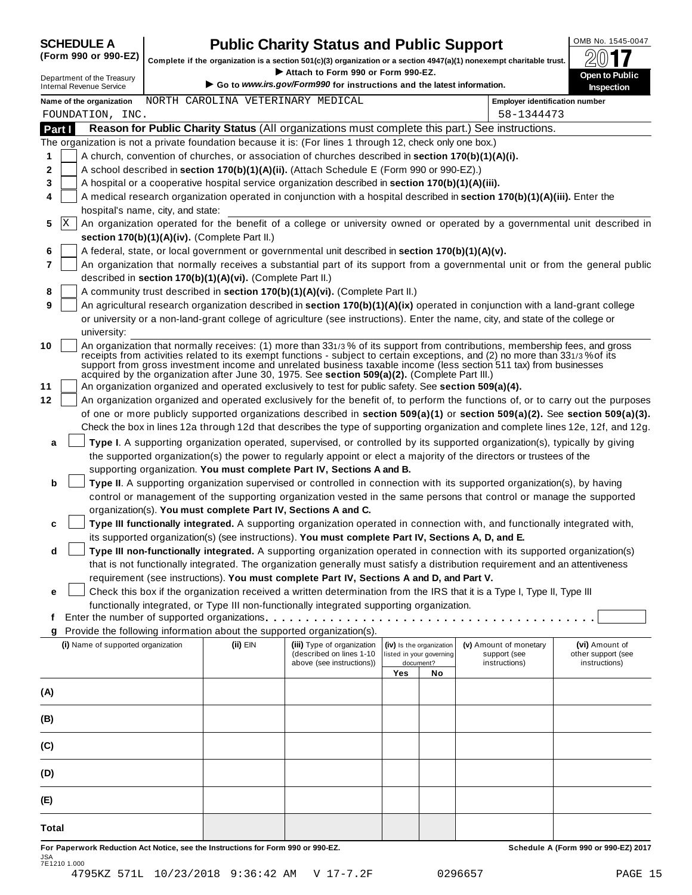**SCHEDULE A**
**(Form 990 or 990-EZ)**

Department of the Treasury
Internal Revenue Service

# Public Charity Status and Public Support

**Complete if the organization is a section 501(c)(3) organization or a section 4947(a)(1) nonexempt charitable trust.**
▶ **Attach to Form 990 or Form 990-EZ.**
▶ **Go to *www.irs.gov/Form990* for instructions and the latest information.**

OMB No. 1545-0047
**2017**
**Open to Public Inspection**

**Name of the organization** NORTH CAROLINA VETERINARY MEDICAL FOUNDATION, INC.

**Employer identification number** 58-1344473

## Part I Reason for Public Charity Status (All organizations must complete this part.) See instructions.

The organization is not a private foundation because it is: (For lines 1 through 12, check only one box.)

1 [ ] A church, convention of churches, or association of churches described in **section 170(b)(1)(A)(i).**

2 [ ] A school described in **section 170(b)(1)(A)(ii).** (Attach Schedule E (Form 990 or 990-EZ).)

3 [ ] A hospital or a cooperative hospital service organization described in **section 170(b)(1)(A)(iii).**

4 [ ] A medical research organization operated in conjunction with a hospital described in **section 170(b)(1)(A)(iii).** Enter the hospital's name, city, and state:

5 [X] An organization operated for the benefit of a college or university owned or operated by a governmental unit described in **section 170(b)(1)(A)(iv).** (Complete Part II.)

6 [ ] A federal, state, or local government or governmental unit described in **section 170(b)(1)(A)(v).**

7 [ ] An organization that normally receives a substantial part of its support from a governmental unit or from the general public described in **section 170(b)(1)(A)(vi).** (Complete Part II.)

8 [ ] A community trust described in **section 170(b)(1)(A)(vi).** (Complete Part II.)

9 [ ] An agricultural research organization described in **section 170(b)(1)(A)(ix)** operated in conjunction with a land-grant college or university or a non-land-grant college of agriculture (see instructions). Enter the name, city, and state of the college or university:

10 [ ] An organization that normally receives: (1) more than 33 1/3 % of its support from contributions, membership fees, and gross receipts from activities related to its exempt functions - subject to certain exceptions, and (2) no more than 33 1/3 % of its support from gross investment income and unrelated business taxable income (less section 511 tax) from businesses acquired by the organization after June 30, 1975. See **section 509(a)(2).** (Complete Part III.)

11 [ ] An organization organized and operated exclusively to test for public safety. See **section 509(a)(4).**

12 [ ] An organization organized and operated exclusively for the benefit of, to perform the functions of, or to carry out the purposes of one or more publicly supported organizations described in **section 509(a)(1)** or **section 509(a)(2).** See **section 509(a)(3).** Check the box in lines 12a through 12d that describes the type of supporting organization and complete lines 12e, 12f, and 12g.

a [ ] **Type I**. A supporting organization operated, supervised, or controlled by its supported organization(s), typically by giving the supported organization(s) the power to regularly appoint or elect a majority of the directors or trustees of the supporting organization. **You must complete Part IV, Sections A and B.**

b [ ] **Type II**. A supporting organization supervised or controlled in connection with its supported organization(s), by having control or management of the supporting organization vested in the same persons that control or manage the supported organization(s). **You must complete Part IV, Sections A and C.**

c [ ] **Type III functionally integrated.** A supporting organization operated in connection with, and functionally integrated with, its supported organization(s) (see instructions). **You must complete Part IV, Sections A, D, and E.**

d [ ] **Type III non-functionally integrated.** A supporting organization operated in connection with its supported organization(s) that is not functionally integrated. The organization generally must satisfy a distribution requirement and an attentiveness requirement (see instructions). **You must complete Part IV, Sections A and D, and Part V.**

e [ ] Check this box if the organization received a written determination from the IRS that it is a Type I, Type II, Type III functionally integrated, or Type III non-functionally integrated supporting organization.

f Enter the number of supported organizations . . . . . . . . . . . . . . . . . . . . . . . . . . . . . . . . . . . . . .

g Provide the following information about the supported organization(s).

| (i) Name of supported organization | (ii) EIN | (iii) Type of organization (described on lines 1-10 above (see instructions)) | (iv) Is the organization listed in your governing document? Yes | No | (v) Amount of monetary support (see instructions) | (vi) Amount of other support (see instructions) |
|---|---|---|---|---|---|---|
| (A) | | | | | | |
| (B) | | | | | | |
| (C) | | | | | | |
| (D) | | | | | | |
| (E) | | | | | | |
| Total | | | | | | |

**For Paperwork Reduction Act Notice, see the Instructions for Form 990 or 990-EZ.**

**Schedule A (Form 990 or 990-EZ) 2017**

JSA
7E1210 1.000
4795KZ 571L 10/23/2018 9:36:42 AM V 17-7.2F 0296657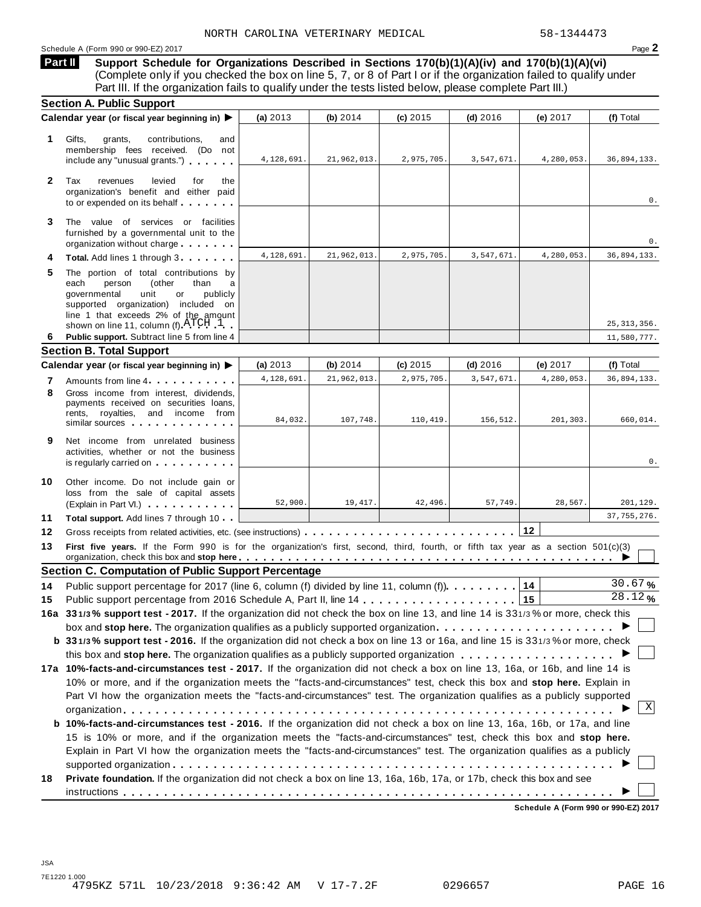NORTH CAROLINA VETERINARY MEDICAL 58-1344473

Schedule A (Form 990 or 990-EZ) 2017 Page **2**

**Part II** **Support Schedule for Organizations Described in Sections 170(b)(1)(A)(iv) and 170(b)(1)(A)(vi)**
(Complete only if you checked the box on line 5, 7, or 8 of Part I or if the organization failed to qualify under Part III. If the organization fails to qualify under the tests listed below, please complete Part III.)

### Section A. Public Support

| | Calendar year (or fiscal year beginning in) ▶ | (a) 2013 | (b) 2014 | (c) 2015 | (d) 2016 | (e) 2017 | (f) Total |
|---|---|---|---|---|---|---|---|
| 1 | Gifts, grants, contributions, and membership fees received. (Do not include any "unusual grants.") | 4,128,691. | 21,962,013. | 2,975,705. | 3,547,671. | 4,280,053. | 36,894,133. |
| 2 | Tax revenues levied for the organization's benefit and either paid to or expended on its behalf | | | | | | 0. |
| 3 | The value of services or facilities furnished by a governmental unit to the organization without charge | | | | | | 0. |
| 4 | **Total.** Add lines 1 through 3 | 4,128,691. | 21,962,013. | 2,975,705. | 3,547,671. | 4,280,053. | 36,894,133. |
| 5 | The portion of total contributions by each person (other than a governmental unit or publicly supported organization) included on line 1 that exceeds 2% of the amount shown on line 11, column (f) ATCH 1 | | | | | | 25,313,356. |
| 6 | **Public support.** Subtract line 5 from line 4 | | | | | | 11,580,777. |

### Section B. Total Support

| | Calendar year (or fiscal year beginning in) ▶ | (a) 2013 | (b) 2014 | (c) 2015 | (d) 2016 | (e) 2017 | (f) Total |
|---|---|---|---|---|---|---|---|
| 7 | Amounts from line 4 | 4,128,691. | 21,962,013. | 2,975,705. | 3,547,671. | 4,280,053. | 36,894,133. |
| 8 | Gross income from interest, dividends, payments received on securities loans, rents, royalties, and income from similar sources | 84,032. | 107,748. | 110,419. | 156,512. | 201,303. | 660,014. |
| 9 | Net income from unrelated business activities, whether or not the business is regularly carried on | | | | | | 0. |
| 10 | Other income. Do not include gain or loss from the sale of capital assets (Explain in Part VI.) | 52,900. | 19,417. | 42,496. | 57,749. | 28,567. | 201,129. |
| 11 | **Total support.** Add lines 7 through 10 | | | | | | 37,755,276. |

**12** Gross receipts from related activities, etc. (see instructions) **12**

**13** **First five years.** If the Form 990 is for the organization's first, second, third, fourth, or fifth tax year as a section 501(c)(3) organization, check this box and **stop here** ▶ ☐

### Section C. Computation of Public Support Percentage

**14** Public support percentage for 2017 (line 6, column (f) divided by line 11, column (f)) **14** 30.67 %

**15** Public support percentage from 2016 Schedule A, Part II, line 14 **15** 28.12 %

**16a** **33 1/3 % support test - 2017.** If the organization did not check the box on line 13, and line 14 is 33 1/3 % or more, check this box and **stop here.** The organization qualifies as a publicly supported organization ▶ ☐

**b** **33 1/3 % support test - 2016.** If the organization did not check a box on line 13 or 16a, and line 15 is 33 1/3 % or more, check this box and **stop here.** The organization qualifies as a publicly supported organization ▶ ☐

**17a** **10%-facts-and-circumstances test - 2017.** If the organization did not check a box on line 13, 16a, or 16b, and line 14 is 10% or more, and if the organization meets the "facts-and-circumstances" test, check this box and **stop here.** Explain in Part VI how the organization meets the "facts-and-circumstances" test. The organization qualifies as a publicly supported organization ▶ ☒

**b** **10%-facts-and-circumstances test - 2016.** If the organization did not check a box on line 13, 16a, 16b, or 17a, and line 15 is 10% or more, and if the organization meets the "facts-and-circumstances" test, check this box and **stop here.** Explain in Part VI how the organization meets the "facts-and-circumstances" test. The organization qualifies as a publicly supported organization ▶ ☐

**18** **Private foundation.** If the organization did not check a box on line 13, 16a, 16b, 17a, or 17b, check this box and see instructions ▶ ☐

**Schedule A (Form 990 or 990-EZ) 2017**

JSA
7E1220 1.000
4795KZ 571L 10/23/2018 9:36:42 AM V 17-7.2F 0296657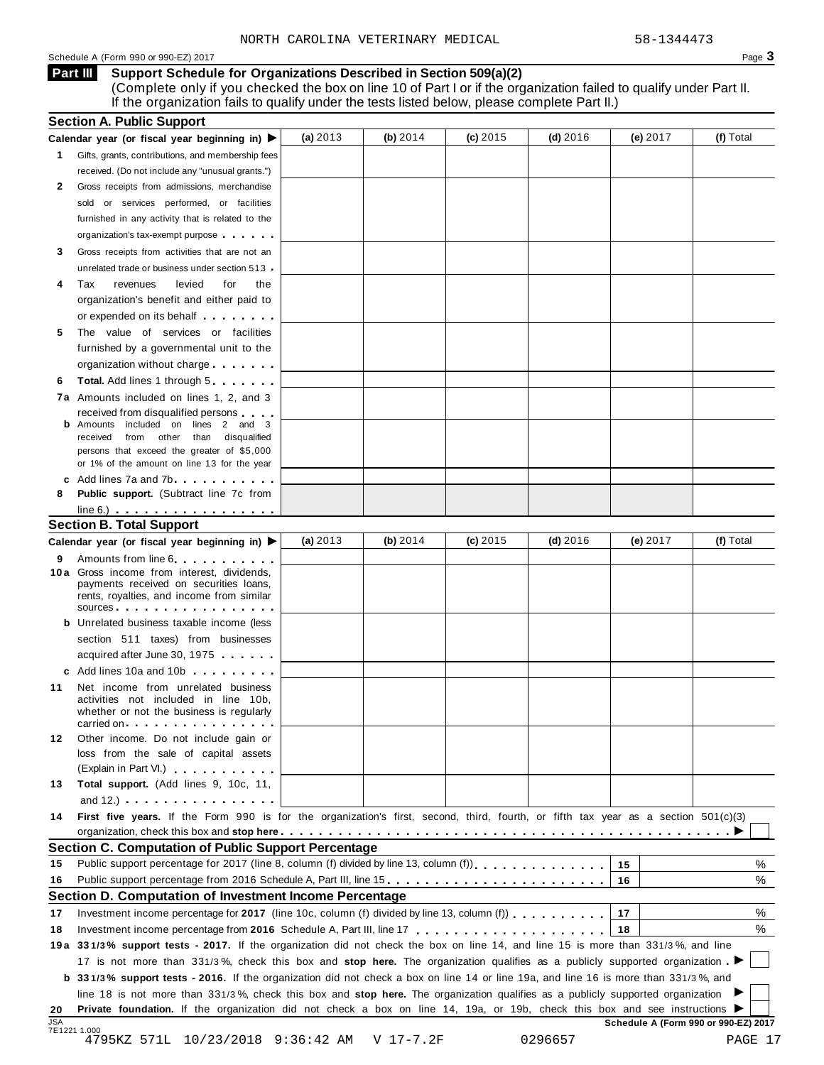NORTH CAROLINA VETERINARY MEDICAL 58-1344473

Schedule A (Form 990 or 990-EZ) 2017

## Part III Support Schedule for Organizations Described in Section 509(a)(2)

(Complete only if you checked the box on line 10 of Part I or if the organization failed to qualify under Part II. If the organization fails to qualify under the tests listed below, please complete Part II.)

### Section A. Public Support

| Calendar year (or fiscal year beginning in) ▶ | (a) 2013 | (b) 2014 | (c) 2015 | (d) 2016 | (e) 2017 | (f) Total |
|---|---|---|---|---|---|---|
| **1** Gifts, grants, contributions, and membership fees received. (Do not include any "unusual grants.") | | | | | | |
| **2** Gross receipts from admissions, merchandise sold or services performed, or facilities furnished in any activity that is related to the organization's tax-exempt purpose | | | | | | |
| **3** Gross receipts from activities that are not an unrelated trade or business under section 513 | | | | | | |
| **4** Tax revenues levied for the organization's benefit and either paid to or expended on its behalf | | | | | | |
| **5** The value of services or facilities furnished by a governmental unit to the organization without charge | | | | | | |
| **6** **Total.** Add lines 1 through 5 | | | | | | |
| **7a** Amounts included on lines 1, 2, and 3 received from disqualified persons | | | | | | |
| **b** Amounts included on lines 2 and 3 received from other than disqualified persons that exceed the greater of $5,000 or 1% of the amount on line 13 for the year | | | | | | |
| **c** Add lines 7a and 7b | | | | | | |
| **8** **Public support.** (Subtract line 7c from line 6.) | | | | | | |

### Section B. Total Support

| Calendar year (or fiscal year beginning in) ▶ | (a) 2013 | (b) 2014 | (c) 2015 | (d) 2016 | (e) 2017 | (f) Total |
|---|---|---|---|---|---|---|
| **9** Amounts from line 6 | | | | | | |
| **10a** Gross income from interest, dividends, payments received on securities loans, rents, royalties, and income from similar sources | | | | | | |
| **b** Unrelated business taxable income (less section 511 taxes) from businesses acquired after June 30, 1975 | | | | | | |
| **c** Add lines 10a and 10b | | | | | | |
| **11** Net income from unrelated business activities not included in line 10b, whether or not the business is regularly carried on | | | | | | |
| **12** Other income. Do not include gain or loss from the sale of capital assets (Explain in Part VI.) | | | | | | |
| **13** **Total support.** (Add lines 9, 10c, 11, and 12.) | | | | | | |

**14** **First five years.** If the Form 990 is for the organization's first, second, third, fourth, or fifth tax year as a section 501(c)(3) organization, check this box and **stop here** ▶ ☐

### Section C. Computation of Public Support Percentage

| | | | |
|---|---|---|---|
| **15** | Public support percentage for 2017 (line 8, column (f) divided by line 13, column (f)) | 15 | % |
| **16** | Public support percentage from 2016 Schedule A, Part III, line 15 | 16 | % |

### Section D. Computation of Investment Income Percentage

| | | | |
|---|---|---|---|
| **17** | Investment income percentage for **2017** (line 10c, column (f) divided by line 13, column (f)) | 17 | % |
| **18** | Investment income percentage from **2016** Schedule A, Part III, line 17 | 18 | % |

**19a** **33 1/3% support tests - 2017.** If the organization did not check the box on line 14, and line 15 is more than 33 1/3%, and line 17 is not more than 33 1/3%, check this box and **stop here.** The organization qualifies as a publicly supported organization ▶ ☐

**b** **33 1/3% support tests - 2016.** If the organization did not check a box on line 14 or line 19a, and line 16 is more than 33 1/3%, and line 18 is not more than 33 1/3%, check this box and **stop here.** The organization qualifies as a publicly supported organization ▶ ☐

**20** **Private foundation.** If the organization did not check a box on line 14, 19a, or 19b, check this box and see instructions ▶ ☐

Schedule A (Form 990 or 990-EZ) 2017

JSA 7E1221 1.000

4795KZ 571L 10/23/2018 9:36:42 AM V 17-7.2F 0296657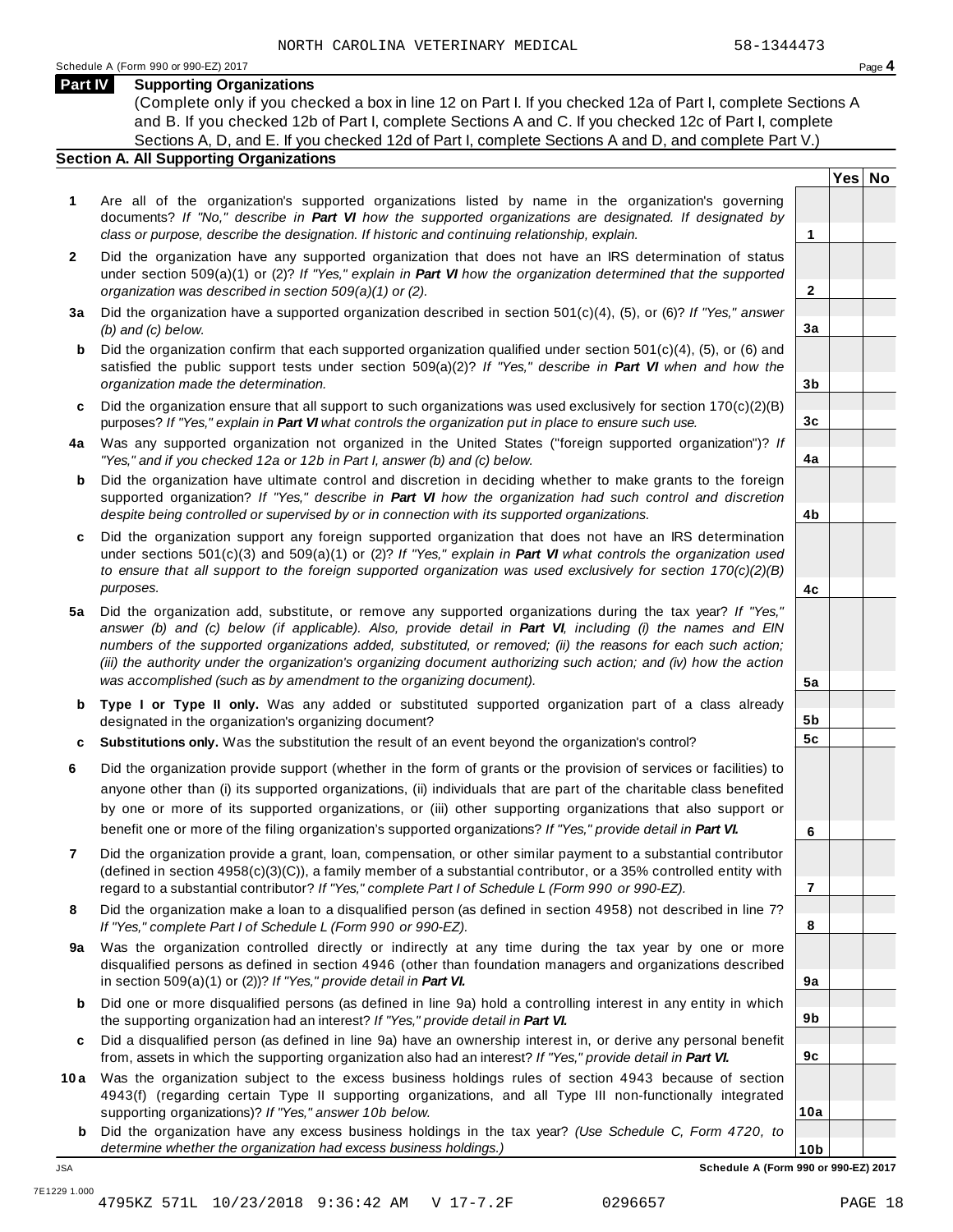## Part IV Supporting Organizations

(Complete only if you checked a box in line 12 on Part I. If you checked 12a of Part I, complete Sections A and B. If you checked 12b of Part I, complete Sections A and C. If you checked 12c of Part I, complete Sections A, D, and E. If you checked 12d of Part I, complete Sections A and D, and complete Part V.)

### Section A. All Supporting Organizations

| | | Line | Yes | No |
|---|---|---|---|---|
| **1** | Are all of the organization's supported organizations listed by name in the organization's governing documents? *If "No," describe in **Part VI** how the supported organizations are designated. If designated by class or purpose, describe the designation. If historic and continuing relationship, explain.* | 1 | | |
| **2** | Did the organization have any supported organization that does not have an IRS determination of status under section 509(a)(1) or (2)? *If "Yes," explain in **Part VI** how the organization determined that the supported organization was described in section 509(a)(1) or (2).* | 2 | | |
| **3a** | Did the organization have a supported organization described in section 501(c)(4), (5), or (6)? *If "Yes," answer (b) and (c) below.* | 3a | | |
| **b** | Did the organization confirm that each supported organization qualified under section 501(c)(4), (5), or (6) and satisfied the public support tests under section 509(a)(2)? *If "Yes," describe in **Part VI** when and how the organization made the determination.* | 3b | | |
| **c** | Did the organization ensure that all support to such organizations was used exclusively for section 170(c)(2)(B) purposes? *If "Yes," explain in **Part VI** what controls the organization put in place to ensure such use.* | 3c | | |
| **4a** | Was any supported organization not organized in the United States ("foreign supported organization")? *If "Yes," and if you checked 12a or 12b in Part I, answer (b) and (c) below.* | 4a | | |
| **b** | Did the organization have ultimate control and discretion in deciding whether to make grants to the foreign supported organization? *If "Yes," describe in **Part VI** how the organization had such control and discretion despite being controlled or supervised by or in connection with its supported organizations.* | 4b | | |
| **c** | Did the organization support any foreign supported organization that does not have an IRS determination under sections 501(c)(3) and 509(a)(1) or (2)? *If "Yes," explain in **Part VI** what controls the organization used to ensure that all support to the foreign supported organization was used exclusively for section 170(c)(2)(B) purposes.* | 4c | | |
| **5a** | Did the organization add, substitute, or remove any supported organizations during the tax year? *If "Yes," answer (b) and (c) below (if applicable). Also, provide detail in **Part VI**, including (i) the names and EIN numbers of the supported organizations added, substituted, or removed; (ii) the reasons for each such action; (iii) the authority under the organization's organizing document authorizing such action; and (iv) how the action was accomplished (such as by amendment to the organizing document).* | 5a | | |
| **b** | **Type I or Type II only.** Was any added or substituted supported organization part of a class already designated in the organization's organizing document? | 5b | | |
| **c** | **Substitutions only.** Was the substitution the result of an event beyond the organization's control? | 5c | | |
| **6** | Did the organization provide support (whether in the form of grants or the provision of services or facilities) to anyone other than (i) its supported organizations, (ii) individuals that are part of the charitable class benefited by one or more of its supported organizations, or (iii) other supporting organizations that also support or benefit one or more of the filing organization's supported organizations? *If "Yes," provide detail in **Part VI.*** | 6 | | |
| **7** | Did the organization provide a grant, loan, compensation, or other similar payment to a substantial contributor (defined in section 4958(c)(3)(C)), a family member of a substantial contributor, or a 35% controlled entity with regard to a substantial contributor? *If "Yes," complete Part I of Schedule L (Form 990 or 990-EZ).* | 7 | | |
| **8** | Did the organization make a loan to a disqualified person (as defined in section 4958) not described in line 7? *If "Yes," complete Part I of Schedule L (Form 990 or 990-EZ).* | 8 | | |
| **9a** | Was the organization controlled directly or indirectly at any time during the tax year by one or more disqualified persons as defined in section 4946 (other than foundation managers and organizations described in section 509(a)(1) or (2))? *If "Yes," provide detail in **Part VI.*** | 9a | | |
| **b** | Did one or more disqualified persons (as defined in line 9a) hold a controlling interest in any entity in which the supporting organization had an interest? *If "Yes," provide detail in **Part VI.*** | 9b | | |
| **c** | Did a disqualified person (as defined in line 9a) have an ownership interest in, or derive any personal benefit from, assets in which the supporting organization also had an interest? *If "Yes," provide detail in **Part VI.*** | 9c | | |
| **10a** | Was the organization subject to the excess business holdings rules of section 4943 because of section 4943(f) (regarding certain Type II supporting organizations, and all Type III non-functionally integrated supporting organizations)? *If "Yes," answer 10b below.* | 10a | | |
| **b** | Did the organization have any excess business holdings in the tax year? *(Use Schedule C, Form 4720, to determine whether the organization had excess business holdings.)* | 10b | | |

**Schedule A (Form 990 or 990-EZ) 2017**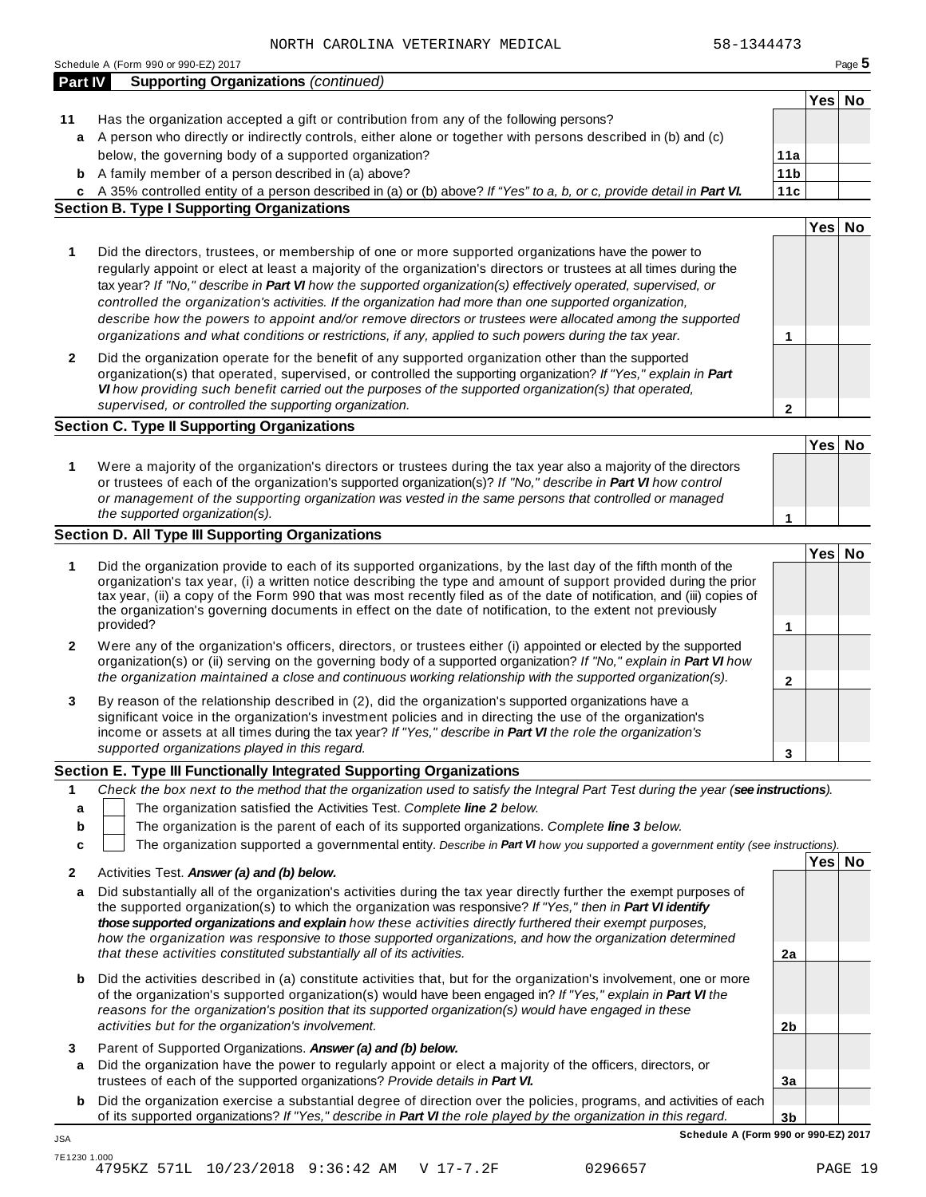NORTH CAROLINA VETERINARY MEDICAL 58-1344473

Schedule A (Form 990 or 990-EZ) 2017

## Part IV Supporting Organizations *(continued)*

| | | | Yes | No |
|---|---|---|---|---|
| **11** | Has the organization accepted a gift or contribution from any of the following persons? | | | |
| **a** | A person who directly or indirectly controls, either alone or together with persons described in (b) and (c) below, the governing body of a supported organization? | **11a** | | |
| **b** | A family member of a person described in (a) above? | **11b** | | |
| **c** | A 35% controlled entity of a person described in (a) or (b) above? *If "Yes" to a, b, or c, provide detail in **Part VI.*** | **11c** | | |

### Section B. Type I Supporting Organizations

| | | | Yes | No |
|---|---|---|---|---|
| **1** | Did the directors, trustees, or membership of one or more supported organizations have the power to regularly appoint or elect at least a majority of the organization's directors or trustees at all times during the tax year? *If "No," describe in **Part VI** how the supported organization(s) effectively operated, supervised, or controlled the organization's activities. If the organization had more than one supported organization, describe how the powers to appoint and/or remove directors or trustees were allocated among the supported organizations and what conditions or restrictions, if any, applied to such powers during the tax year.* | **1** | | |
| **2** | Did the organization operate for the benefit of any supported organization other than the supported organization(s) that operated, supervised, or controlled the supporting organization? *If "Yes," explain in **Part VI** how providing such benefit carried out the purposes of the supported organization(s) that operated, supervised, or controlled the supporting organization.* | **2** | | |

### Section C. Type II Supporting Organizations

| | | | Yes | No |
|---|---|---|---|---|
| **1** | Were a majority of the organization's directors or trustees during the tax year also a majority of the directors or trustees of each of the organization's supported organization(s)? *If "No," describe in **Part VI** how control or management of the supporting organization was vested in the same persons that controlled or managed the supported organization(s).* | **1** | | |

### Section D. All Type III Supporting Organizations

| | | | Yes | No |
|---|---|---|---|---|
| **1** | Did the organization provide to each of its supported organizations, by the last day of the fifth month of the organization's tax year, (i) a written notice describing the type and amount of support provided during the prior tax year, (ii) a copy of the Form 990 that was most recently filed as of the date of notification, and (iii) copies of the organization's governing documents in effect on the date of notification, to the extent not previously provided? | **1** | | |
| **2** | Were any of the organization's officers, directors, or trustees either (i) appointed or elected by the supported organization(s) or (ii) serving on the governing body of a supported organization? *If "No," explain in **Part VI** how the organization maintained a close and continuous working relationship with the supported organization(s).* | **2** | | |
| **3** | By reason of the relationship described in (2), did the organization's supported organizations have a significant voice in the organization's investment policies and in directing the use of the organization's income or assets at all times during the tax year? *If "Yes," describe in **Part VI** the role the organization's supported organizations played in this regard.* | **3** | | |

### Section E. Type III Functionally Integrated Supporting Organizations

**1** *Check the box next to the method that the organization used to satisfy the Integral Part Test during the year (**see instructions**).*

- **a** ☐ The organization satisfied the Activities Test. *Complete **line 2** below.*
- **b** ☐ The organization is the parent of each of its supported organizations. *Complete **line 3** below.*
- **c** ☐ The organization supported a governmental entity. *Describe in **Part VI** how you supported a government entity (see instructions).*

| | | | Yes | No |
|---|---|---|---|---|
| **2** | Activities Test. ***Answer (a) and (b) below.*** | | | |
| **a** | Did substantially all of the organization's activities during the tax year directly further the exempt purposes of the supported organization(s) to which the organization was responsive? *If "Yes," then in **Part VI identify those supported organizations and explain** how these activities directly furthered their exempt purposes, how the organization was responsive to those supported organizations, and how the organization determined that these activities constituted substantially all of its activities.* | **2a** | | |
| **b** | Did the activities described in (a) constitute activities that, but for the organization's involvement, one or more of the organization's supported organization(s) would have been engaged in? *If "Yes," explain in **Part VI** the reasons for the organization's position that its supported organization(s) would have engaged in these activities but for the organization's involvement.* | **2b** | | |
| **3** | Parent of Supported Organizations. ***Answer (a) and (b) below.*** | | | |
| **a** | Did the organization have the power to regularly appoint or elect a majority of the officers, directors, or trustees of each of the supported organizations? *Provide details in **Part VI.*** | **3a** | | |
| **b** | Did the organization exercise a substantial degree of direction over the policies, programs, and activities of each of its supported organizations? *If "Yes," describe in **Part VI** the role played by the organization in this regard.* | **3b** | | |

**Schedule A (Form 990 or 990-EZ) 2017**

JSA
7E1230 1.000
4795KZ 571L 10/23/2018 9:36:42 AM V 17-7.2F 0296657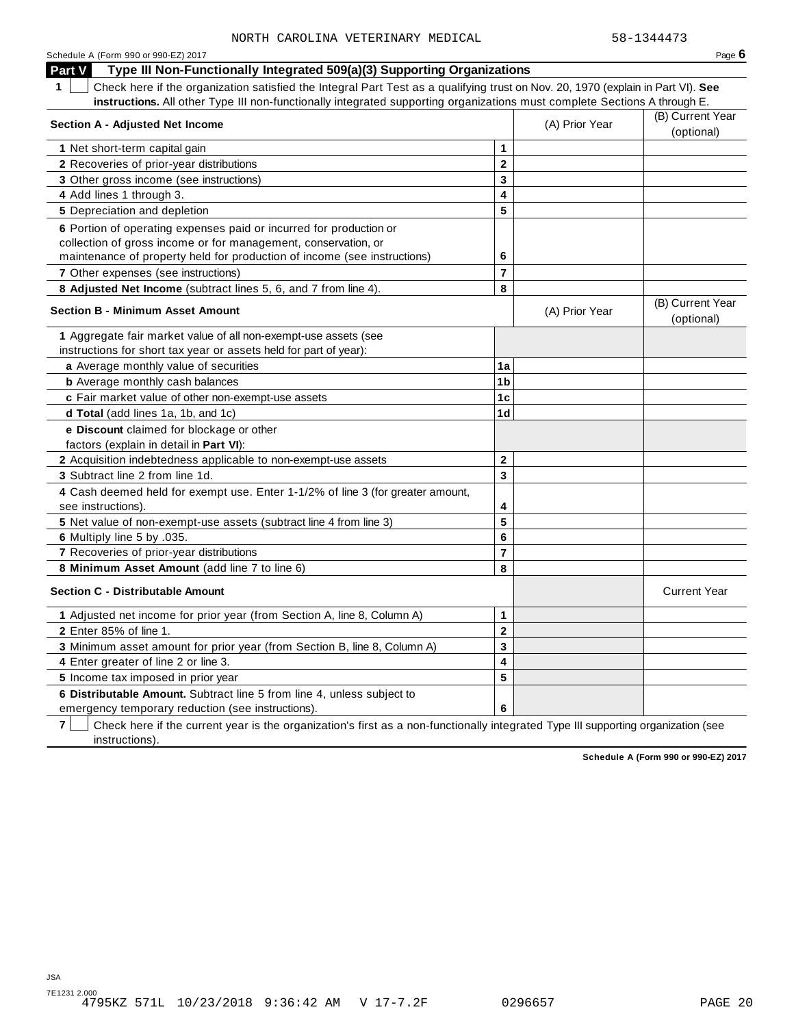NORTH CAROLINA VETERINARY MEDICAL 58-1344473

## Part V Type III Non-Functionally Integrated 509(a)(3) Supporting Organizations

**1** ☐ Check here if the organization satisfied the Integral Part Test as a qualifying trust on Nov. 20, 1970 (explain in Part VI). **See instructions.** All other Type III non-functionally integrated supporting organizations must complete Sections A through E.

| Section A - Adjusted Net Income | | (A) Prior Year | (B) Current Year (optional) |
|---|---|---|---|
| 1 Net short-term capital gain | 1 | | |
| 2 Recoveries of prior-year distributions | 2 | | |
| 3 Other gross income (see instructions) | 3 | | |
| 4 Add lines 1 through 3. | 4 | | |
| 5 Depreciation and depletion | 5 | | |
| 6 Portion of operating expenses paid or incurred for production or collection of gross income or for management, conservation, or maintenance of property held for production of income (see instructions) | 6 | | |
| 7 Other expenses (see instructions) | 7 | | |
| 8 **Adjusted Net Income** (subtract lines 5, 6, and 7 from line 4). | 8 | | |

| Section B - Minimum Asset Amount | | (A) Prior Year | (B) Current Year (optional) |
|---|---|---|---|
| 1 Aggregate fair market value of all non-exempt-use assets (see instructions for short tax year or assets held for part of year): | | | |
| a Average monthly value of securities | 1a | | |
| b Average monthly cash balances | 1b | | |
| c Fair market value of other non-exempt-use assets | 1c | | |
| d **Total** (add lines 1a, 1b, and 1c) | 1d | | |
| e **Discount** claimed for blockage or other factors (explain in detail in **Part VI**): | | | |
| 2 Acquisition indebtedness applicable to non-exempt-use assets | 2 | | |
| 3 Subtract line 2 from line 1d. | 3 | | |
| 4 Cash deemed held for exempt use. Enter 1-1/2% of line 3 (for greater amount, see instructions). | 4 | | |
| 5 Net value of non-exempt-use assets (subtract line 4 from line 3) | 5 | | |
| 6 Multiply line 5 by .035. | 6 | | |
| 7 Recoveries of prior-year distributions | 7 | | |
| 8 **Minimum Asset Amount** (add line 7 to line 6) | 8 | | |

| Section C - Distributable Amount | | | Current Year |
|---|---|---|---|
| 1 Adjusted net income for prior year (from Section A, line 8, Column A) | 1 | | |
| 2 Enter 85% of line 1. | 2 | | |
| 3 Minimum asset amount for prior year (from Section B, line 8, Column A) | 3 | | |
| 4 Enter greater of line 2 or line 3. | 4 | | |
| 5 Income tax imposed in prior year | 5 | | |
| 6 **Distributable Amount.** Subtract line 5 from line 4, unless subject to emergency temporary reduction (see instructions). | 6 | | |

**7** ☐ Check here if the current year is the organization's first as a non-functionally integrated Type III supporting organization (see instructions).

**Schedule A (Form 990 or 990-EZ) 2017**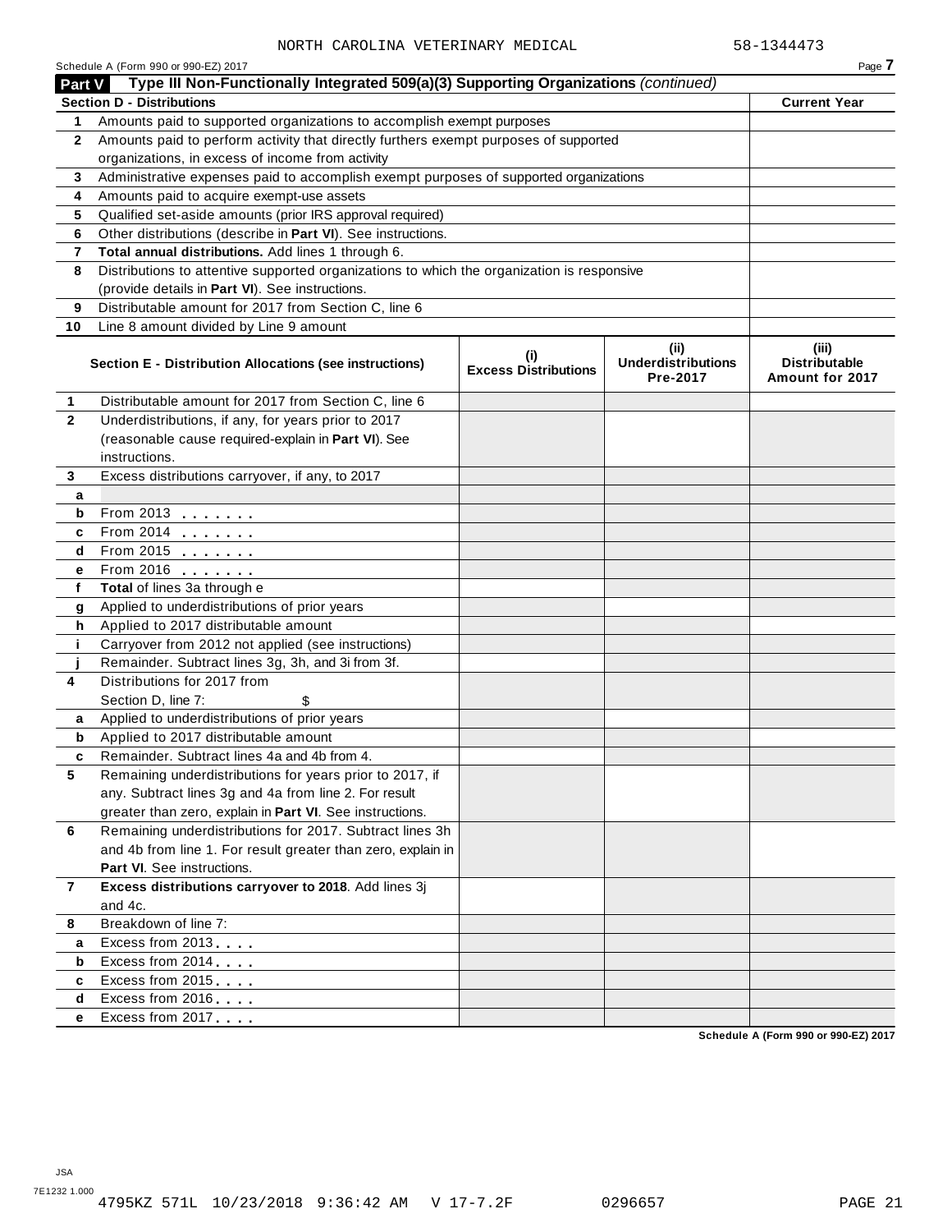NORTH CAROLINA VETERINARY MEDICAL 58-1344473

Schedule A (Form 990 or 990-EZ) 2017

## Part V Type III Non-Functionally Integrated 509(a)(3) Supporting Organizations *(continued)*

| **Section D - Distributions** | | **Current Year** |
|---|---|---|
| 1 | Amounts paid to supported organizations to accomplish exempt purposes | |
| 2 | Amounts paid to perform activity that directly furthers exempt purposes of supported organizations, in excess of income from activity | |
| 3 | Administrative expenses paid to accomplish exempt purposes of supported organizations | |
| 4 | Amounts paid to acquire exempt-use assets | |
| 5 | Qualified set-aside amounts (prior IRS approval required) | |
| 6 | Other distributions (describe in **Part VI**). See instructions. | |
| 7 | **Total annual distributions.** Add lines 1 through 6. | |
| 8 | Distributions to attentive supported organizations to which the organization is responsive (provide details in **Part VI**). See instructions. | |
| 9 | Distributable amount for 2017 from Section C, line 6 | |
| 10 | Line 8 amount divided by Line 9 amount | |

| | **Section E - Distribution Allocations (see instructions)** | **(i) Excess Distributions** | **(ii) Underdistributions Pre-2017** | **(iii) Distributable Amount for 2017** |
|---|---|---|---|---|
| 1 | Distributable amount for 2017 from Section C, line 6 | | | |
| 2 | Underdistributions, if any, for years prior to 2017 (reasonable cause required-explain in **Part VI**). See instructions. | | | |
| 3 | Excess distributions carryover, if any, to 2017 | | | |
| a | | | | |
| b | From 2013 | | | |
| c | From 2014 | | | |
| d | From 2015 | | | |
| e | From 2016 | | | |
| f | **Total** of lines 3a through e | | | |
| g | Applied to underdistributions of prior years | | | |
| h | Applied to 2017 distributable amount | | | |
| i | Carryover from 2012 not applied (see instructions) | | | |
| j | Remainder. Subtract lines 3g, 3h, and 3i from 3f. | | | |
| 4 | Distributions for 2017 from Section D, line 7: $ | | | |
| a | Applied to underdistributions of prior years | | | |
| b | Applied to 2017 distributable amount | | | |
| c | Remainder. Subtract lines 4a and 4b from 4. | | | |
| 5 | Remaining underdistributions for years prior to 2017, if any. Subtract lines 3g and 4a from line 2. For result greater than zero, explain in **Part VI**. See instructions. | | | |
| 6 | Remaining underdistributions for 2017. Subtract lines 3h and 4b from line 1. For result greater than zero, explain in **Part VI**. See instructions. | | | |
| 7 | **Excess distributions carryover to 2018**. Add lines 3j and 4c. | | | |
| 8 | Breakdown of line 7: | | | |
| a | Excess from 2013 | | | |
| b | Excess from 2014 | | | |
| c | Excess from 2015 | | | |
| d | Excess from 2016 | | | |
| e | Excess from 2017 | | | |

Schedule A (Form 990 or 990-EZ) 2017

JSA
7E1232 1.000
4795KZ 571L 10/23/2018 9:36:42 AM V 17-7.2F 0296657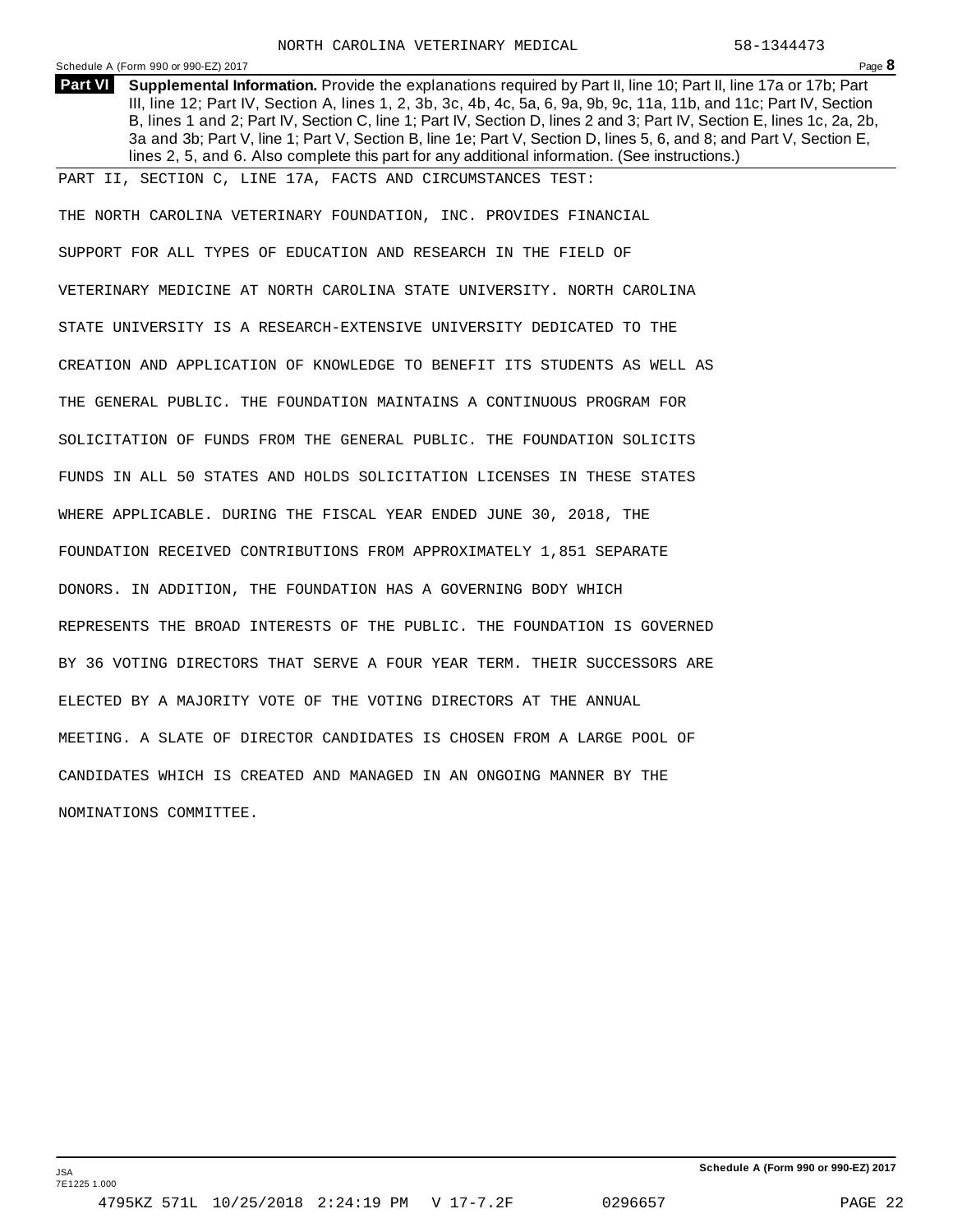NORTH CAROLINA VETERINARY MEDICAL 58-1344473

**Part VI** **Supplemental Information.** Provide the explanations required by Part II, line 10; Part II, line 17a or 17b; Part III, line 12; Part IV, Section A, lines 1, 2, 3b, 3c, 4b, 4c, 5a, 6, 9a, 9b, 9c, 11a, 11b, and 11c; Part IV, Section B, lines 1 and 2; Part IV, Section C, line 1; Part IV, Section D, lines 2 and 3; Part IV, Section E, lines 1c, 2a, 2b, 3a and 3b; Part V, line 1; Part V, Section B, line 1e; Part V, Section D, lines 5, 6, and 8; and Part V, Section E, lines 2, 5, and 6. Also complete this part for any additional information. (See instructions.)

PART II, SECTION C, LINE 17A, FACTS AND CIRCUMSTANCES TEST:

THE NORTH CAROLINA VETERINARY FOUNDATION, INC. PROVIDES FINANCIAL SUPPORT FOR ALL TYPES OF EDUCATION AND RESEARCH IN THE FIELD OF VETERINARY MEDICINE AT NORTH CAROLINA STATE UNIVERSITY. NORTH CAROLINA STATE UNIVERSITY IS A RESEARCH-EXTENSIVE UNIVERSITY DEDICATED TO THE CREATION AND APPLICATION OF KNOWLEDGE TO BENEFIT ITS STUDENTS AS WELL AS THE GENERAL PUBLIC. THE FOUNDATION MAINTAINS A CONTINUOUS PROGRAM FOR SOLICITATION OF FUNDS FROM THE GENERAL PUBLIC. THE FOUNDATION SOLICITS FUNDS IN ALL 50 STATES AND HOLDS SOLICITATION LICENSES IN THESE STATES WHERE APPLICABLE. DURING THE FISCAL YEAR ENDED JUNE 30, 2018, THE FOUNDATION RECEIVED CONTRIBUTIONS FROM APPROXIMATELY 1,851 SEPARATE DONORS. IN ADDITION, THE FOUNDATION HAS A GOVERNING BODY WHICH REPRESENTS THE BROAD INTERESTS OF THE PUBLIC. THE FOUNDATION IS GOVERNED BY 36 VOTING DIRECTORS THAT SERVE A FOUR YEAR TERM. THEIR SUCCESSORS ARE ELECTED BY A MAJORITY VOTE OF THE VOTING DIRECTORS AT THE ANNUAL MEETING. A SLATE OF DIRECTOR CANDIDATES IS CHOSEN FROM A LARGE POOL OF CANDIDATES WHICH IS CREATED AND MANAGED IN AN ONGOING MANNER BY THE NOMINATIONS COMMITTEE.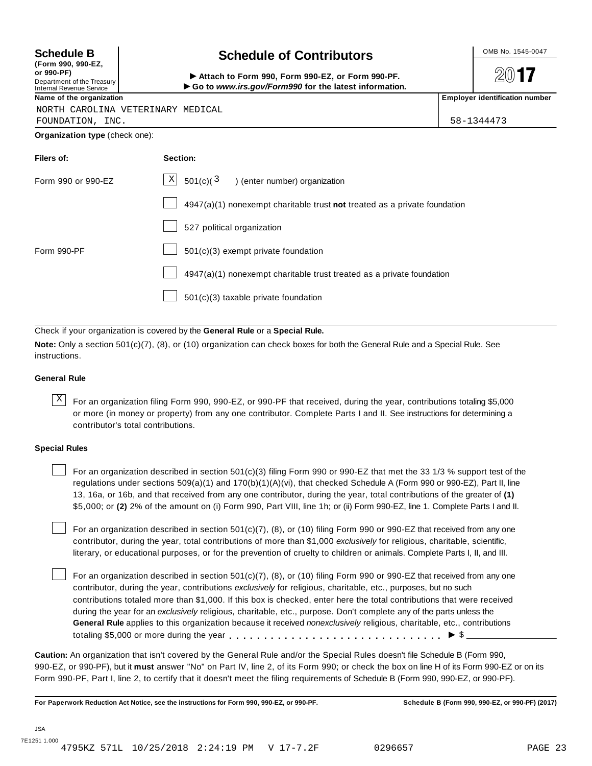**Schedule B**
**(Form 990, 990-EZ, or 990-PF)**
Department of the Treasury
Internal Revenue Service

# Schedule of Contributors

► **Attach to Form 990, Form 990-EZ, or Form 990-PF.**
► **Go to *www.irs.gov/Form990* for the latest information.**

OMB No. 1545-0047

**2017**

| Name of the organization | Employer identification number |
|---|---|
| NORTH CAROLINA VETERINARY MEDICAL FOUNDATION, INC. | 58-1344473 |

**Organization type** (check one):

| Filers of: | Section: |
|---|---|
| Form 990 or 990-EZ | [X] 501(c)( 3 ) (enter number) organization |
| | [ ] 4947(a)(1) nonexempt charitable trust **not** treated as a private foundation |
| | [ ] 527 political organization |
| Form 990-PF | [ ] 501(c)(3) exempt private foundation |
| | [ ] 4947(a)(1) nonexempt charitable trust treated as a private foundation |
| | [ ] 501(c)(3) taxable private foundation |

Check if your organization is covered by the **General Rule** or a **Special Rule.**

**Note:** Only a section 501(c)(7), (8), or (10) organization can check boxes for both the General Rule and a Special Rule. See instructions.

**General Rule**

[X] For an organization filing Form 990, 990-EZ, or 990-PF that received, during the year, contributions totaling $5,000 or more (in money or property) from any one contributor. Complete Parts I and II. See instructions for determining a contributor's total contributions.

**Special Rules**

[ ] For an organization described in section 501(c)(3) filing Form 990 or 990-EZ that met the 33 1/3 % support test of the regulations under sections 509(a)(1) and 170(b)(1)(A)(vi), that checked Schedule A (Form 990 or 990-EZ), Part II, line 13, 16a, or 16b, and that received from any one contributor, during the year, total contributions of the greater of **(1)** $5,000; or **(2)** 2% of the amount on (i) Form 990, Part VIII, line 1h; or (ii) Form 990-EZ, line 1. Complete Parts I and II.

[ ] For an organization described in section 501(c)(7), (8), or (10) filing Form 990 or 990-EZ that received from any one contributor, during the year, total contributions of more than $1,000 *exclusively* for religious, charitable, scientific, literary, or educational purposes, or for the prevention of cruelty to children or animals. Complete Parts I, II, and III.

[ ] For an organization described in section 501(c)(7), (8), or (10) filing Form 990 or 990-EZ that received from any one contributor, during the year, contributions *exclusively* for religious, charitable, etc., purposes, but no such contributions totaled more than $1,000. If this box is checked, enter here the total contributions that were received during the year for an *exclusively* religious, charitable, etc., purpose. Don't complete any of the parts unless the **General Rule** applies to this organization because it received *nonexclusively* religious, charitable, etc., contributions totaling $5,000 or more during the year . . . . . . . . . . . . . . . . . . . . . . . . . . . . . ► $ ____________

**Caution:** An organization that isn't covered by the General Rule and/or the Special Rules doesn't file Schedule B (Form 990, 990-EZ, or 990-PF), but it **must** answer "No" on Part IV, line 2, of its Form 990; or check the box on line H of its Form 990-EZ or on its Form 990-PF, Part I, line 2, to certify that it doesn't meet the filing requirements of Schedule B (Form 990, 990-EZ, or 990-PF).

**For Paperwork Reduction Act Notice, see the instructions for Form 990, 990-EZ, or 990-PF.** **Schedule B (Form 990, 990-EZ, or 990-PF) (2017)**

JSA
7E1251 1.000
4795KZ 571L 10/25/2018 2:24:19 PM V 17-7.2F 0296657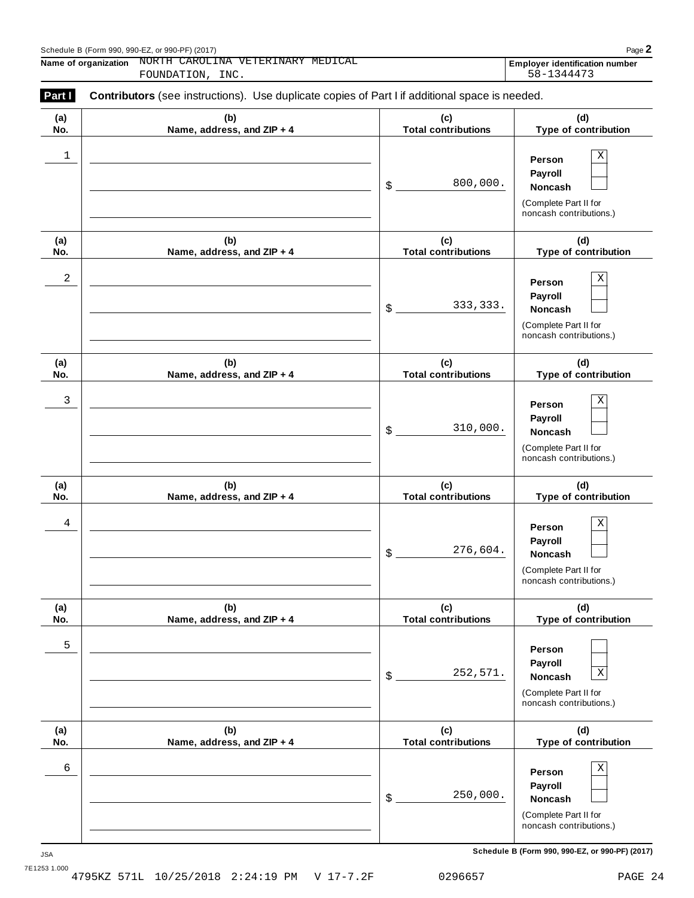Name of organization NORTH CAROLINA VETERINARY MEDICAL FOUNDATION, INC.

Employer identification number 58-1344473

**Part I** **Contributors** (see instructions). Use duplicate copies of Part I if additional space is needed.

| (a) No. | (b) Name, address, and ZIP + 4 | (c) Total contributions | (d) Type of contribution |
|---|---|---|---|
| 1 | | $ 800,000. | Person [X] Payroll [ ] Noncash [ ] (Complete Part II for noncash contributions.) |
| 2 | | $ 333,333. | Person [X] Payroll [ ] Noncash [ ] (Complete Part II for noncash contributions.) |
| 3 | | $ 310,000. | Person [X] Payroll [ ] Noncash [ ] (Complete Part II for noncash contributions.) |
| 4 | | $ 276,604. | Person [X] Payroll [ ] Noncash [ ] (Complete Part II for noncash contributions.) |
| 5 | | $ 252,571. | Person [ ] Payroll [ ] Noncash [X] (Complete Part II for noncash contributions.) |
| 6 | | $ 250,000. | Person [X] Payroll [ ] Noncash [ ] (Complete Part II for noncash contributions.) |

Schedule B (Form 990, 990-EZ, or 990-PF) (2017)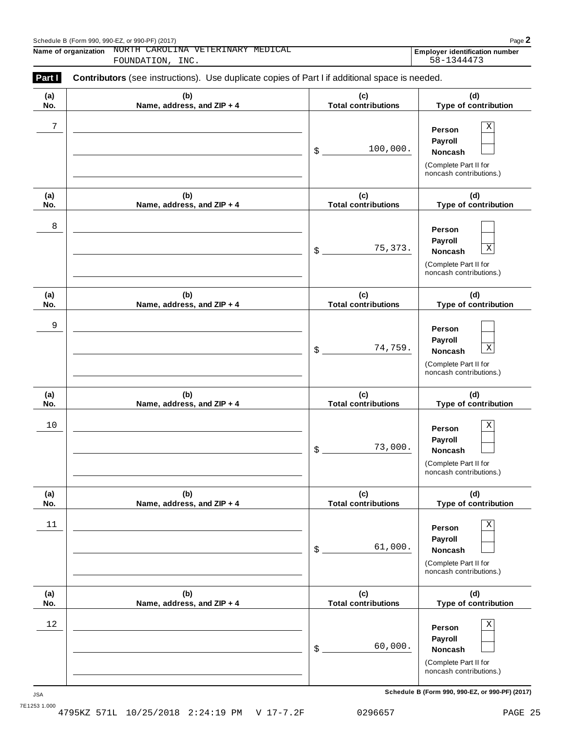Schedule B (Form 990, 990-EZ, or 990-PF) (2017)

**Name of organization** NORTH CAROLINA VETERINARY MEDICAL FOUNDATION, INC.

**Employer identification number** 58-1344473

**Part I** **Contributors** (see instructions). Use duplicate copies of Part I if additional space is needed.

| (a) No. | (b) Name, address, and ZIP + 4 | (c) Total contributions | (d) Type of contribution |
|---|---|---|---|
| 7 | | $ 100,000. | Person [X] Payroll [ ] Noncash [ ] (Complete Part II for noncash contributions.) |
| 8 | | $ 75,373. | Person [ ] Payroll [ ] Noncash [X] (Complete Part II for noncash contributions.) |
| 9 | | $ 74,759. | Person [ ] Payroll [ ] Noncash [X] (Complete Part II for noncash contributions.) |
| 10 | | $ 73,000. | Person [X] Payroll [ ] Noncash [ ] (Complete Part II for noncash contributions.) |
| 11 | | $ 61,000. | Person [X] Payroll [ ] Noncash [ ] (Complete Part II for noncash contributions.) |
| 12 | | $ 60,000. | Person [X] Payroll [ ] Noncash [ ] (Complete Part II for noncash contributions.) |

Schedule B (Form 990, 990-EZ, or 990-PF) (2017)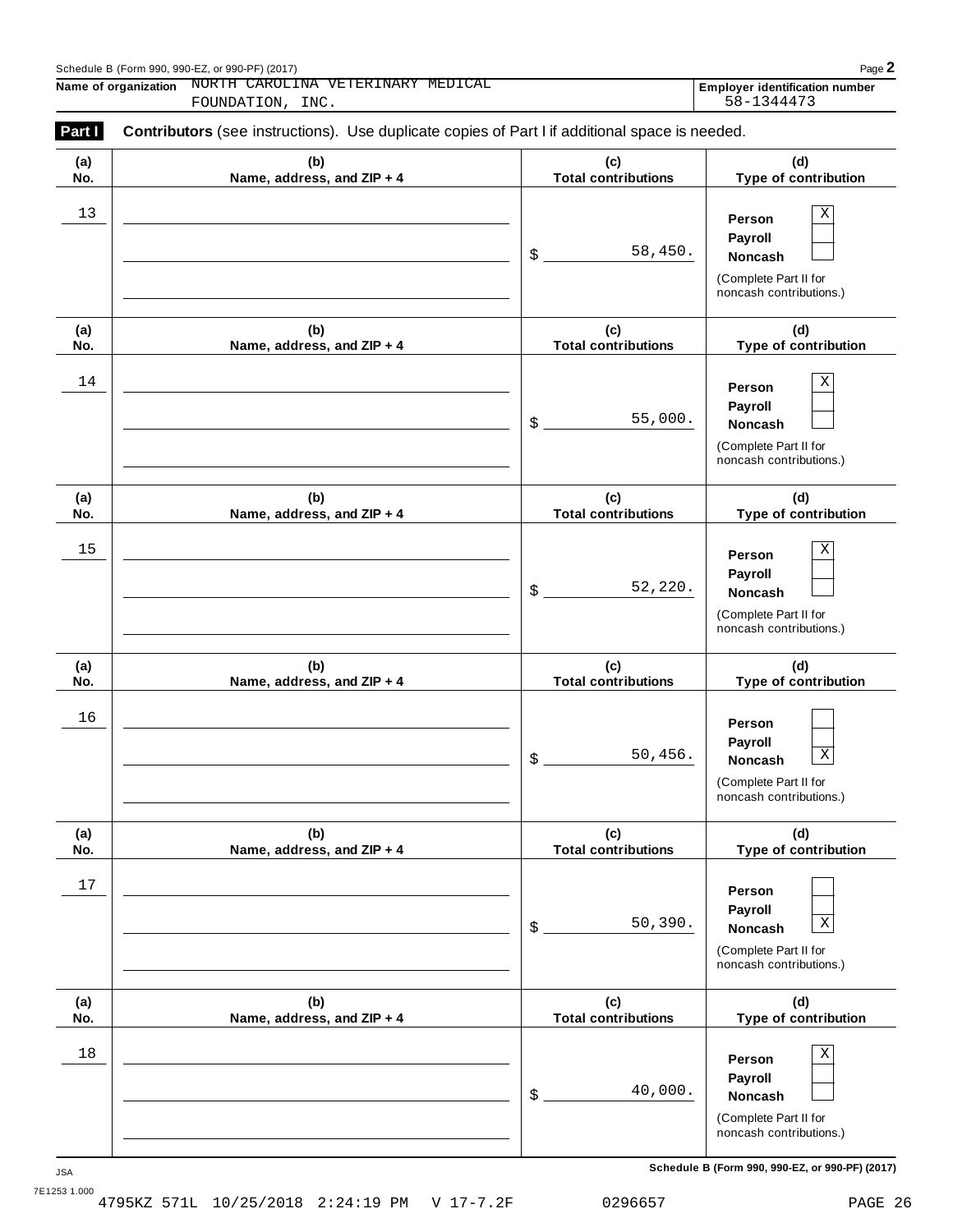Schedule B (Form 990, 990-EZ, or 990-PF) (2017)

**Name of organization** NORTH CAROLINA VETERINARY MEDICAL FOUNDATION, INC.

**Employer identification number** 58-1344473

**Part I** **Contributors** (see instructions). Use duplicate copies of Part I if additional space is needed.

| (a) No. | (b) Name, address, and ZIP + 4 | (c) Total contributions | (d) Type of contribution |
|---|---|---|---|
| 13 | | $ 58,450. | Person [X] Payroll [ ] Noncash [ ] (Complete Part II for noncash contributions.) |
| 14 | | $ 55,000. | Person [X] Payroll [ ] Noncash [ ] (Complete Part II for noncash contributions.) |
| 15 | | $ 52,220. | Person [X] Payroll [ ] Noncash [ ] (Complete Part II for noncash contributions.) |
| 16 | | $ 50,456. | Person [ ] Payroll [ ] Noncash [X] (Complete Part II for noncash contributions.) |
| 17 | | $ 50,390. | Person [ ] Payroll [ ] Noncash [X] (Complete Part II for noncash contributions.) |
| 18 | | $ 40,000. | Person [X] Payroll [ ] Noncash [ ] (Complete Part II for noncash contributions.) |

JSA 7E1253 1.000

**Schedule B (Form 990, 990-EZ, or 990-PF) (2017)**

4795KZ 571L 10/25/2018 2:24:19 PM V 17-7.2F 0296657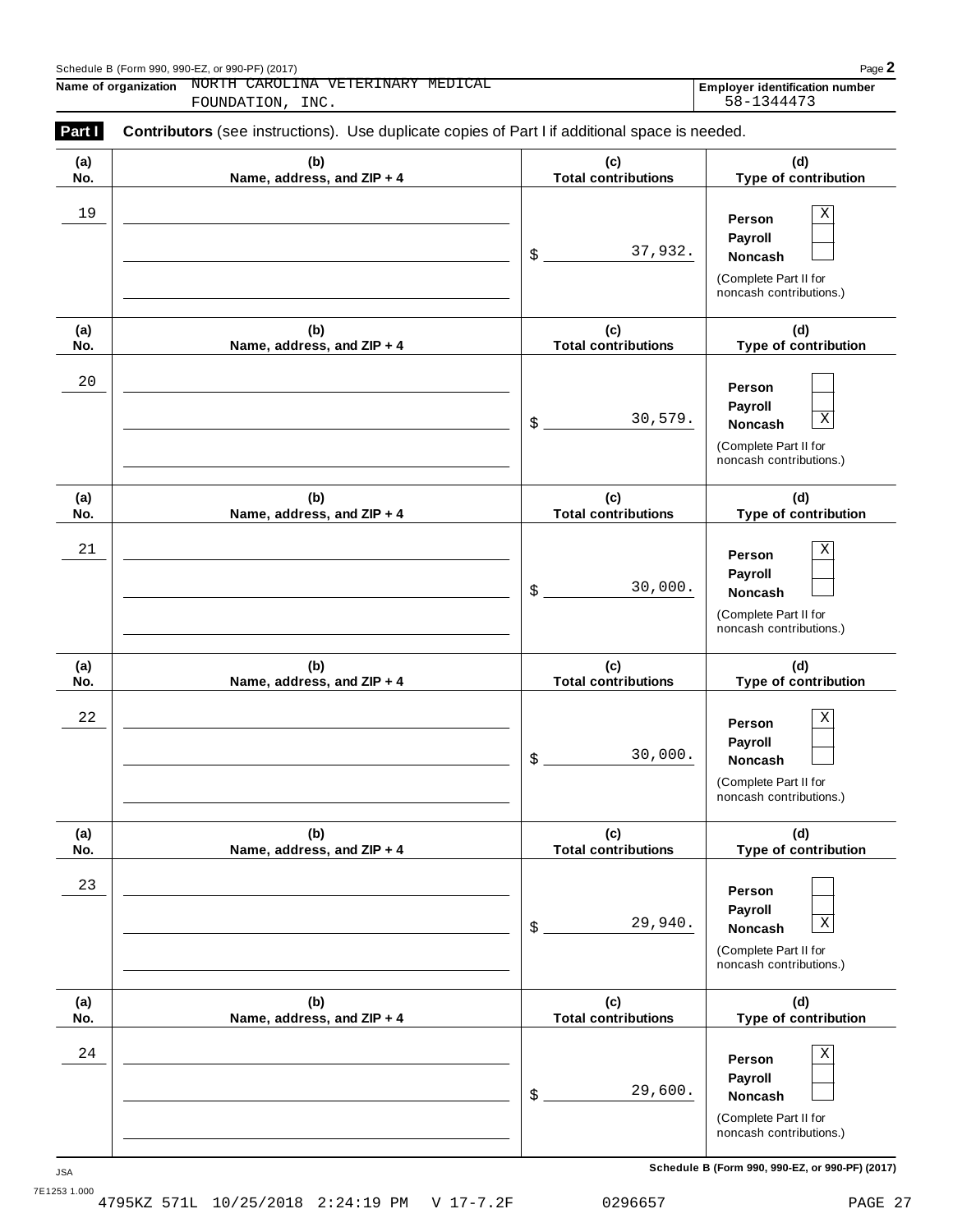Schedule B (Form 990, 990-EZ, or 990-PF) (2017)

**Name of organization** NORTH CAROLINA VETERINARY MEDICAL FOUNDATION, INC.

**Employer identification number** 58-1344473

**Part I** **Contributors** (see instructions). Use duplicate copies of Part I if additional space is needed.

| (a) No. | (b) Name, address, and ZIP + 4 | (c) Total contributions | (d) Type of contribution |
|---|---|---|---|
| 19 | | $ 37,932. | Person [X] Payroll [ ] Noncash [ ] (Complete Part II for noncash contributions.) |
| 20 | | $ 30,579. | Person [ ] Payroll [ ] Noncash [X] (Complete Part II for noncash contributions.) |
| 21 | | $ 30,000. | Person [X] Payroll [ ] Noncash [ ] (Complete Part II for noncash contributions.) |
| 22 | | $ 30,000. | Person [X] Payroll [ ] Noncash [ ] (Complete Part II for noncash contributions.) |
| 23 | | $ 29,940. | Person [ ] Payroll [ ] Noncash [X] (Complete Part II for noncash contributions.) |
| 24 | | $ 29,600. | Person [X] Payroll [ ] Noncash [ ] (Complete Part II for noncash contributions.) |

JSA **Schedule B (Form 990, 990-EZ, or 990-PF) (2017)**

7E1253 1.000

4795KZ 571L 10/25/2018 2:24:19 PM V 17-7.2F 0296657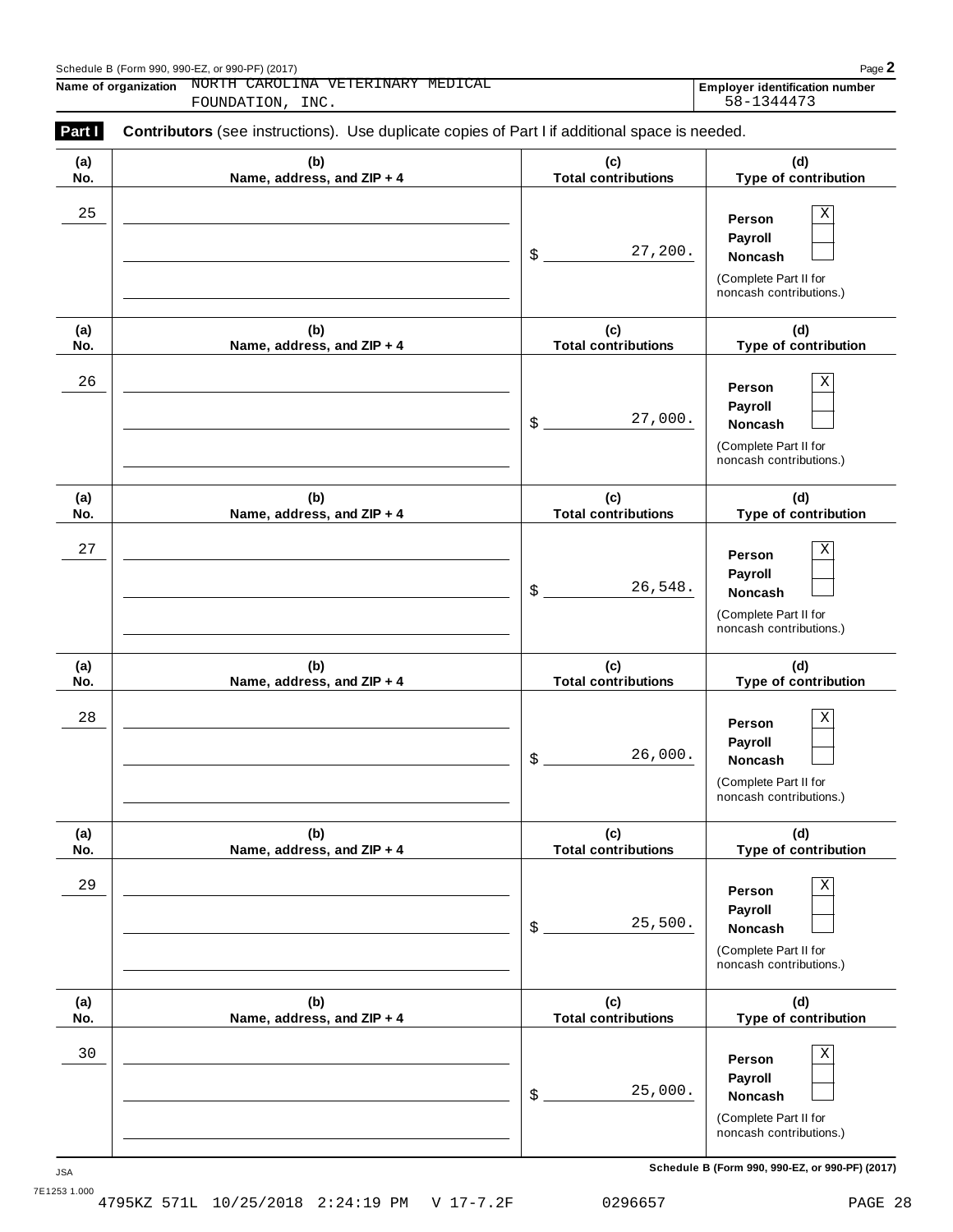Schedule B (Form 990, 990-EZ, or 990-PF) (2017)

**Name of organization** NORTH CAROLINA VETERINARY MEDICAL FOUNDATION, INC.

**Employer identification number** 58-1344473

**Part I** **Contributors** (see instructions). Use duplicate copies of Part I if additional space is needed.

| (a) No. | (b) Name, address, and ZIP + 4 | (c) Total contributions | (d) Type of contribution |
|---|---|---|---|
| 25 | | $ 27,200. | Person X; Payroll ☐; Noncash ☐ (Complete Part II for noncash contributions.) |
| 26 | | $ 27,000. | Person X; Payroll ☐; Noncash ☐ (Complete Part II for noncash contributions.) |
| 27 | | $ 26,548. | Person X; Payroll ☐; Noncash ☐ (Complete Part II for noncash contributions.) |
| 28 | | $ 26,000. | Person X; Payroll ☐; Noncash ☐ (Complete Part II for noncash contributions.) |
| 29 | | $ 25,500. | Person X; Payroll ☐; Noncash ☐ (Complete Part II for noncash contributions.) |
| 30 | | $ 25,000. | Person X; Payroll ☐; Noncash ☐ (Complete Part II for noncash contributions.) |

JSA 7E1253 1.000

4795KZ 571L 10/25/2018 2:24:19 PM V 17-7.2F 0296657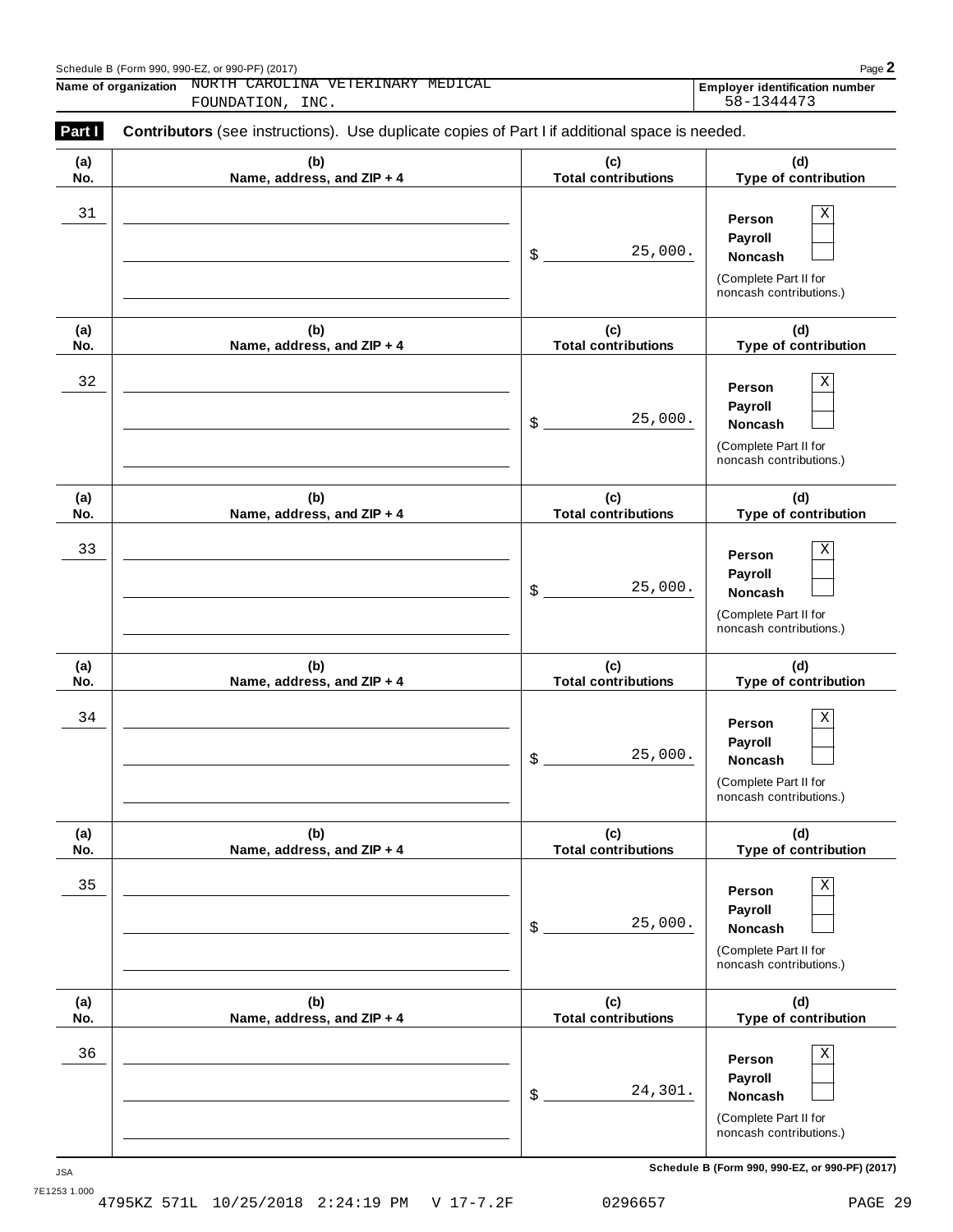Schedule B (Form 990, 990-EZ, or 990-PF) (2017)

**Name of organization** NORTH CAROLINA VETERINARY MEDICAL FOUNDATION, INC.

**Employer identification number** 58-1344473

**Part I** **Contributors** (see instructions). Use duplicate copies of Part I if additional space is needed.

| (a) No. | (b) Name, address, and ZIP + 4 | (c) Total contributions | (d) Type of contribution |
|---|---|---|---|
| 31 | | $ 25,000. | Person [X] Payroll [ ] Noncash [ ] (Complete Part II for noncash contributions.) |
| 32 | | $ 25,000. | Person [X] Payroll [ ] Noncash [ ] (Complete Part II for noncash contributions.) |
| 33 | | $ 25,000. | Person [X] Payroll [ ] Noncash [ ] (Complete Part II for noncash contributions.) |
| 34 | | $ 25,000. | Person [X] Payroll [ ] Noncash [ ] (Complete Part II for noncash contributions.) |
| 35 | | $ 25,000. | Person [X] Payroll [ ] Noncash [ ] (Complete Part II for noncash contributions.) |
| 36 | | $ 24,301. | Person [X] Payroll [ ] Noncash [ ] (Complete Part II for noncash contributions.) |

Schedule B (Form 990, 990-EZ, or 990-PF) (2017)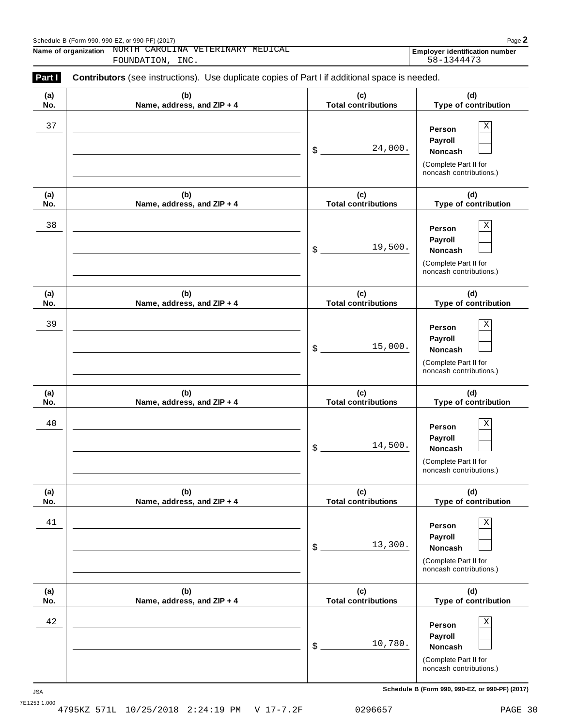Schedule B (Form 990, 990-EZ, or 990-PF) (2017)

**Name of organization** NORTH CAROLINA VETERINARY MEDICAL FOUNDATION, INC.

**Employer identification number** 58-1344473

**Part I** **Contributors** (see instructions). Use duplicate copies of Part I if additional space is needed.

| (a) No. | (b) Name, address, and ZIP + 4 | (c) Total contributions | (d) Type of contribution |
|---|---|---|---|
| 37 | | $ 24,000. | Person [X] Payroll [ ] Noncash [ ] (Complete Part II for noncash contributions.) |
| 38 | | $ 19,500. | Person [X] Payroll [ ] Noncash [ ] (Complete Part II for noncash contributions.) |
| 39 | | $ 15,000. | Person [X] Payroll [ ] Noncash [ ] (Complete Part II for noncash contributions.) |
| 40 | | $ 14,500. | Person [X] Payroll [ ] Noncash [ ] (Complete Part II for noncash contributions.) |
| 41 | | $ 13,300. | Person [X] Payroll [ ] Noncash [ ] (Complete Part II for noncash contributions.) |
| 42 | | $ 10,780. | Person [X] Payroll [ ] Noncash [ ] (Complete Part II for noncash contributions.) |

JSA
7E1253 1.000

Schedule B (Form 990, 990-EZ, or 990-PF) (2017)

4795KZ 571L 10/25/2018 2:24:19 PM V 17-7.2F 0296657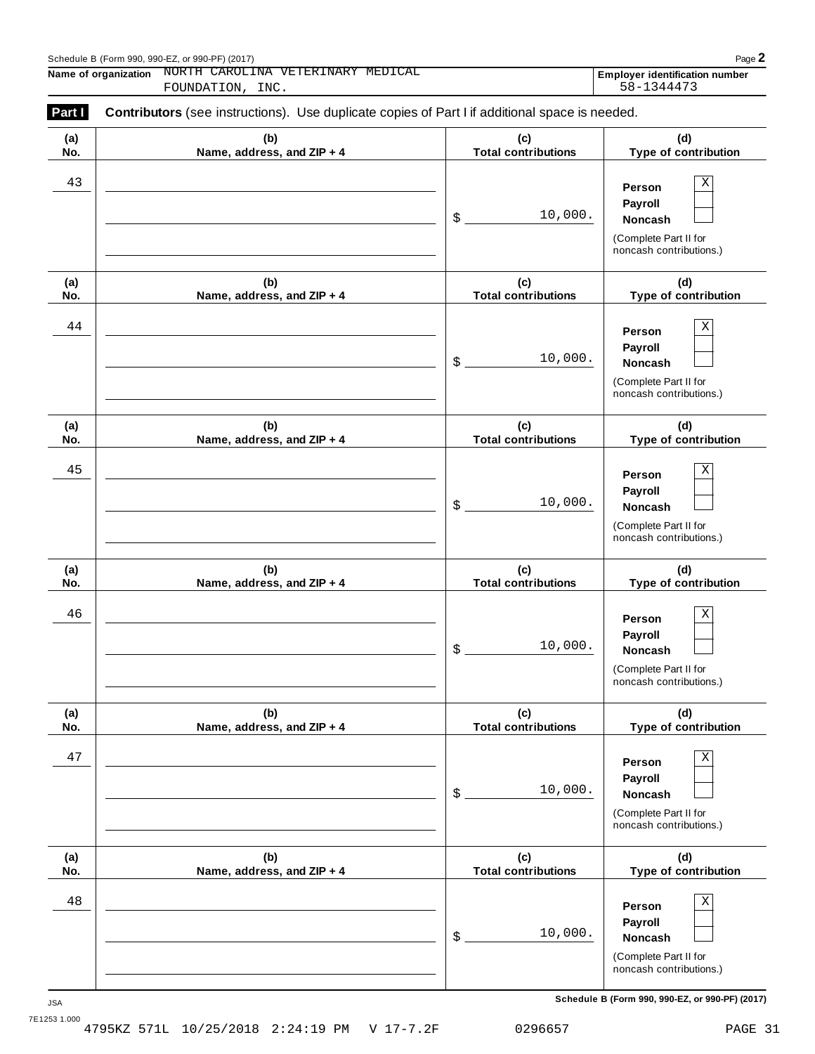Schedule B (Form 990, 990-EZ, or 990-PF) (2017)

**Name of organization** NORTH CAROLINA VETERINARY MEDICAL FOUNDATION, INC.

**Employer identification number** 58-1344473

**Part I** **Contributors** (see instructions). Use duplicate copies of Part I if additional space is needed.

| (a) No. | (b) Name, address, and ZIP + 4 | (c) Total contributions | (d) Type of contribution |
|---|---|---|---|
| 43 | | $ 10,000. | Person X<br>Payroll<br>Noncash<br>(Complete Part II for noncash contributions.) |
| 44 | | $ 10,000. | Person X<br>Payroll<br>Noncash<br>(Complete Part II for noncash contributions.) |
| 45 | | $ 10,000. | Person X<br>Payroll<br>Noncash<br>(Complete Part II for noncash contributions.) |
| 46 | | $ 10,000. | Person X<br>Payroll<br>Noncash<br>(Complete Part II for noncash contributions.) |
| 47 | | $ 10,000. | Person X<br>Payroll<br>Noncash<br>(Complete Part II for noncash contributions.) |
| 48 | | $ 10,000. | Person X<br>Payroll<br>Noncash<br>(Complete Part II for noncash contributions.) |

JSA
7E1253 1.000

Schedule B (Form 990, 990-EZ, or 990-PF) (2017)

4795KZ 571L 10/25/2018 2:24:19 PM V 17-7.2F 0296657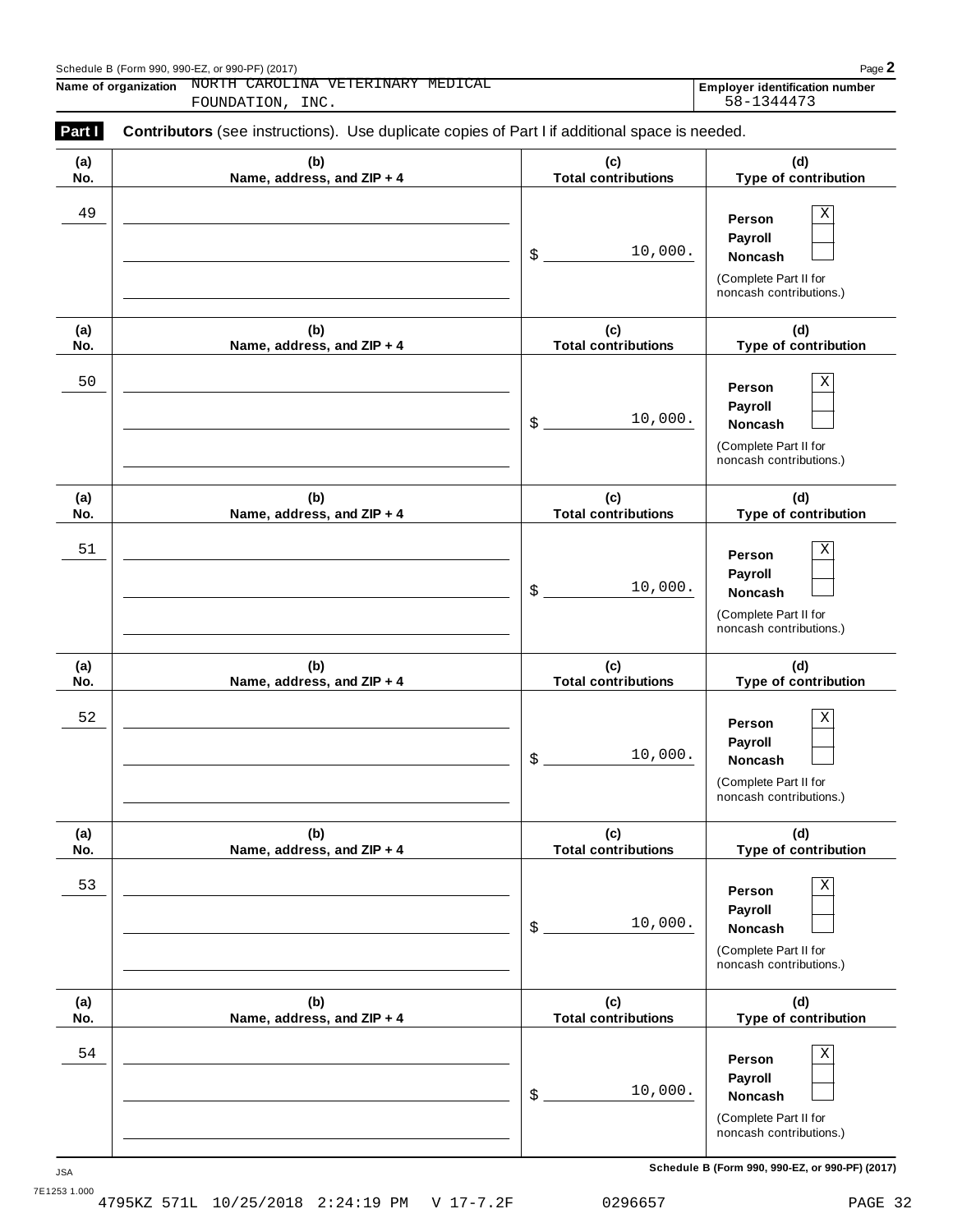Schedule B (Form 990, 990-EZ, or 990-PF) (2017)

**Name of organization** NORTH CAROLINA VETERINARY MEDICAL FOUNDATION, INC.

**Employer identification number** 58-1344473

**Part I** **Contributors** (see instructions). Use duplicate copies of Part I if additional space is needed.

| (a) No. | (b) Name, address, and ZIP + 4 | (c) Total contributions | (d) Type of contribution |
|---|---|---|---|
| 49 | | $ 10,000. | Person X; Payroll; Noncash (Complete Part II for noncash contributions.) |
| 50 | | $ 10,000. | Person X; Payroll; Noncash (Complete Part II for noncash contributions.) |
| 51 | | $ 10,000. | Person X; Payroll; Noncash (Complete Part II for noncash contributions.) |
| 52 | | $ 10,000. | Person X; Payroll; Noncash (Complete Part II for noncash contributions.) |
| 53 | | $ 10,000. | Person X; Payroll; Noncash (Complete Part II for noncash contributions.) |
| 54 | | $ 10,000. | Person X; Payroll; Noncash (Complete Part II for noncash contributions.) |

Schedule B (Form 990, 990-EZ, or 990-PF) (2017)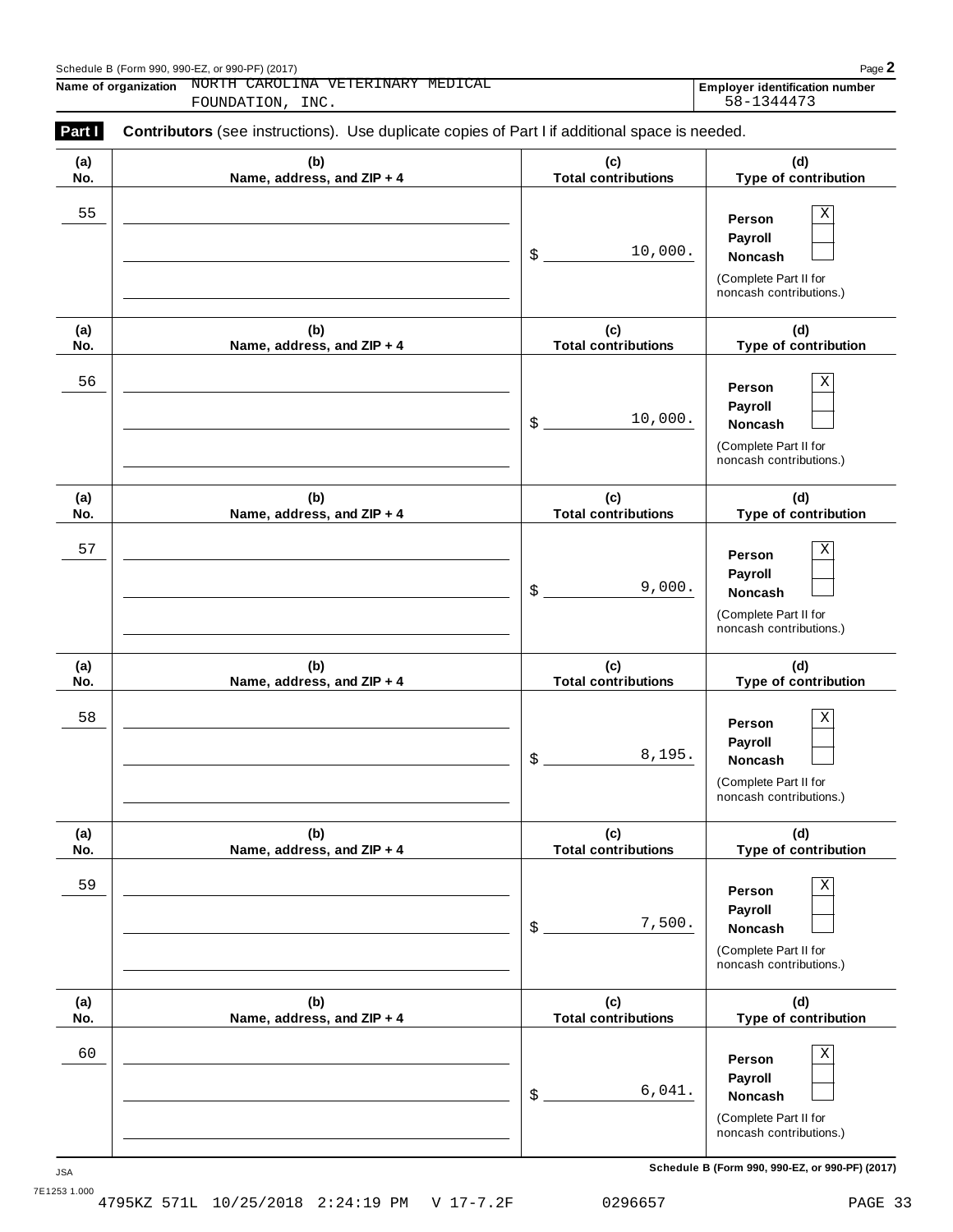Schedule B (Form 990, 990-EZ, or 990-PF) (2017)

**Name of organization** NORTH CAROLINA VETERINARY MEDICAL FOUNDATION, INC.

**Employer identification number** 58-1344473

**Part I** **Contributors** (see instructions). Use duplicate copies of Part I if additional space is needed.

| (a) No. | (b) Name, address, and ZIP + 4 | (c) Total contributions | (d) Type of contribution |
|---|---|---|---|
| 55 | | $ 10,000. | Person [X] Payroll [ ] Noncash [ ] (Complete Part II for noncash contributions.) |
| 56 | | $ 10,000. | Person [X] Payroll [ ] Noncash [ ] (Complete Part II for noncash contributions.) |
| 57 | | $ 9,000. | Person [X] Payroll [ ] Noncash [ ] (Complete Part II for noncash contributions.) |
| 58 | | $ 8,195. | Person [X] Payroll [ ] Noncash [ ] (Complete Part II for noncash contributions.) |
| 59 | | $ 7,500. | Person [X] Payroll [ ] Noncash [ ] (Complete Part II for noncash contributions.) |
| 60 | | $ 6,041. | Person [X] Payroll [ ] Noncash [ ] (Complete Part II for noncash contributions.) |

JSA 7E1253 1.000

Schedule B (Form 990, 990-EZ, or 990-PF) (2017)

4795KZ 571L 10/25/2018 2:24:19 PM V 17-7.2F 0296657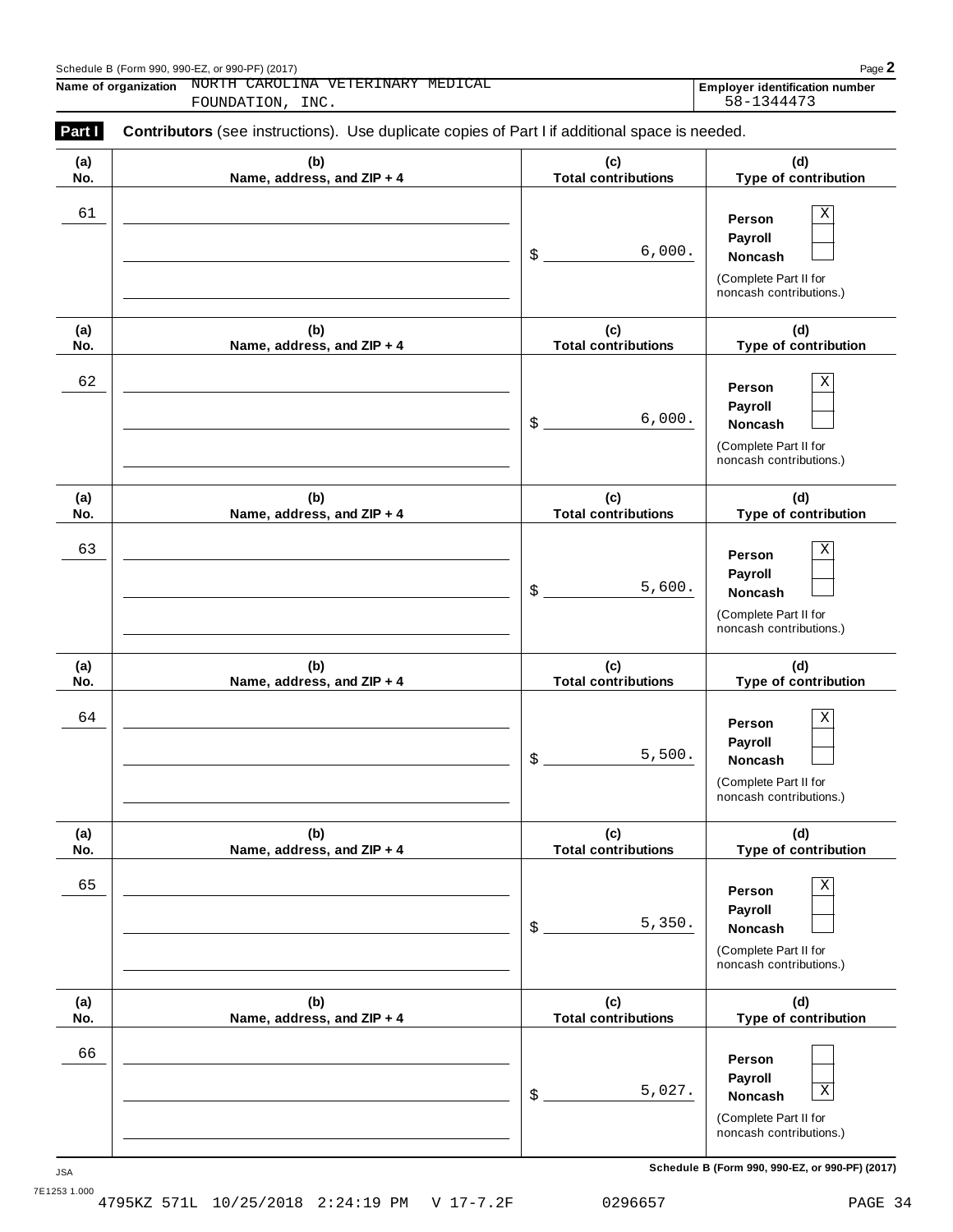Schedule B (Form 990, 990-EZ, or 990-PF) (2017)

**Name of organization** NORTH CAROLINA VETERINARY MEDICAL FOUNDATION, INC.

**Employer identification number** 58-1344473

**Part I** **Contributors** (see instructions). Use duplicate copies of Part I if additional space is needed.

| (a) No. | (b) Name, address, and ZIP + 4 | (c) Total contributions | (d) Type of contribution |
|---|---|---|---|
| 61 | | $ 6,000. | Person [X] Payroll [ ] Noncash [ ] (Complete Part II for noncash contributions.) |
| 62 | | $ 6,000. | Person [X] Payroll [ ] Noncash [ ] (Complete Part II for noncash contributions.) |
| 63 | | $ 5,600. | Person [X] Payroll [ ] Noncash [ ] (Complete Part II for noncash contributions.) |
| 64 | | $ 5,500. | Person [X] Payroll [ ] Noncash [ ] (Complete Part II for noncash contributions.) |
| 65 | | $ 5,350. | Person [X] Payroll [ ] Noncash [ ] (Complete Part II for noncash contributions.) |
| 66 | | $ 5,027. | Person [ ] Payroll [ ] Noncash [X] (Complete Part II for noncash contributions.) |

**Schedule B (Form 990, 990-EZ, or 990-PF) (2017)**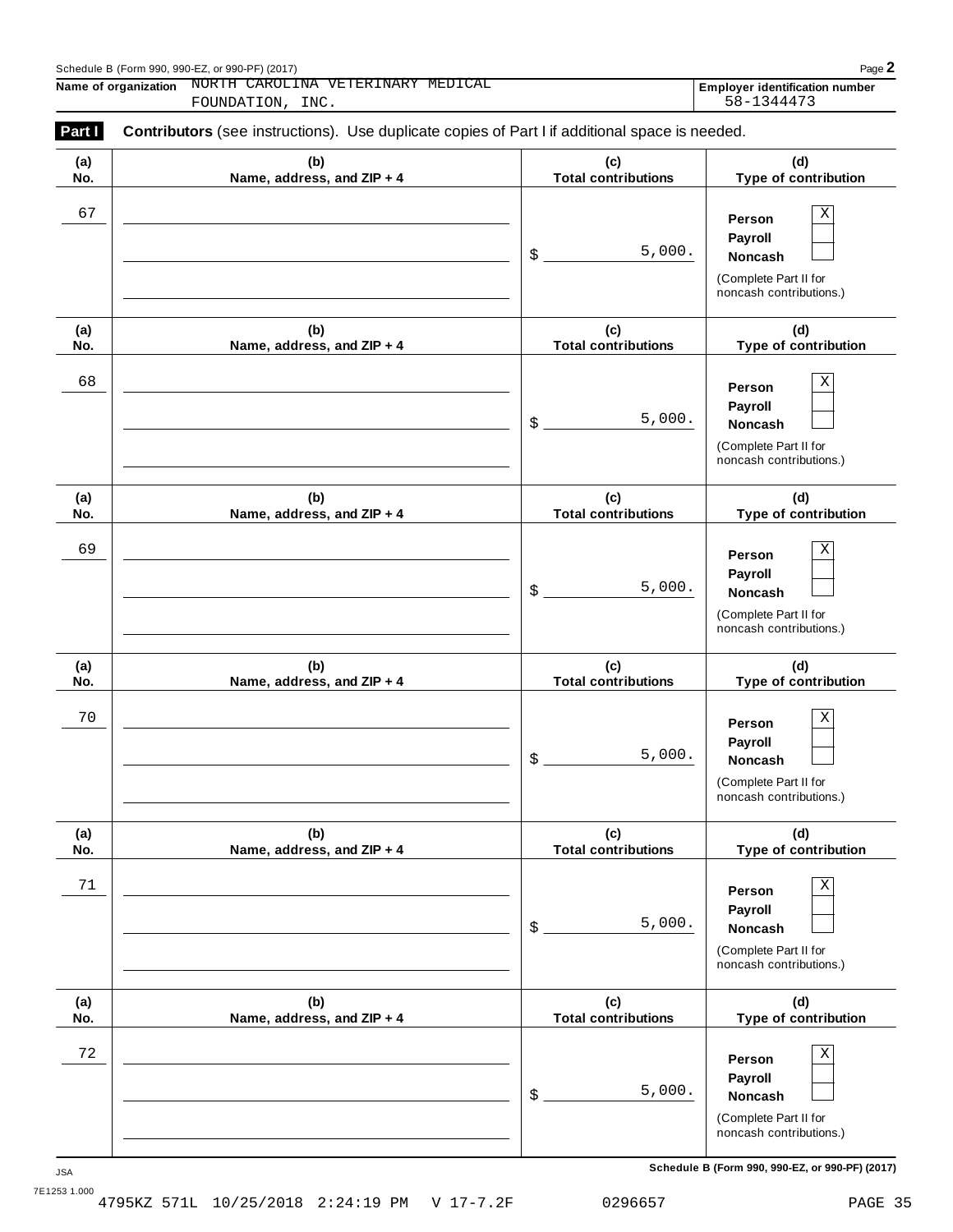Schedule B (Form 990, 990-EZ, or 990-PF) (2017)

**Name of organization** NORTH CAROLINA VETERINARY MEDICAL FOUNDATION, INC.

**Employer identification number** 58-1344473

**Part I** **Contributors** (see instructions). Use duplicate copies of Part I if additional space is needed.

| (a) No. | (b) Name, address, and ZIP + 4 | (c) Total contributions | (d) Type of contribution |
|---|---|---|---|
| 67 | | $ 5,000. | Person [X] Payroll [ ] Noncash [ ] (Complete Part II for noncash contributions.) |
| 68 | | $ 5,000. | Person [X] Payroll [ ] Noncash [ ] (Complete Part II for noncash contributions.) |
| 69 | | $ 5,000. | Person [X] Payroll [ ] Noncash [ ] (Complete Part II for noncash contributions.) |
| 70 | | $ 5,000. | Person [X] Payroll [ ] Noncash [ ] (Complete Part II for noncash contributions.) |
| 71 | | $ 5,000. | Person [X] Payroll [ ] Noncash [ ] (Complete Part II for noncash contributions.) |
| 72 | | $ 5,000. | Person [X] Payroll [ ] Noncash [ ] (Complete Part II for noncash contributions.) |

Schedule B (Form 990, 990-EZ, or 990-PF) (2017)

JSA
7E1253 1.000
4795KZ 571L 10/25/2018 2:24:19 PM V 17-7.2F 0296657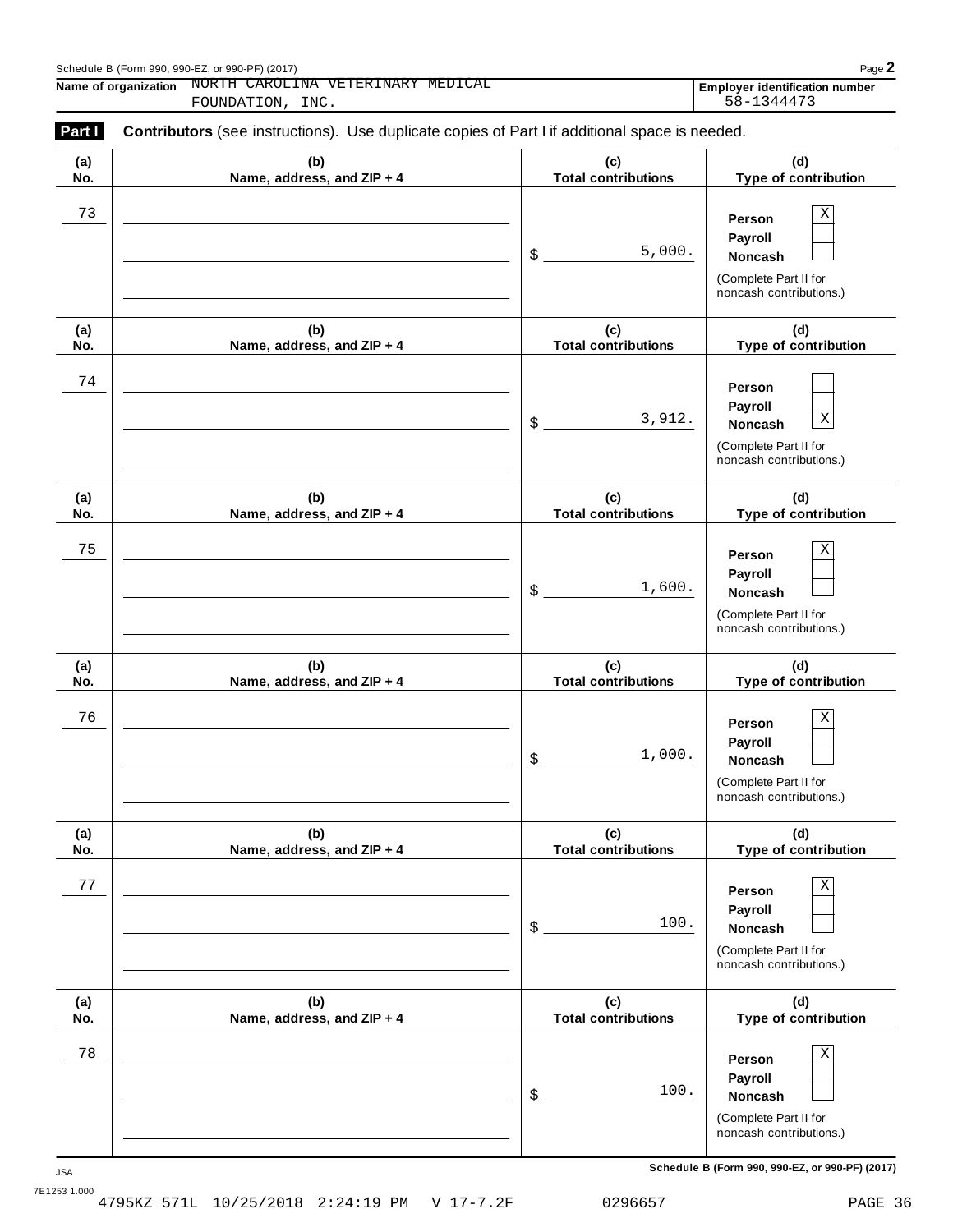Name of organization NORTH CAROLINA VETERINARY MEDICAL FOUNDATION, INC.

**Employer identification number** 58-1344473

**Part I** **Contributors** (see instructions). Use duplicate copies of Part I if additional space is needed.

| (a) No. | (b) Name, address, and ZIP + 4 | (c) Total contributions | (d) Type of contribution |
|---|---|---|---|
| 73 | | $ 5,000. | Person [X] Payroll [ ] Noncash [ ] (Complete Part II for noncash contributions.) |
| 74 | | $ 3,912. | Person [ ] Payroll [ ] Noncash [X] (Complete Part II for noncash contributions.) |
| 75 | | $ 1,600. | Person [X] Payroll [ ] Noncash [ ] (Complete Part II for noncash contributions.) |
| 76 | | $ 1,000. | Person [X] Payroll [ ] Noncash [ ] (Complete Part II for noncash contributions.) |
| 77 | | $ 100. | Person [X] Payroll [ ] Noncash [ ] (Complete Part II for noncash contributions.) |
| 78 | | $ 100. | Person [X] Payroll [ ] Noncash [ ] (Complete Part II for noncash contributions.) |

**Schedule B (Form 990, 990-EZ, or 990-PF) (2017)**

4795KZ 571L 10/25/2018 2:24:19 PM V 17-7.2F 0296657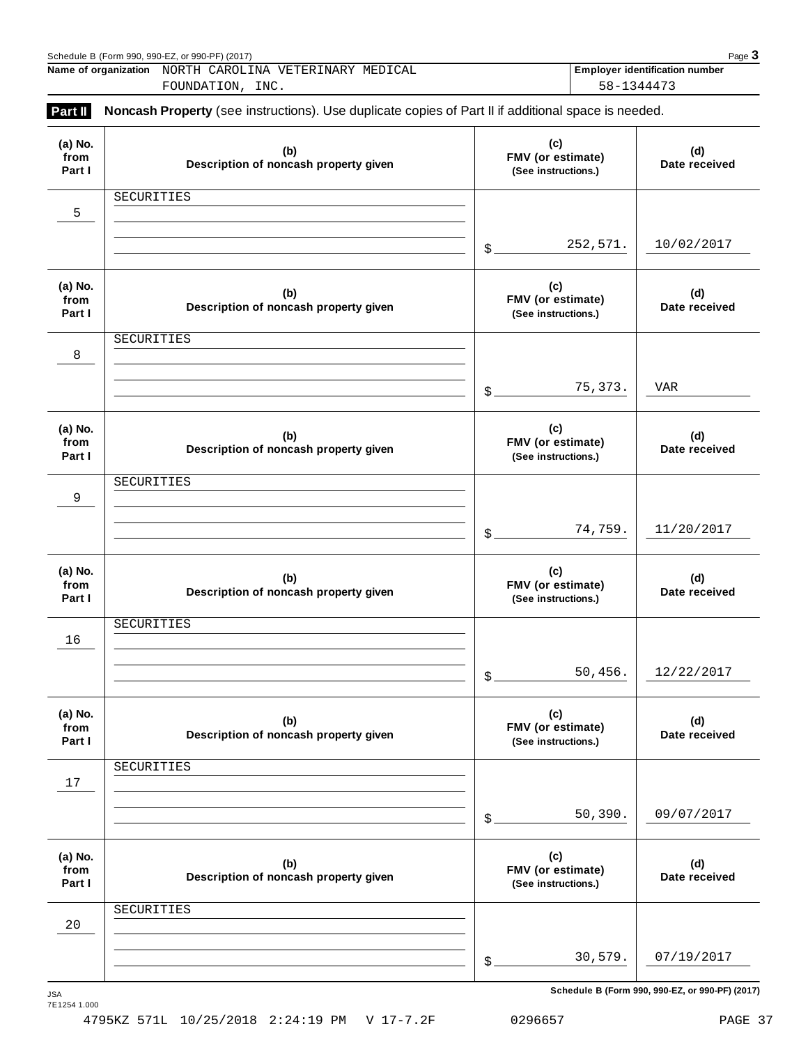Schedule B (Form 990, 990-EZ, or 990-PF) (2017)

**Name of organization** NORTH CAROLINA VETERINARY MEDICAL FOUNDATION, INC.

**Employer identification number** 58-1344473

## Part II Noncash Property (see instructions). Use duplicate copies of Part II if additional space is needed.

| (a) No. from Part I | (b) Description of noncash property given | (c) FMV (or estimate) (See instructions.) | (d) Date received |
|---|---|---|---|
| 5 | SECURITIES | $ 252,571. | 10/02/2017 |
| 8 | SECURITIES | $ 75,373. | VAR |
| 9 | SECURITIES | $ 74,759. | 11/20/2017 |
| 16 | SECURITIES | $ 50,456. | 12/22/2017 |
| 17 | SECURITIES | $ 50,390. | 09/07/2017 |
| 20 | SECURITIES | $ 30,579. | 07/19/2017 |

Schedule B (Form 990, 990-EZ, or 990-PF) (2017)

JSA
7E1254 1.000

4795KZ 571L 10/25/2018 2:24:19 PM V 17-7.2F 0296657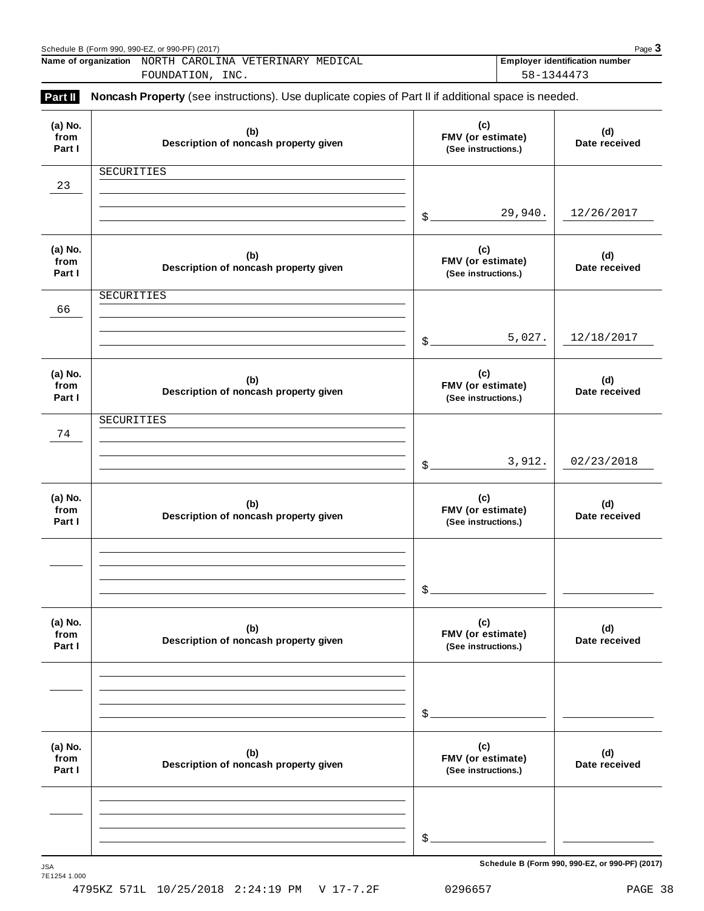Schedule B (Form 990, 990-EZ, or 990-PF) (2017)

**Name of organization** NORTH CAROLINA VETERINARY MEDICAL FOUNDATION, INC.

**Employer identification number** 58-1344473

## Part II Noncash Property (see instructions). Use duplicate copies of Part II if additional space is needed.

| (a) No. from Part I | (b) Description of noncash property given | (c) FMV (or estimate) (See instructions.) | (d) Date received |
|---|---|---|---|
| 23 | SECURITIES | $ 29,940. | 12/26/2017 |
| 66 | SECURITIES | $ 5,027. | 12/18/2017 |
| 74 | SECURITIES | $ 3,912. | 02/23/2018 |
| | | $ | |
| | | $ | |
| | | $ | |

Schedule B (Form 990, 990-EZ, or 990-PF) (2017)

JSA
7E1254 1.000

4795KZ 571L 10/25/2018 2:24:19 PM V 17-7.2F 0296657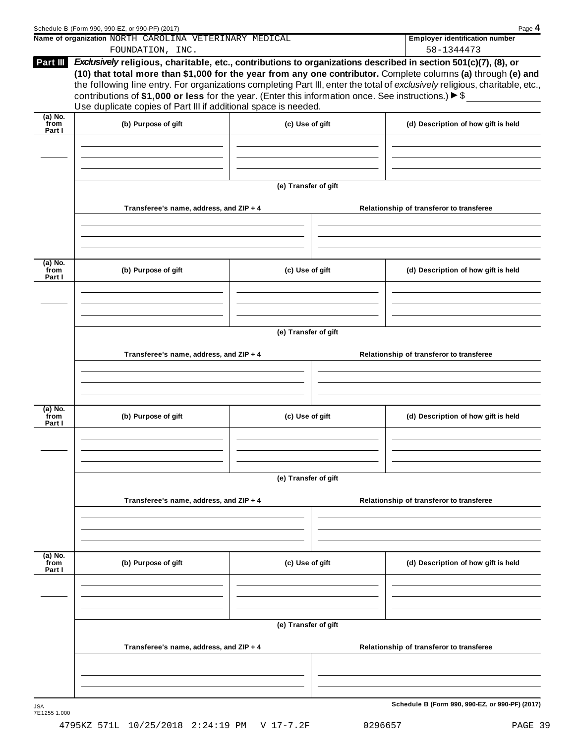Name of organization NORTH CAROLINA VETERINARY MEDICAL FOUNDATION, INC.

Employer identification number 58-1344473

## Part III *Exclusively* religious, charitable, etc., contributions to organizations described in section 501(c)(7), (8), or (10) that total more than $1,000 for the year from any one contributor.

Complete columns **(a)** through **(e)** and the following line entry. For organizations completing Part III, enter the total of *exclusively* religious, charitable, etc., contributions of **$1,000 or less** for the year. (Enter this information once. See instructions.) ► $

Use duplicate copies of Part III if additional space is needed.

| (a) No. from Part I | (b) Purpose of gift | (c) Use of gift | (d) Description of how gift is held |
|---|---|---|---|
| | | | |

**(e) Transfer of gift**

| Transferee's name, address, and ZIP + 4 | Relationship of transferor to transferee |
|---|---|
| | |

| (a) No. from Part I | (b) Purpose of gift | (c) Use of gift | (d) Description of how gift is held |
|---|---|---|---|
| | | | |

**(e) Transfer of gift**

| Transferee's name, address, and ZIP + 4 | Relationship of transferor to transferee |
|---|---|
| | |

| (a) No. from Part I | (b) Purpose of gift | (c) Use of gift | (d) Description of how gift is held |
|---|---|---|---|
| | | | |

**(e) Transfer of gift**

| Transferee's name, address, and ZIP + 4 | Relationship of transferor to transferee |
|---|---|
| | |

| (a) No. from Part I | (b) Purpose of gift | (c) Use of gift | (d) Description of how gift is held |
|---|---|---|---|
| | | | |

**(e) Transfer of gift**

| Transferee's name, address, and ZIP + 4 | Relationship of transferor to transferee |
|---|---|
| | |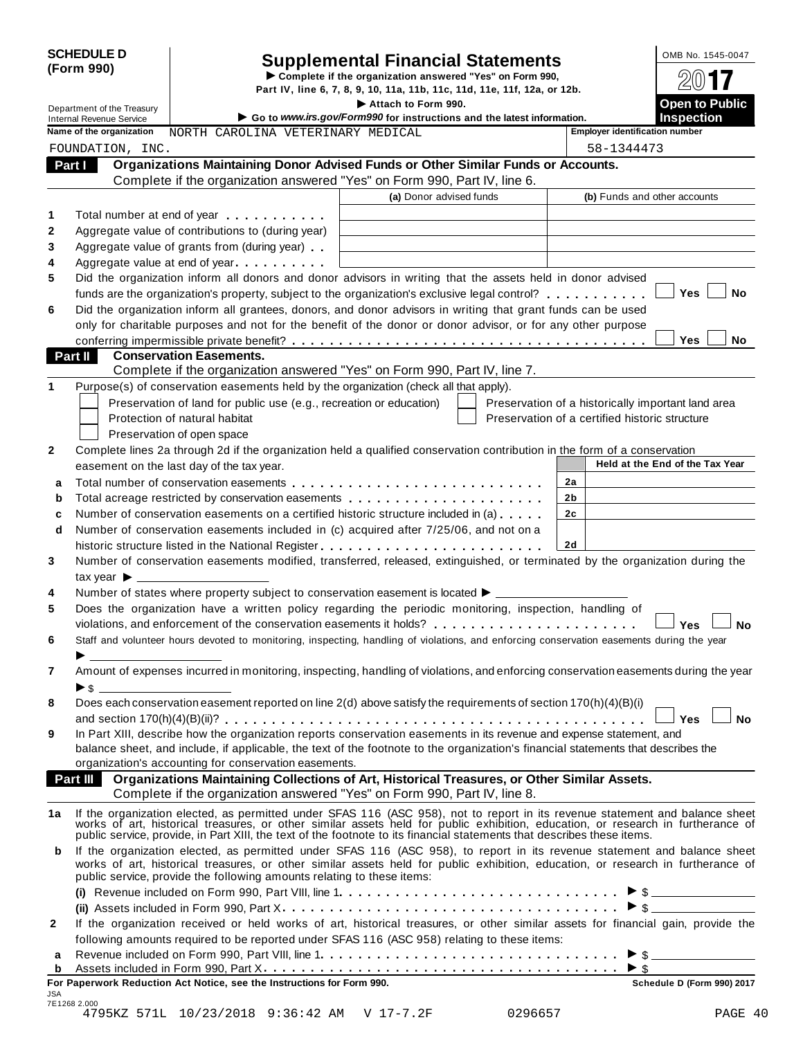**SCHEDULE D (Form 990)**

Department of the Treasury
Internal Revenue Service

# Supplemental Financial Statements

▶ Complete if the organization answered "Yes" on Form 990, Part IV, line 6, 7, 8, 9, 10, 11a, 11b, 11c, 11d, 11e, 11f, 12a, or 12b.

▶ Attach to Form 990.

▶ Go to *www.irs.gov/Form990* for instructions and the latest information.

OMB No. 1545-0047

**2017**

**Open to Public Inspection**

Name of the organization: NORTH CAROLINA VETERINARY MEDICAL FOUNDATION, INC.

Employer identification number: 58-1344473

## Part I Organizations Maintaining Donor Advised Funds or Other Similar Funds or Accounts.

Complete if the organization answered "Yes" on Form 990, Part IV, line 6.

| | | (a) Donor advised funds | (b) Funds and other accounts |
|---|---|---|---|
| 1 | Total number at end of year | | |
| 2 | Aggregate value of contributions to (during year) | | |
| 3 | Aggregate value of grants from (during year) | | |
| 4 | Aggregate value at end of year | | |

5 Did the organization inform all donors and donor advisors in writing that the assets held in donor advised funds are the organization's property, subject to the organization's exclusive legal control? ☐ Yes ☐ No

6 Did the organization inform all grantees, donors, and donor advisors in writing that grant funds can be used only for charitable purposes and not for the benefit of the donor or donor advisor, or for any other purpose conferring impermissible private benefit? ☐ Yes ☐ No

## Part II Conservation Easements.

Complete if the organization answered "Yes" on Form 990, Part IV, line 7.

1 Purpose(s) of conservation easements held by the organization (check all that apply).

- ☐ Preservation of land for public use (e.g., recreation or education)
- ☐ Protection of natural habitat
- ☐ Preservation of open space
- ☐ Preservation of a historically important land area
- ☐ Preservation of a certified historic structure

2 Complete lines 2a through 2d if the organization held a qualified conservation contribution in the form of a conservation easement on the last day of the tax year.

| | | | Held at the End of the Tax Year |
|---|---|---|---|
| a | Total number of conservation easements | 2a | |
| b | Total acreage restricted by conservation easements | 2b | |
| c | Number of conservation easements on a certified historic structure included in (a) | 2c | |
| d | Number of conservation easements included in (c) acquired after 7/25/06, and not on a historic structure listed in the National Register | 2d | |

3 Number of conservation easements modified, transferred, released, extinguished, or terminated by the organization during the tax year ▶ ____

4 Number of states where property subject to conservation easement is located ▶ ____

5 Does the organization have a written policy regarding the periodic monitoring, inspection, handling of violations, and enforcement of the conservation easements it holds? ☐ Yes ☐ No

6 Staff and volunteer hours devoted to monitoring, inspecting, handling of violations, and enforcing conservation easements during the year ▶ ____

7 Amount of expenses incurred in monitoring, inspecting, handling of violations, and enforcing conservation easements during the year ▶ $ ____

8 Does each conservation easement reported on line 2(d) above satisfy the requirements of section 170(h)(4)(B)(i) and section 170(h)(4)(B)(ii)? ☐ Yes ☐ No

9 In Part XIII, describe how the organization reports conservation easements in its revenue and expense statement, and balance sheet, and include, if applicable, the text of the footnote to the organization's financial statements that describes the organization's accounting for conservation easements.

## Part III Organizations Maintaining Collections of Art, Historical Treasures, or Other Similar Assets.

Complete if the organization answered "Yes" on Form 990, Part IV, line 8.

1a If the organization elected, as permitted under SFAS 116 (ASC 958), not to report in its revenue statement and balance sheet works of art, historical treasures, or other similar assets held for public exhibition, education, or research in furtherance of public service, provide, in Part XIII, the text of the footnote to its financial statements that describes these items.

b If the organization elected, as permitted under SFAS 116 (ASC 958), to report in its revenue statement and balance sheet works of art, historical treasures, or other similar assets held for public exhibition, education, or research in furtherance of public service, provide the following amounts relating to these items:

(i) Revenue included on Form 990, Part VIII, line 1 ▶ $ ____

(ii) Assets included in Form 990, Part X ▶ $ ____

2 If the organization received or held works of art, historical treasures, or other similar assets for financial gain, provide the following amounts required to be reported under SFAS 116 (ASC 958) relating to these items:

a Revenue included on Form 990, Part VIII, line 1 ▶ $ ____

b Assets included in Form 990, Part X ▶ $ ____

**For Paperwork Reduction Act Notice, see the Instructions for Form 990.** **Schedule D (Form 990) 2017**

JSA 7E1268 2.000

4795KZ 571L 10/23/2018 9:36:42 AM V 17-7.2F 0296657 PAGE 40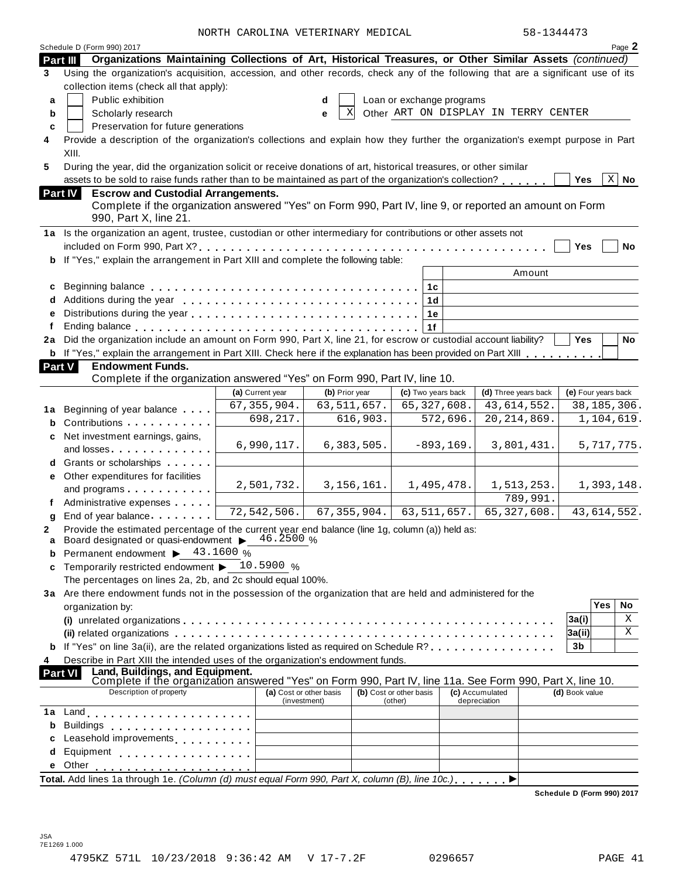NORTH CAROLINA VETERINARY MEDICAL 58-1344473

Schedule D (Form 990) 2017 Page **2**

## Part III Organizations Maintaining Collections of Art, Historical Treasures, or Other Similar Assets *(continued)*

**3** Using the organization's acquisition, accession, and other records, check any of the following that are a significant use of its collection items (check all that apply):

- **a** [ ] Public exhibition
- **b** [ ] Scholarly research
- **c** [ ] Preservation for future generations
- **d** [ ] Loan or exchange programs
- **e** [X] Other ART ON DISPLAY IN TERRY CENTER

**4** Provide a description of the organization's collections and explain how they further the organization's exempt purpose in Part XIII.

**5** During the year, did the organization solicit or receive donations of art, historical treasures, or other similar assets to be sold to raise funds rather than to be maintained as part of the organization's collection? [ ] Yes [X] No

## Part IV Escrow and Custodial Arrangements.

Complete if the organization answered "Yes" on Form 990, Part IV, line 9, or reported an amount on Form 990, Part X, line 21.

**1a** Is the organization an agent, trustee, custodian or other intermediary for contributions or other assets not included on Form 990, Part X? [ ] Yes [ ] No

**b** If "Yes," explain the arrangement in Part XIII and complete the following table:

| | | | Amount |
|---|---|---|---|
| **c** | Beginning balance | 1c | |
| **d** | Additions during the year | 1d | |
| **e** | Distributions during the year | 1e | |
| **f** | Ending balance | 1f | |

**2a** Did the organization include an amount on Form 990, Part X, line 21, for escrow or custodial account liability? [ ] Yes [ ] No

**b** If "Yes," explain the arrangement in Part XIII. Check here if the explanation has been provided on Part XIII [ ]

## Part V Endowment Funds.

Complete if the organization answered "Yes" on Form 990, Part IV, line 10.

| | | (a) Current year | (b) Prior year | (c) Two years back | (d) Three years back | (e) Four years back |
|---|---|---|---|---|---|---|
| **1a** | Beginning of year balance | 67,355,904. | 63,511,657. | 65,327,608. | 43,614,552. | 38,185,306. |
| **b** | Contributions | 698,217. | 616,903. | 572,696. | 20,214,869. | 1,104,619. |
| **c** | Net investment earnings, gains, and losses | 6,990,117. | 6,383,505. | -893,169. | 3,801,431. | 5,717,775. |
| **d** | Grants or scholarships | | | | | |
| **e** | Other expenditures for facilities and programs | 2,501,732. | 3,156,161. | 1,495,478. | 1,513,253. | 1,393,148. |
| **f** | Administrative expenses | | | | 789,991. | |
| **g** | End of year balance | 72,542,506. | 67,355,904. | 63,511,657. | 65,327,608. | 43,614,552. |

**2** Provide the estimated percentage of the current year end balance (line 1g, column (a)) held as:

- **a** Board designated or quasi-endowment ▶ 46.2500 %
- **b** Permanent endowment ▶ 43.1600 %
- **c** Temporarily restricted endowment ▶ 10.5900 %

The percentages on lines 2a, 2b, and 2c should equal 100%.

**3a** Are there endowment funds not in the possession of the organization that are held and administered for the organization by:

| | | | Yes | No |
|---|---|---|---|---|
| | (i) unrelated organizations | 3a(i) | | X |
| | (ii) related organizations | 3a(ii) | | X |
| **b** | If "Yes" on line 3a(ii), are the related organizations listed as required on Schedule R? | 3b | | |

**4** Describe in Part XIII the intended uses of the organization's endowment funds.

## Part VI Land, Buildings, and Equipment.

Complete if the organization answered "Yes" on Form 990, Part IV, line 11a. See Form 990, Part X, line 10.

| Description of property | (a) Cost or other basis (investment) | (b) Cost or other basis (other) | (c) Accumulated depreciation | (d) Book value |
|---|---|---|---|---|
| **1a** Land | | | | |
| **b** Buildings | | | | |
| **c** Leasehold improvements | | | | |
| **d** Equipment | | | | |
| **e** Other | | | | |

**Total.** Add lines 1a through 1e. *(Column (d) must equal Form 990, Part X, column (B), line 10c.)* ▶

**Schedule D (Form 990) 2017**

JSA
7E1269 1.000

4795KZ 571L 10/23/2018 9:36:42 AM V 17-7.2F 0296657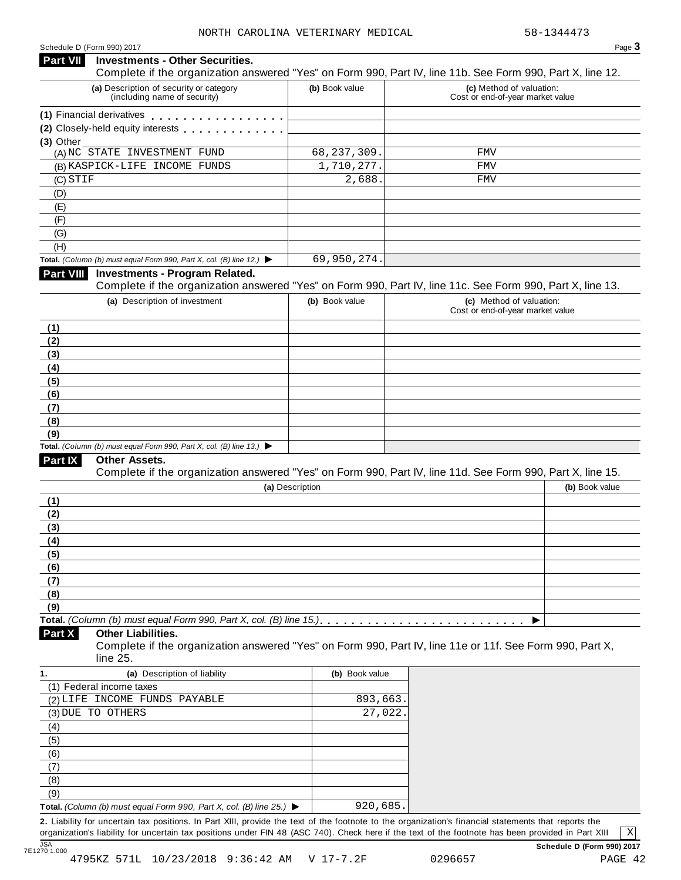NORTH CAROLINA VETERINARY MEDICAL 58-1344473

Schedule D (Form 990) 2017 Page **3**

## Part VII Investments - Other Securities.

Complete if the organization answered "Yes" on Form 990, Part IV, line 11b. See Form 990, Part X, line 12.

| (a) Description of security or category (including name of security) | (b) Book value | (c) Method of valuation: Cost or end-of-year market value |
|---|---|---|
| (1) Financial derivatives | | |
| (2) Closely-held equity interests | | |
| (3) Other | | |
| (A) NC STATE INVESTMENT FUND | 68,237,309. | FMV |
| (B) KASPICK-LIFE INCOME FUNDS | 1,710,277. | FMV |
| (C) STIF | 2,688. | FMV |
| (D) | | |
| (E) | | |
| (F) | | |
| (G) | | |
| (H) | | |
| **Total.** *(Column (b) must equal Form 990, Part X, col. (B) line 12.)* ▶ | 69,950,274. | |

## Part VIII Investments - Program Related.

Complete if the organization answered "Yes" on Form 990, Part IV, line 11c. See Form 990, Part X, line 13.

| (a) Description of investment | (b) Book value | (c) Method of valuation: Cost or end-of-year market value |
|---|---|---|
| (1) | | |
| (2) | | |
| (3) | | |
| (4) | | |
| (5) | | |
| (6) | | |
| (7) | | |
| (8) | | |
| (9) | | |
| **Total.** *(Column (b) must equal Form 990, Part X, col. (B) line 13.)* ▶ | | |

## Part IX Other Assets.

Complete if the organization answered "Yes" on Form 990, Part IV, line 11d. See Form 990, Part X, line 15.

| (a) Description | (b) Book value |
|---|---|
| (1) | |
| (2) | |
| (3) | |
| (4) | |
| (5) | |
| (6) | |
| (7) | |
| (8) | |
| (9) | |
| **Total.** *(Column (b) must equal Form 990, Part X, col. (B) line 15.)* ▶ | |

## Part X Other Liabilities.

Complete if the organization answered "Yes" on Form 990, Part IV, line 11e or 11f. See Form 990, Part X, line 25.

| 1. (a) Description of liability | (b) Book value |
|---|---|
| (1) Federal income taxes | |
| (2) LIFE INCOME FUNDS PAYABLE | 893,663. |
| (3) DUE TO OTHERS | 27,022. |
| (4) | |
| (5) | |
| (6) | |
| (7) | |
| (8) | |
| (9) | |
| **Total.** *(Column (b) must equal Form 990, Part X, col. (B) line 25.)* ▶ | 920,685. |

**2.** Liability for uncertain tax positions. In Part XIII, provide the text of the footnote to the organization's financial statements that reports the organization's liability for uncertain tax positions under FIN 48 (ASC 740). Check here if the text of the footnote has been provided in Part XIII [X]

**Schedule D (Form 990) 2017**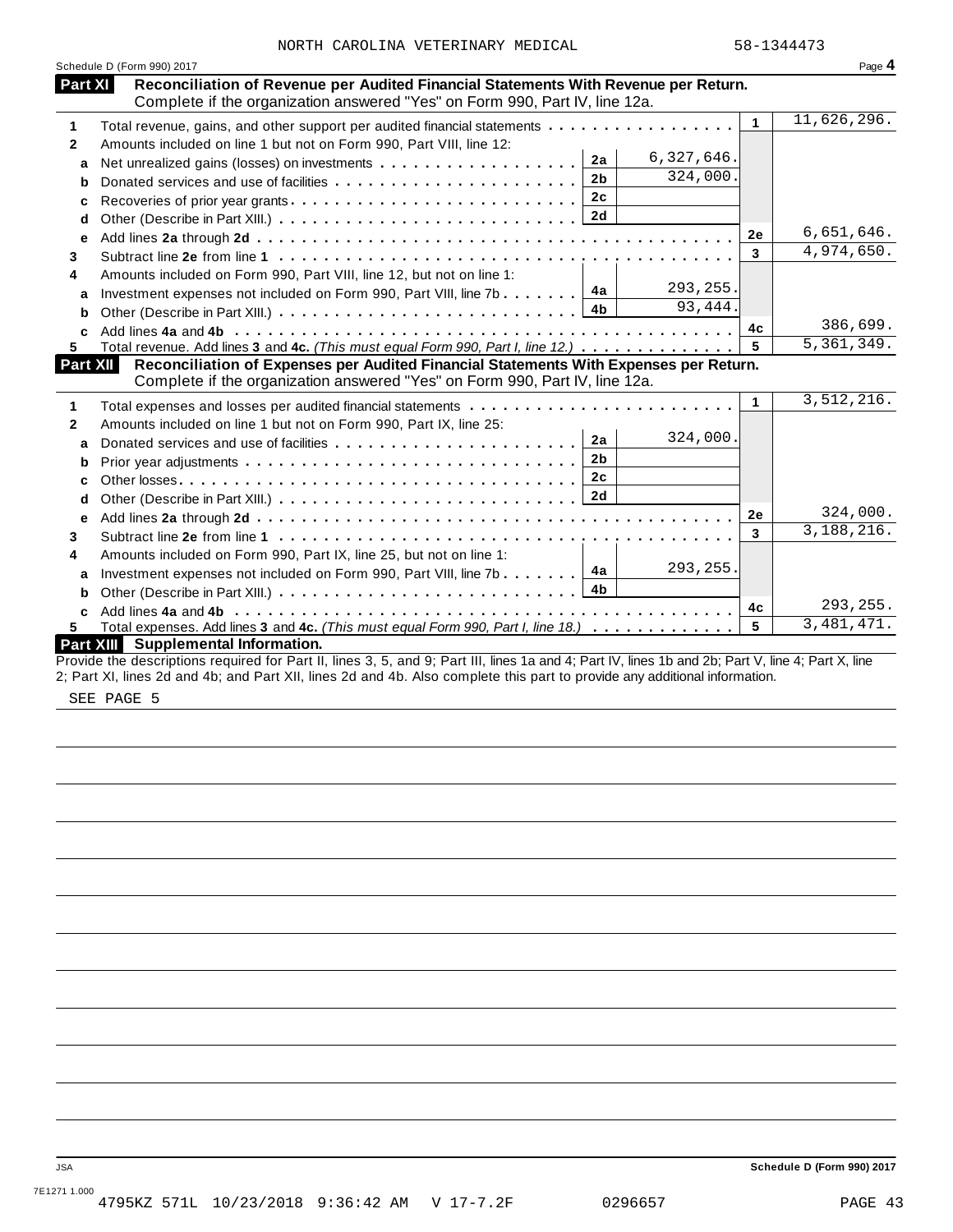NORTH CAROLINA VETERINARY MEDICAL 58-1344473

Schedule D (Form 990) 2017 Page **4**

## Part XI Reconciliation of Revenue per Audited Financial Statements With Revenue per Return.

Complete if the organization answered "Yes" on Form 990, Part IV, line 12a.

| | | | | | |
|---|---|---|---|---|---|
| **1** | Total revenue, gains, and other support per audited financial statements | | | 1 | 11,626,296. |
| **2** | Amounts included on line 1 but not on Form 990, Part VIII, line 12: | | | | |
| a | Net unrealized gains (losses) on investments | 2a | 6,327,646. | | |
| b | Donated services and use of facilities | 2b | 324,000. | | |
| c | Recoveries of prior year grants | 2c | | | |
| d | Other (Describe in Part XIII.) | 2d | | | |
| e | Add lines **2a** through **2d** | | | 2e | 6,651,646. |
| **3** | Subtract line **2e** from line **1** | | | 3 | 4,974,650. |
| **4** | Amounts included on Form 990, Part VIII, line 12, but not on line 1: | | | | |
| a | Investment expenses not included on Form 990, Part VIII, line 7b | 4a | 293,255. | | |
| b | Other (Describe in Part XIII.) | 4b | 93,444. | | |
| c | Add lines **4a** and **4b** | | | 4c | 386,699. |
| **5** | Total revenue. Add lines **3** and **4c.** *(This must equal Form 990, Part I, line 12.)* | | | 5 | 5,361,349. |

## Part XII Reconciliation of Expenses per Audited Financial Statements With Expenses per Return.

Complete if the organization answered "Yes" on Form 990, Part IV, line 12a.

| | | | | | |
|---|---|---|---|---|---|
| **1** | Total expenses and losses per audited financial statements | | | 1 | 3,512,216. |
| **2** | Amounts included on line 1 but not on Form 990, Part IX, line 25: | | | | |
| a | Donated services and use of facilities | 2a | 324,000. | | |
| b | Prior year adjustments | 2b | | | |
| c | Other losses | 2c | | | |
| d | Other (Describe in Part XIII.) | 2d | | | |
| e | Add lines **2a** through **2d** | | | 2e | 324,000. |
| **3** | Subtract line **2e** from line **1** | | | 3 | 3,188,216. |
| **4** | Amounts included on Form 990, Part IX, line 25, but not on line 1: | | | | |
| a | Investment expenses not included on Form 990, Part VIII, line 7b | 4a | 293,255. | | |
| b | Other (Describe in Part XIII.) | 4b | | | |
| c | Add lines **4a** and **4b** | | | 4c | 293,255. |
| **5** | Total expenses. Add lines **3** and **4c.** *(This must equal Form 990, Part I, line 18.)* | | | 5 | 3,481,471. |

## Part XIII Supplemental Information.

Provide the descriptions required for Part II, lines 3, 5, and 9; Part III, lines 1a and 4; Part IV, lines 1b and 2b; Part V, line 4; Part X, line 2; Part XI, lines 2d and 4b; and Part XII, lines 2d and 4b. Also complete this part to provide any additional information.

SEE PAGE 5

JSA

**Schedule D (Form 990) 2017**

7E1271 1.000

4795KZ 571L 10/23/2018 9:36:42 AM V 17-7.2F 0296657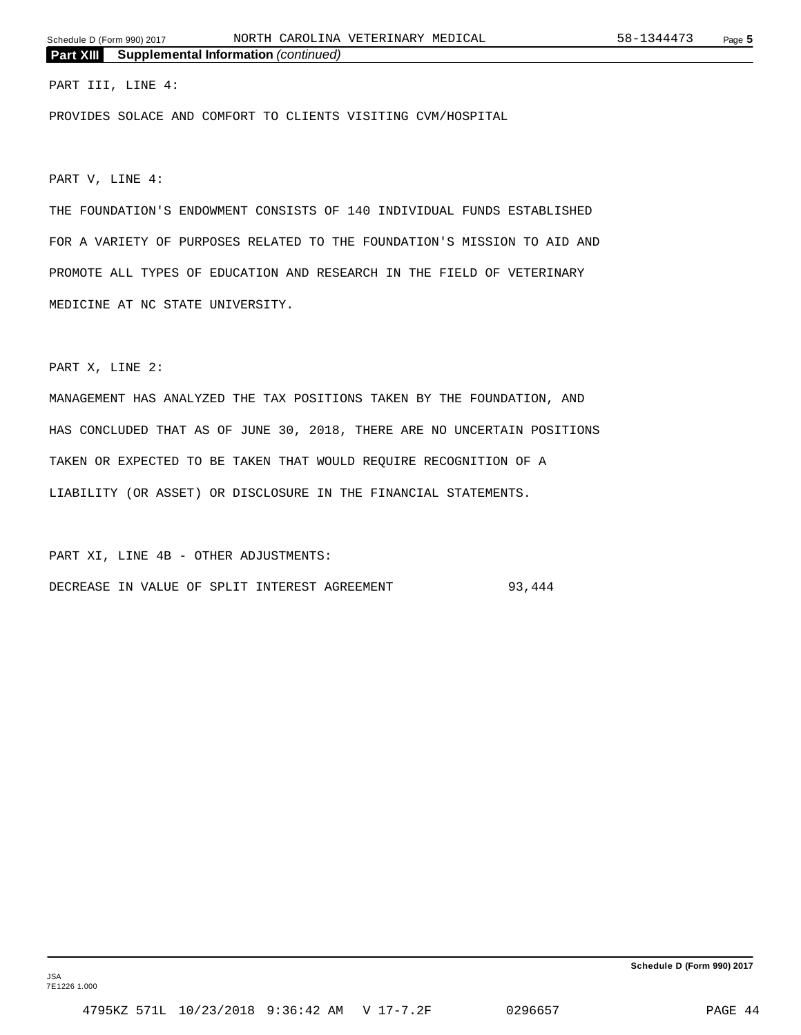**Part XIII Supplemental Information** *(continued)*

PART III, LINE 4:

PROVIDES SOLACE AND COMFORT TO CLIENTS VISITING CVM/HOSPITAL

PART V, LINE 4:

THE FOUNDATION'S ENDOWMENT CONSISTS OF 140 INDIVIDUAL FUNDS ESTABLISHED FOR A VARIETY OF PURPOSES RELATED TO THE FOUNDATION'S MISSION TO AID AND PROMOTE ALL TYPES OF EDUCATION AND RESEARCH IN THE FIELD OF VETERINARY MEDICINE AT NC STATE UNIVERSITY.

PART X, LINE 2:

MANAGEMENT HAS ANALYZED THE TAX POSITIONS TAKEN BY THE FOUNDATION, AND HAS CONCLUDED THAT AS OF JUNE 30, 2018, THERE ARE NO UNCERTAIN POSITIONS TAKEN OR EXPECTED TO BE TAKEN THAT WOULD REQUIRE RECOGNITION OF A LIABILITY (OR ASSET) OR DISCLOSURE IN THE FINANCIAL STATEMENTS.

PART XI, LINE 4B - OTHER ADJUSTMENTS:

| | |
|---|---|
| DECREASE IN VALUE OF SPLIT INTEREST AGREEMENT | 93,444 |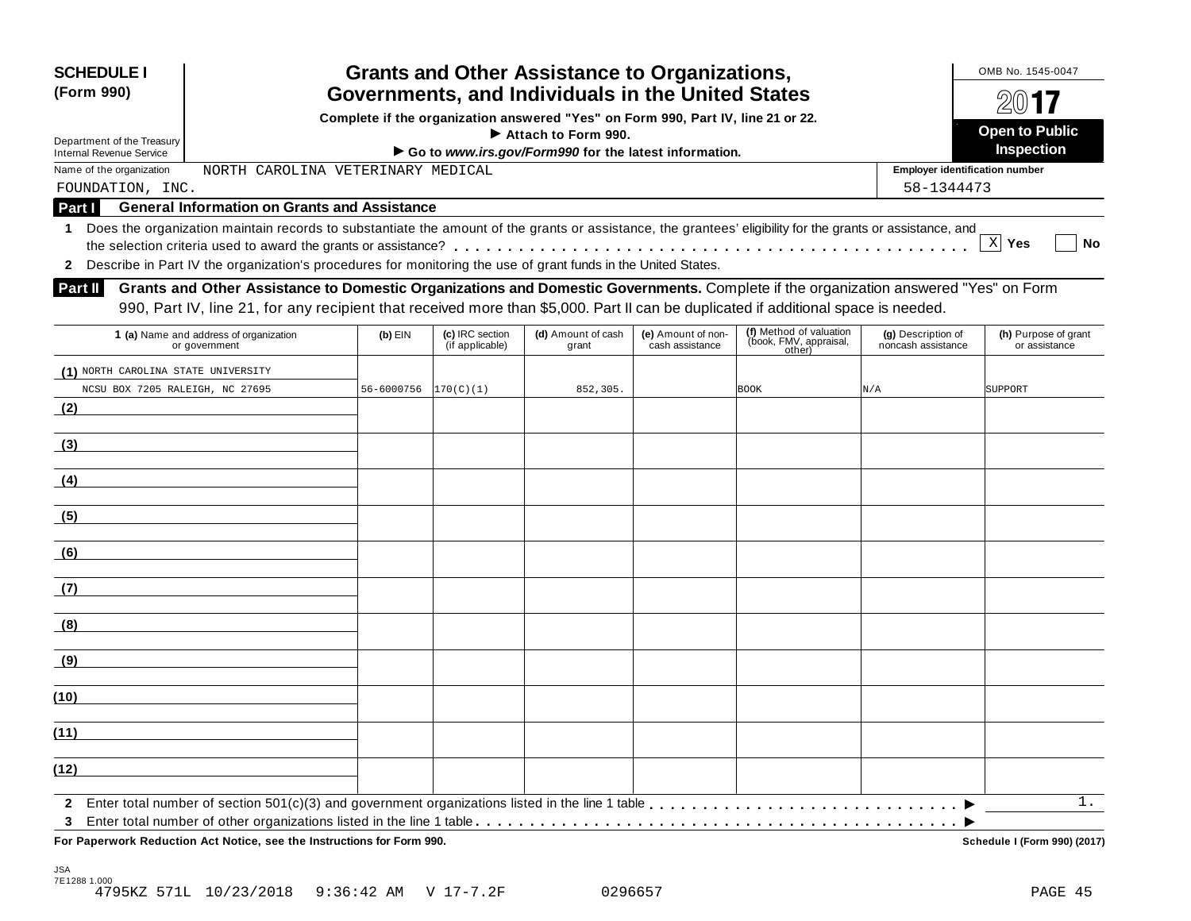**SCHEDULE I (Form 990)**

Department of the Treasury
Internal Revenue Service

# Grants and Other Assistance to Organizations, Governments, and Individuals in the United States

**Complete if the organization answered "Yes" on Form 990, Part IV, line 21 or 22.**
**▶ Attach to Form 990.**
**▶ Go to *www.irs.gov/Form990* for the latest information.**

OMB No. 1545-0047

**2017**

**Open to Public Inspection**

Name of the organization: NORTH CAROLINA VETERINARY MEDICAL FOUNDATION, INC.

Employer identification number: 58-1344473

## Part I General Information on Grants and Assistance

**1** Does the organization maintain records to substantiate the amount of the grants or assistance, the grantees' eligibility for the grants or assistance, and the selection criteria used to award the grants or assistance? . . . . . [X] **Yes** [ ] **No**

**2** Describe in Part IV the organization's procedures for monitoring the use of grant funds in the United States.

## Part II Grants and Other Assistance to Domestic Organizations and Domestic Governments.

Complete if the organization answered "Yes" on Form 990, Part IV, line 21, for any recipient that received more than $5,000. Part II can be duplicated if additional space is needed.

| 1 (a) Name and address of organization or government | (b) EIN | (c) IRC section (if applicable) | (d) Amount of cash grant | (e) Amount of non-cash assistance | (f) Method of valuation (book, FMV, appraisal, other) | (g) Description of noncash assistance | (h) Purpose of grant or assistance |
|---|---|---|---|---|---|---|---|
| (1) NORTH CAROLINA STATE UNIVERSITY NCSU BOX 7205 RALEIGH, NC 27695 | 56-6000756 | 170(C)(1) | 852,305. | | BOOK | N/A | SUPPORT |
| (2) | | | | | | | |
| (3) | | | | | | | |
| (4) | | | | | | | |
| (5) | | | | | | | |
| (6) | | | | | | | |
| (7) | | | | | | | |
| (8) | | | | | | | |
| (9) | | | | | | | |
| (10) | | | | | | | |
| (11) | | | | | | | |
| (12) | | | | | | | |

**2** Enter total number of section 501(c)(3) and government organizations listed in the line 1 table . . . . . ▶ 1.

**3** Enter total number of other organizations listed in the line 1 table . . . . . ▶

**For Paperwork Reduction Act Notice, see the Instructions for Form 990.**

**Schedule I (Form 990) (2017)**

JSA
7E1288 1.000
4795KZ 571L 10/23/2018 9:36:42 AM V 17-7.2F 0296657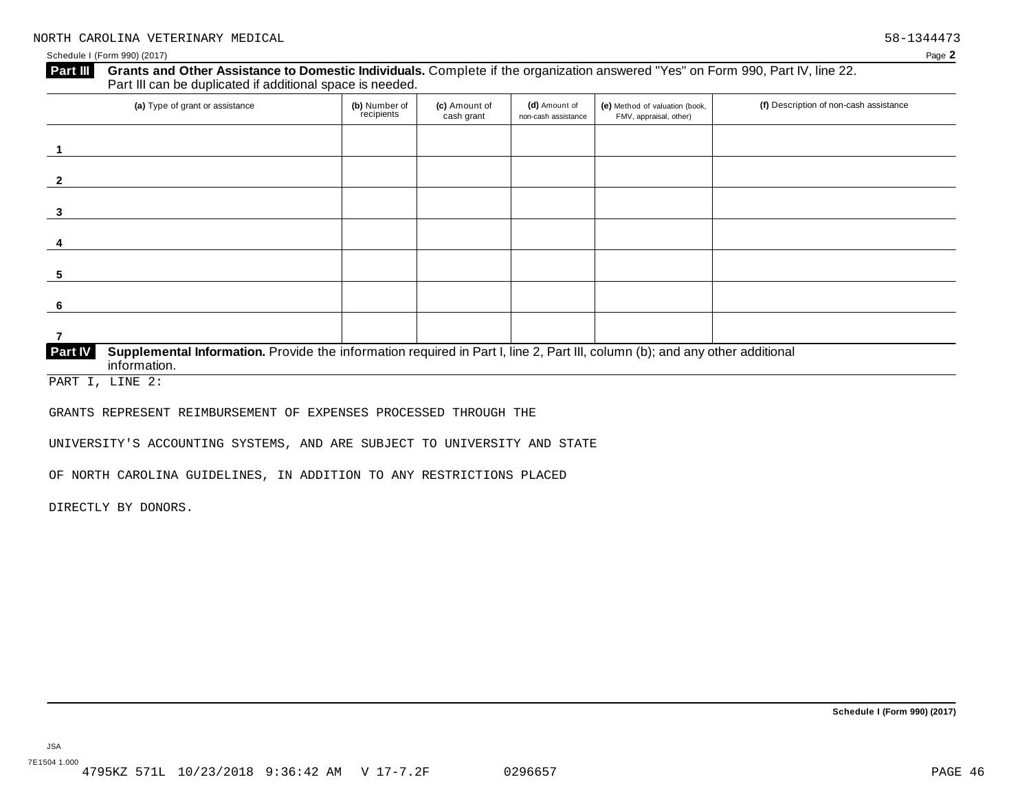NORTH CAROLINA VETERINARY MEDICAL 58-1344473

Schedule I (Form 990) (2017)

**Part III** **Grants and Other Assistance to Domestic Individuals.** Complete if the organization answered "Yes" on Form 990, Part IV, line 22. Part III can be duplicated if additional space is needed.

| (a) Type of grant or assistance | (b) Number of recipients | (c) Amount of cash grant | (d) Amount of non-cash assistance | (e) Method of valuation (book, FMV, appraisal, other) | (f) Description of non-cash assistance |
|---|---|---|---|---|---|
| 1 | | | | | |
| 2 | | | | | |
| 3 | | | | | |
| 4 | | | | | |
| 5 | | | | | |
| 6 | | | | | |
| 7 | | | | | |

**Part IV** **Supplemental Information.** Provide the information required in Part I, line 2, Part III, column (b); and any other additional information.

PART I, LINE 2:

GRANTS REPRESENT REIMBURSEMENT OF EXPENSES PROCESSED THROUGH THE

UNIVERSITY'S ACCOUNTING SYSTEMS, AND ARE SUBJECT TO UNIVERSITY AND STATE

OF NORTH CAROLINA GUIDELINES, IN ADDITION TO ANY RESTRICTIONS PLACED

DIRECTLY BY DONORS.

**Schedule I (Form 990) (2017)**

JSA

7E1504 1.000
4795KZ 571L 10/23/2018 9:36:42 AM V 17-7.2F 0296657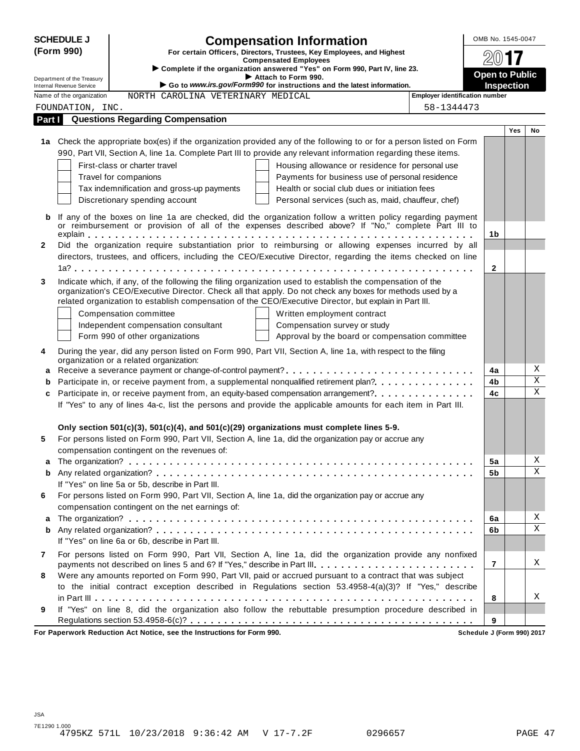**SCHEDULE J (Form 990)**

# Compensation Information

**For certain Officers, Directors, Trustees, Key Employees, and Highest Compensated Employees**

▶ Complete if the organization answered "Yes" on Form 990, Part IV, line 23.
▶ Attach to Form 990.
▶ Go to *www.irs.gov/Form990* for instructions and the latest information.

Department of the Treasury
Internal Revenue Service

OMB No. 1545-0047

2017

**Open to Public Inspection**

Name of the organization: NORTH CAROLINA VETERINARY MEDICAL FOUNDATION, INC.

Employer identification number: 58-1344473

## Part I Questions Regarding Compensation

| | | | Yes | No |
|---|---|---|---|---|
| **1a** | Check the appropriate box(es) if the organization provided any of the following to or for a person listed on Form 990, Part VII, Section A, line 1a. Complete Part III to provide any relevant information regarding these items.<br>☐ First-class or charter travel ☐ Housing allowance or residence for personal use<br>☐ Travel for companions ☐ Payments for business use of personal residence<br>☐ Tax indemnification and gross-up payments ☐ Health or social club dues or initiation fees<br>☐ Discretionary spending account ☐ Personal services (such as, maid, chauffeur, chef) | | | |
| **b** | If any of the boxes on line 1a are checked, did the organization follow a written policy regarding payment or reimbursement or provision of all of the expenses described above? If "No," complete Part III to explain | 1b | | |
| **2** | Did the organization require substantiation prior to reimbursing or allowing expenses incurred by all directors, trustees, and officers, including the CEO/Executive Director, regarding the items checked on line 1a? | 2 | | |
| **3** | Indicate which, if any, of the following the filing organization used to establish the compensation of the organization's CEO/Executive Director. Check all that apply. Do not check any boxes for methods used by a related organization to establish compensation of the CEO/Executive Director, but explain in Part III.<br>☐ Compensation committee ☐ Written employment contract<br>☐ Independent compensation consultant ☐ Compensation survey or study<br>☐ Form 990 of other organizations ☐ Approval by the board or compensation committee | | | |
| **4** | During the year, did any person listed on Form 990, Part VII, Section A, line 1a, with respect to the filing organization or a related organization: | | | |
| **a** | Receive a severance payment or change-of-control payment? | 4a | | X |
| **b** | Participate in, or receive payment from, a supplemental nonqualified retirement plan? | 4b | | X |
| **c** | Participate in, or receive payment from, an equity-based compensation arrangement? | 4c | | X |
| | If "Yes" to any of lines 4a-c, list the persons and provide the applicable amounts for each item in Part III. | | | |
| | **Only section 501(c)(3), 501(c)(4), and 501(c)(29) organizations must complete lines 5-9.** | | | |
| **5** | For persons listed on Form 990, Part VII, Section A, line 1a, did the organization pay or accrue any compensation contingent on the revenues of: | | | |
| **a** | The organization? | 5a | | X |
| **b** | Any related organization? | 5b | | X |
| | If "Yes" on line 5a or 5b, describe in Part III. | | | |
| **6** | For persons listed on Form 990, Part VII, Section A, line 1a, did the organization pay or accrue any compensation contingent on the net earnings of: | | | |
| **a** | The organization? | 6a | | X |
| **b** | Any related organization? | 6b | | X |
| | If "Yes" on line 6a or 6b, describe in Part III. | | | |
| **7** | For persons listed on Form 990, Part VII, Section A, line 1a, did the organization provide any nonfixed payments not described on lines 5 and 6? If "Yes," describe in Part III. | 7 | | X |
| **8** | Were any amounts reported on Form 990, Part VII, paid or accrued pursuant to a contract that was subject to the initial contract exception described in Regulations section 53.4958-4(a)(3)? If "Yes," describe in Part III | 8 | | X |
| **9** | If "Yes" on line 8, did the organization also follow the rebuttable presumption procedure described in Regulations section 53.4958-6(c)? | 9 | | |

**For Paperwork Reduction Act Notice, see the Instructions for Form 990.** Schedule J (Form 990) 2017

JSA
7E1290 1.000
4795KZ 571L 10/23/2018 9:36:42 AM V 17-7.2F 0296657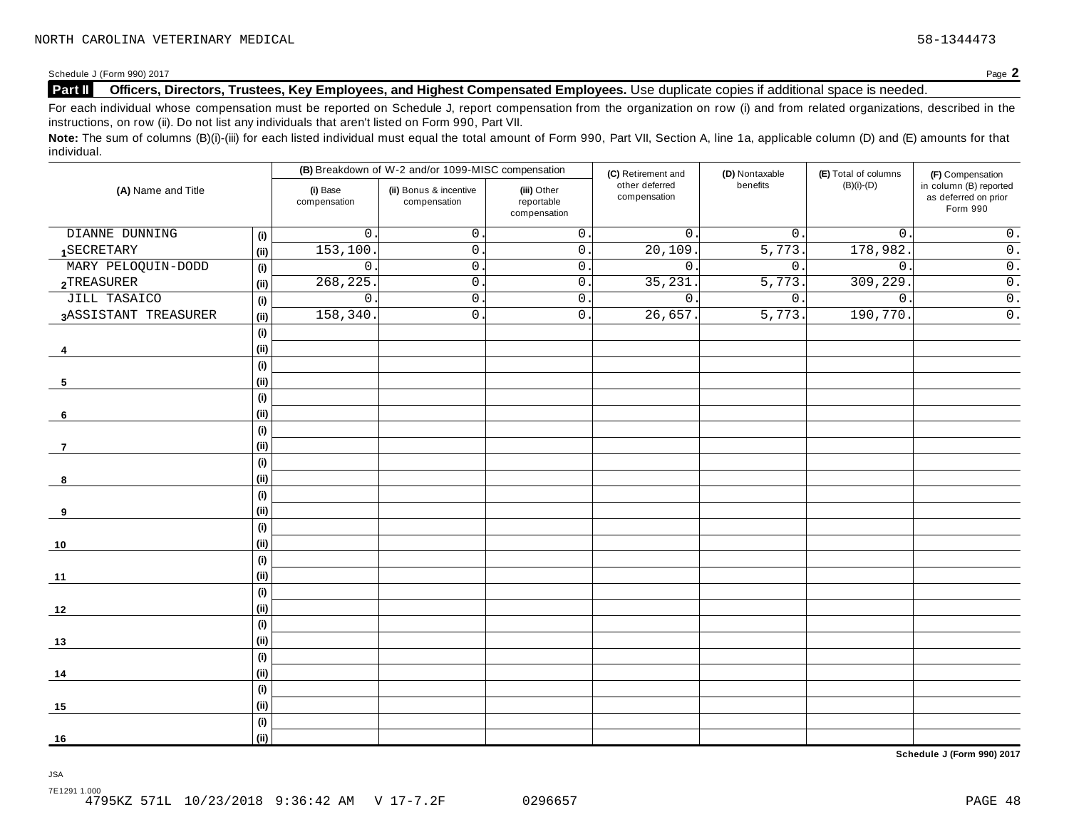Schedule J (Form 990) 2017

## Part II Officers, Directors, Trustees, Key Employees, and Highest Compensated Employees. Use duplicate copies if additional space is needed.

For each individual whose compensation must be reported on Schedule J, report compensation from the organization on row (i) and from related organizations, described in the instructions, on row (ii). Do not list any individuals that aren't listed on Form 990, Part VII.

**Note:** The sum of columns (B)(i)-(iii) for each listed individual must equal the total amount of Form 990, Part VII, Section A, line 1a, applicable column (D) and (E) amounts for that individual.

| (A) Name and Title | | (B) Breakdown of W-2 and/or 1099-MISC compensation | | | (C) Retirement and other deferred compensation | (D) Nontaxable benefits | (E) Total of columns (B)(i)-(D) | (F) Compensation in column (B) reported as deferred on prior Form 990 |
|---|---|---|---|---|---|---|---|---|
| | | (i) Base compensation | (ii) Bonus & incentive compensation | (iii) Other reportable compensation | | | | |
| 1 DIANNE DUNNING SECRETARY | (i) | 0. | 0. | 0. | 0. | 0. | 0. | 0. |
| | (ii) | 153,100. | 0. | 0. | 20,109. | 5,773. | 178,982. | 0. |
| 2 MARY PELOQUIN-DODD TREASURER | (i) | 0. | 0. | 0. | 0. | 0. | 0. | 0. |
| | (ii) | 268,225. | 0. | 0. | 35,231. | 5,773. | 309,229. | 0. |
| 3 JILL TASAICO ASSISTANT TREASURER | (i) | 0. | 0. | 0. | 0. | 0. | 0. | 0. |
| | (ii) | 158,340. | 0. | 0. | 26,657. | 5,773. | 190,770. | 0. |
| 4 | (i) | | | | | | | |
| | (ii) | | | | | | | |
| 5 | (i) | | | | | | | |
| | (ii) | | | | | | | |
| 6 | (i) | | | | | | | |
| | (ii) | | | | | | | |
| 7 | (i) | | | | | | | |
| | (ii) | | | | | | | |
| 8 | (i) | | | | | | | |
| | (ii) | | | | | | | |
| 9 | (i) | | | | | | | |
| | (ii) | | | | | | | |
| 10 | (i) | | | | | | | |
| | (ii) | | | | | | | |
| 11 | (i) | | | | | | | |
| | (ii) | | | | | | | |
| 12 | (i) | | | | | | | |
| | (ii) | | | | | | | |
| 13 | (i) | | | | | | | |
| | (ii) | | | | | | | |
| 14 | (i) | | | | | | | |
| | (ii) | | | | | | | |
| 15 | (i) | | | | | | | |
| | (ii) | | | | | | | |
| 16 | (i) | | | | | | | |
| | (ii) | | | | | | | |

Schedule J (Form 990) 2017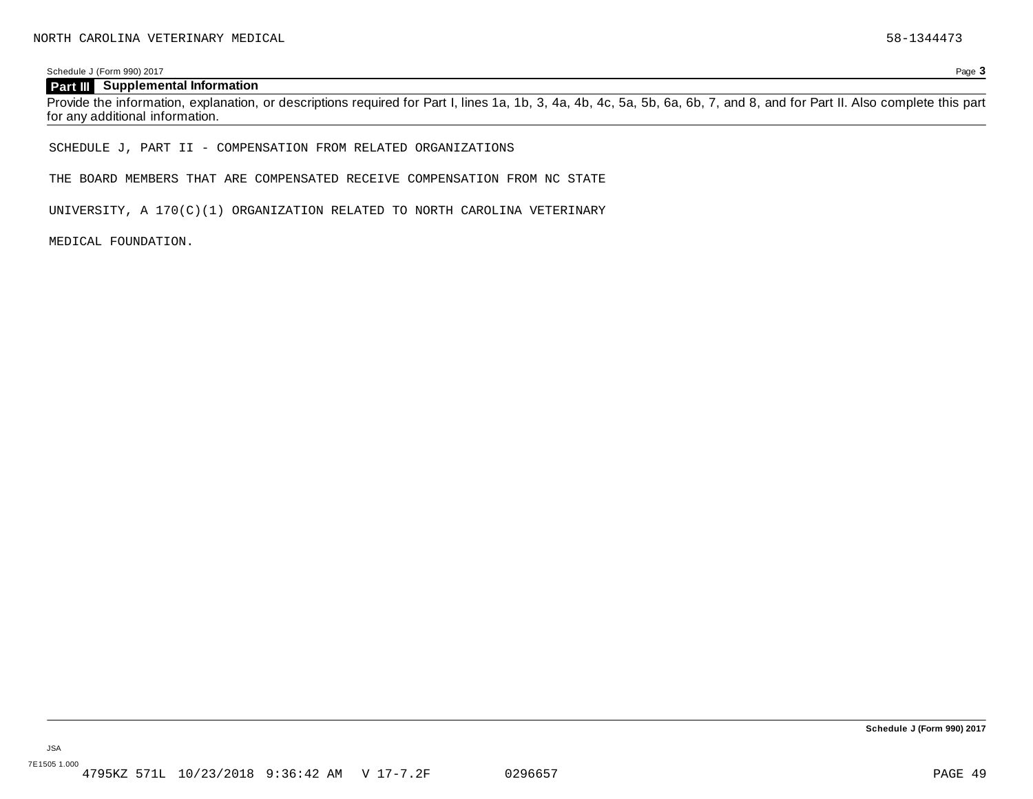NORTH CAROLINA VETERINARY MEDICAL 58-1344473

Schedule J (Form 990) 2017

**Part III Supplemental Information**

Provide the information, explanation, or descriptions required for Part I, lines 1a, 1b, 3, 4a, 4b, 4c, 5a, 5b, 6a, 6b, 7, and 8, and for Part II. Also complete this part for any additional information.

SCHEDULE J, PART II - COMPENSATION FROM RELATED ORGANIZATIONS

THE BOARD MEMBERS THAT ARE COMPENSATED RECEIVE COMPENSATION FROM NC STATE

UNIVERSITY, A 170(C)(1) ORGANIZATION RELATED TO NORTH CAROLINA VETERINARY

MEDICAL FOUNDATION.

**Schedule J (Form 990) 2017**

JSA
7E1505 1.000
4795KZ 571L 10/23/2018 9:36:42 AM V 17-7.2F 0296657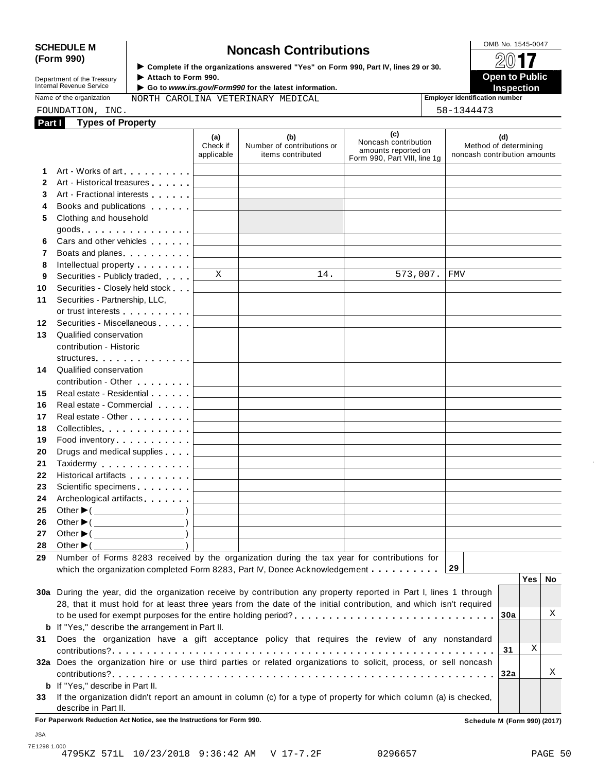**SCHEDULE M (Form 990)**

Department of the Treasury
Internal Revenue Service

# Noncash Contributions

▶ Complete if the organizations answered "Yes" on Form 990, Part IV, lines 29 or 30.
▶ Attach to Form 990.
▶ Go to *www.irs.gov/Form990* for the latest information.

OMB No. 1545-0047

**2017**

**Open to Public Inspection**

Name of the organization: NORTH CAROLINA VETERINARY MEDICAL FOUNDATION, INC.

Employer identification number: 58-1344473

## Part I Types of Property

| | | (a) Check if applicable | (b) Number of contributions or items contributed | (c) Noncash contribution amounts reported on Form 990, Part VIII, line 1g | (d) Method of determining noncash contribution amounts |
|---|---|---|---|---|---|
| 1 | Art - Works of art | | | | |
| 2 | Art - Historical treasures | | | | |
| 3 | Art - Fractional interests | | | | |
| 4 | Books and publications | | | | |
| 5 | Clothing and household goods | | | | |
| 6 | Cars and other vehicles | | | | |
| 7 | Boats and planes | | | | |
| 8 | Intellectual property | | | | |
| 9 | Securities - Publicly traded | X | 14. | 573,007. | FMV |
| 10 | Securities - Closely held stock | | | | |
| 11 | Securities - Partnership, LLC, or trust interests | | | | |
| 12 | Securities - Miscellaneous | | | | |
| 13 | Qualified conservation contribution - Historic structures | | | | |
| 14 | Qualified conservation contribution - Other | | | | |
| 15 | Real estate - Residential | | | | |
| 16 | Real estate - Commercial | | | | |
| 17 | Real estate - Other | | | | |
| 18 | Collectibles | | | | |
| 19 | Food inventory | | | | |
| 20 | Drugs and medical supplies | | | | |
| 21 | Taxidermy | | | | |
| 22 | Historical artifacts | | | | |
| 23 | Scientific specimens | | | | |
| 24 | Archeological artifacts | | | | |
| 25 | Other ▶ ( ) | | | | |
| 26 | Other ▶ ( ) | | | | |
| 27 | Other ▶ ( ) | | | | |
| 28 | Other ▶ ( ) | | | | |

29 Number of Forms 8283 received by the organization during the tax year for contributions for which the organization completed Form 8283, Part IV, Donee Acknowledgement . . . **29**

| | | | Yes | No |
|---|---|---|---|---|
| **30a** | During the year, did the organization receive by contribution any property reported in Part I, lines 1 through 28, that it must hold for at least three years from the date of the initial contribution, and which isn't required to be used for exempt purposes for the entire holding period? | 30a | | X |
| **b** | If "Yes," describe the arrangement in Part II. | | | |
| **31** | Does the organization have a gift acceptance policy that requires the review of any nonstandard contributions? | 31 | X | |
| **32a** | Does the organization hire or use third parties or related organizations to solicit, process, or sell noncash contributions? | 32a | | X |
| **b** | If "Yes," describe in Part II. | | | |
| **33** | If the organization didn't report an amount in column (c) for a type of property for which column (a) is checked, describe in Part II. | | | |

**For Paperwork Reduction Act Notice, see the Instructions for Form 990.** **Schedule M (Form 990) (2017)**

JSA
7E1298 1.000
4795KZ 571L 10/23/2018 9:36:42 AM V 17-7.2F 0296657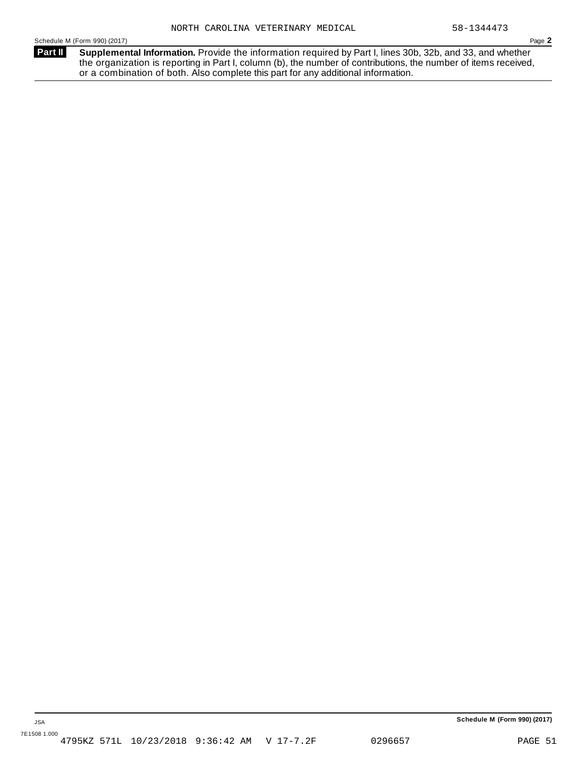NORTH CAROLINA VETERINARY MEDICAL 58-1344473

Schedule M (Form 990) (2017) Page **2**

**Part II** **Supplemental Information.** Provide the information required by Part I, lines 30b, 32b, and 33, and whether the organization is reporting in Part I, column (b), the number of contributions, the number of items received, or a combination of both. Also complete this part for any additional information.

JSA **Schedule M (Form 990) (2017)**

7E1508 1.000

4795KZ 571L 10/23/2018 9:36:42 AM V 17-7.2F 0296657 PAGE 51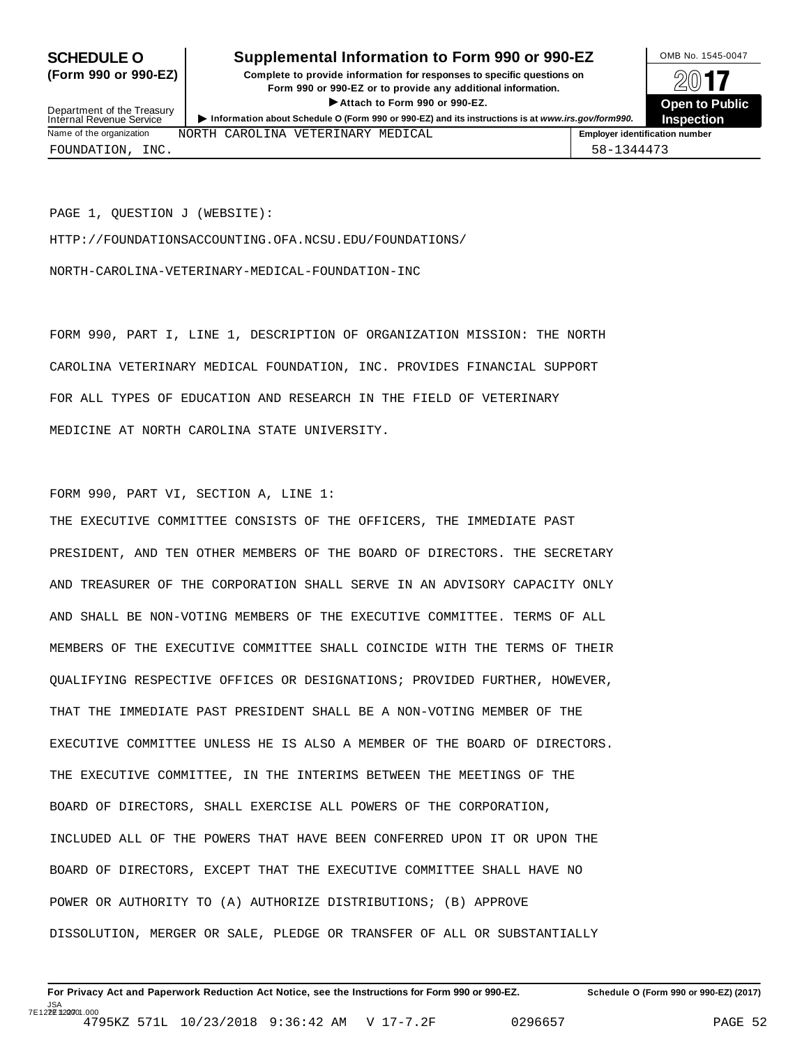**SCHEDULE O** **(Form 990 or 990-EZ)**

Department of the Treasury
Internal Revenue Service

# Supplemental Information to Form 990 or 990-EZ

**Complete to provide information for responses to specific questions on Form 990 or 990-EZ or to provide any additional information.**

**▶ Attach to Form 990 or 990-EZ.**

**▶ Information about Schedule O (Form 990 or 990-EZ) and its instructions is at *www.irs.gov/form990*.**

OMB No. 1545-0047

**2017**

**Open to Public Inspection**

| Name of the organization | Employer identification number |
|---|---|
| NORTH CAROLINA VETERINARY MEDICAL FOUNDATION, INC. | 58-1344473 |

PAGE 1, QUESTION J (WEBSITE):

HTTP://FOUNDATIONSACCOUNTING.OFA.NCSU.EDU/FOUNDATIONS/

NORTH-CAROLINA-VETERINARY-MEDICAL-FOUNDATION-INC

FORM 990, PART I, LINE 1, DESCRIPTION OF ORGANIZATION MISSION: THE NORTH CAROLINA VETERINARY MEDICAL FOUNDATION, INC. PROVIDES FINANCIAL SUPPORT FOR ALL TYPES OF EDUCATION AND RESEARCH IN THE FIELD OF VETERINARY MEDICINE AT NORTH CAROLINA STATE UNIVERSITY.

FORM 990, PART VI, SECTION A, LINE 1:

THE EXECUTIVE COMMITTEE CONSISTS OF THE OFFICERS, THE IMMEDIATE PAST PRESIDENT, AND TEN OTHER MEMBERS OF THE BOARD OF DIRECTORS. THE SECRETARY AND TREASURER OF THE CORPORATION SHALL SERVE IN AN ADVISORY CAPACITY ONLY AND SHALL BE NON-VOTING MEMBERS OF THE EXECUTIVE COMMITTEE. TERMS OF ALL MEMBERS OF THE EXECUTIVE COMMITTEE SHALL COINCIDE WITH THE TERMS OF THEIR QUALIFYING RESPECTIVE OFFICES OR DESIGNATIONS; PROVIDED FURTHER, HOWEVER, THAT THE IMMEDIATE PAST PRESIDENT SHALL BE A NON-VOTING MEMBER OF THE EXECUTIVE COMMITTEE UNLESS HE IS ALSO A MEMBER OF THE BOARD OF DIRECTORS. THE EXECUTIVE COMMITTEE, IN THE INTERIMS BETWEEN THE MEETINGS OF THE BOARD OF DIRECTORS, SHALL EXERCISE ALL POWERS OF THE CORPORATION, INCLUDED ALL OF THE POWERS THAT HAVE BEEN CONFERRED UPON IT OR UPON THE BOARD OF DIRECTORS, EXCEPT THAT THE EXECUTIVE COMMITTEE SHALL HAVE NO POWER OR AUTHORITY TO (A) AUTHORIZE DISTRIBUTIONS; (B) APPROVE DISSOLUTION, MERGER OR SALE, PLEDGE OR TRANSFER OF ALL OR SUBSTANTIALLY

**For Privacy Act and Paperwork Reduction Act Notice, see the Instructions for Form 990 or 990-EZ.** **Schedule O (Form 990 or 990-EZ) (2017)**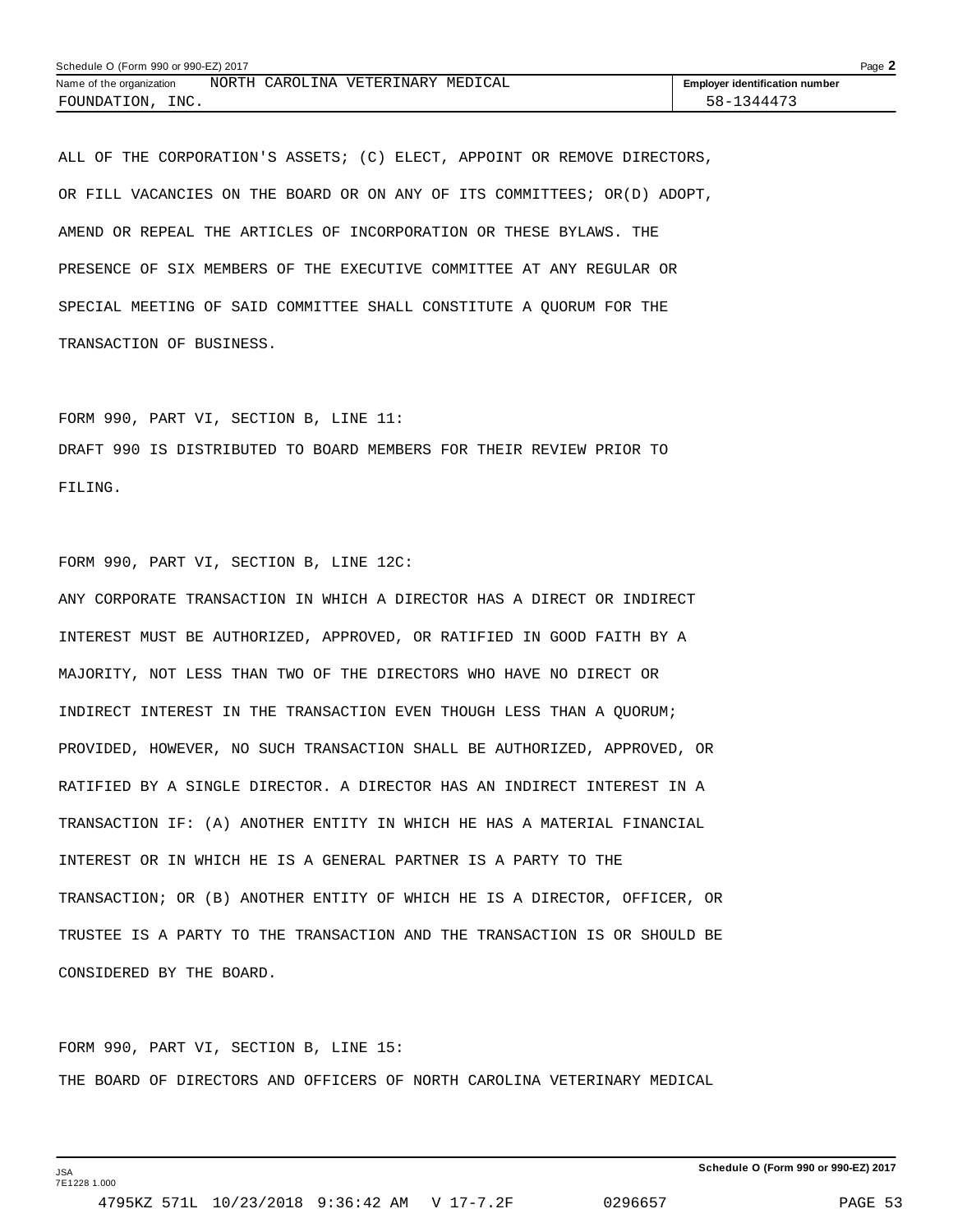ALL OF THE CORPORATION'S ASSETS; (C) ELECT, APPOINT OR REMOVE DIRECTORS, OR FILL VACANCIES ON THE BOARD OR ON ANY OF ITS COMMITTEES; OR(D) ADOPT, AMEND OR REPEAL THE ARTICLES OF INCORPORATION OR THESE BYLAWS. THE PRESENCE OF SIX MEMBERS OF THE EXECUTIVE COMMITTEE AT ANY REGULAR OR SPECIAL MEETING OF SAID COMMITTEE SHALL CONSTITUTE A QUORUM FOR THE TRANSACTION OF BUSINESS.

FORM 990, PART VI, SECTION B, LINE 11:
DRAFT 990 IS DISTRIBUTED TO BOARD MEMBERS FOR THEIR REVIEW PRIOR TO FILING.

FORM 990, PART VI, SECTION B, LINE 12C:
ANY CORPORATE TRANSACTION IN WHICH A DIRECTOR HAS A DIRECT OR INDIRECT INTEREST MUST BE AUTHORIZED, APPROVED, OR RATIFIED IN GOOD FAITH BY A MAJORITY, NOT LESS THAN TWO OF THE DIRECTORS WHO HAVE NO DIRECT OR INDIRECT INTEREST IN THE TRANSACTION EVEN THOUGH LESS THAN A QUORUM; PROVIDED, HOWEVER, NO SUCH TRANSACTION SHALL BE AUTHORIZED, APPROVED, OR RATIFIED BY A SINGLE DIRECTOR. A DIRECTOR HAS AN INDIRECT INTEREST IN A TRANSACTION IF: (A) ANOTHER ENTITY IN WHICH HE HAS A MATERIAL FINANCIAL INTEREST OR IN WHICH HE IS A GENERAL PARTNER IS A PARTY TO THE TRANSACTION; OR (B) ANOTHER ENTITY OF WHICH HE IS A DIRECTOR, OFFICER, OR TRUSTEE IS A PARTY TO THE TRANSACTION AND THE TRANSACTION IS OR SHOULD BE CONSIDERED BY THE BOARD.

FORM 990, PART VI, SECTION B, LINE 15:
THE BOARD OF DIRECTORS AND OFFICERS OF NORTH CAROLINA VETERINARY MEDICAL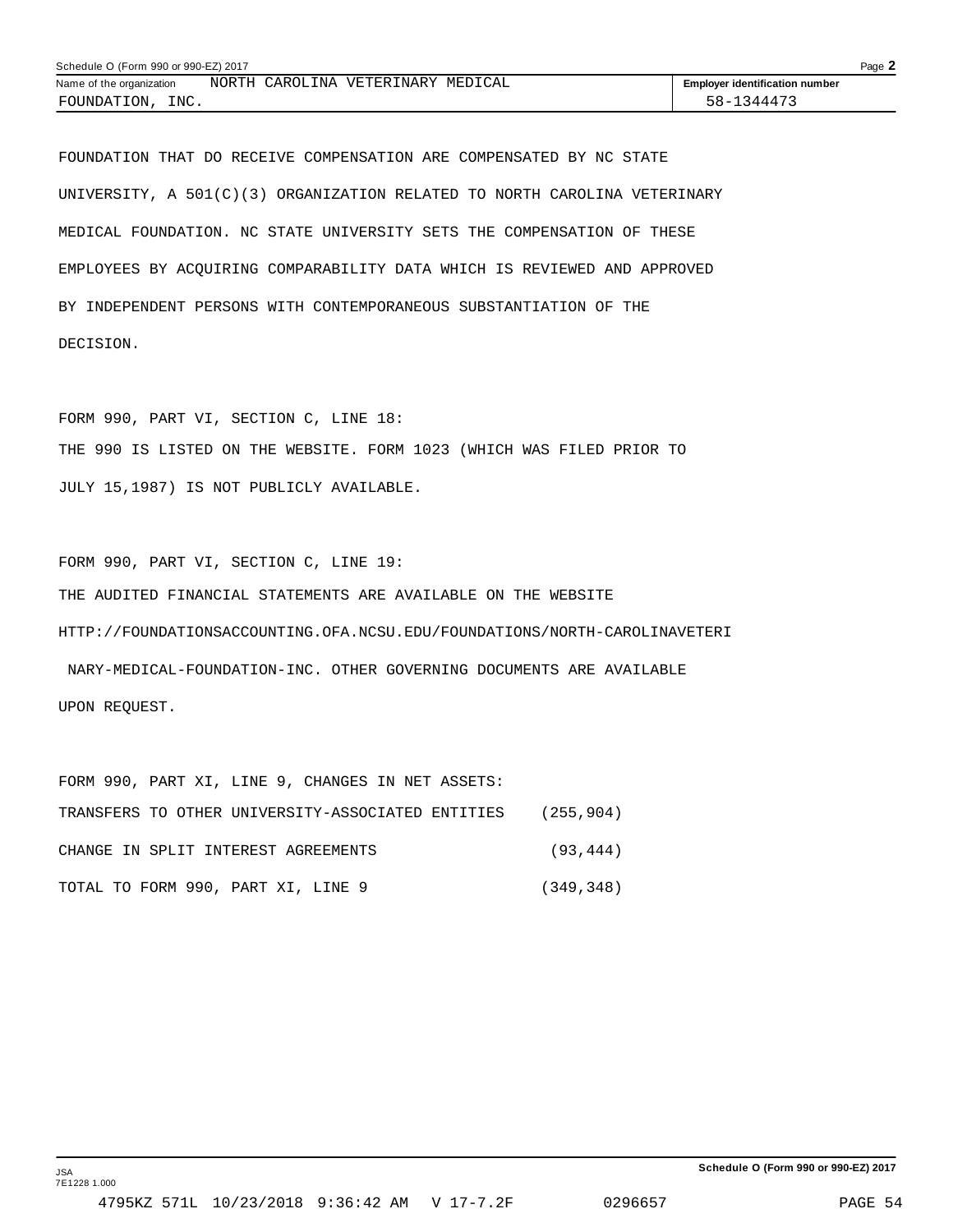FOUNDATION THAT DO RECEIVE COMPENSATION ARE COMPENSATED BY NC STATE UNIVERSITY, A 501(C)(3) ORGANIZATION RELATED TO NORTH CAROLINA VETERINARY MEDICAL FOUNDATION. NC STATE UNIVERSITY SETS THE COMPENSATION OF THESE EMPLOYEES BY ACQUIRING COMPARABILITY DATA WHICH IS REVIEWED AND APPROVED BY INDEPENDENT PERSONS WITH CONTEMPORANEOUS SUBSTANTIATION OF THE DECISION.

FORM 990, PART VI, SECTION C, LINE 18:

THE 990 IS LISTED ON THE WEBSITE. FORM 1023 (WHICH WAS FILED PRIOR TO JULY 15,1987) IS NOT PUBLICLY AVAILABLE.

FORM 990, PART VI, SECTION C, LINE 19:

THE AUDITED FINANCIAL STATEMENTS ARE AVAILABLE ON THE WEBSITE HTTP://FOUNDATIONSACCOUNTING.OFA.NCSU.EDU/FOUNDATIONS/NORTH-CAROLINAVETERINARY-MEDICAL-FOUNDATION-INC. OTHER GOVERNING DOCUMENTS ARE AVAILABLE UPON REQUEST.

FORM 990, PART XI, LINE 9, CHANGES IN NET ASSETS:

| | |
|---|---|
| TRANSFERS TO OTHER UNIVERSITY-ASSOCIATED ENTITIES | (255,904) |
| CHANGE IN SPLIT INTEREST AGREEMENTS | (93,444) |
| TOTAL TO FORM 990, PART XI, LINE 9 | (349,348) |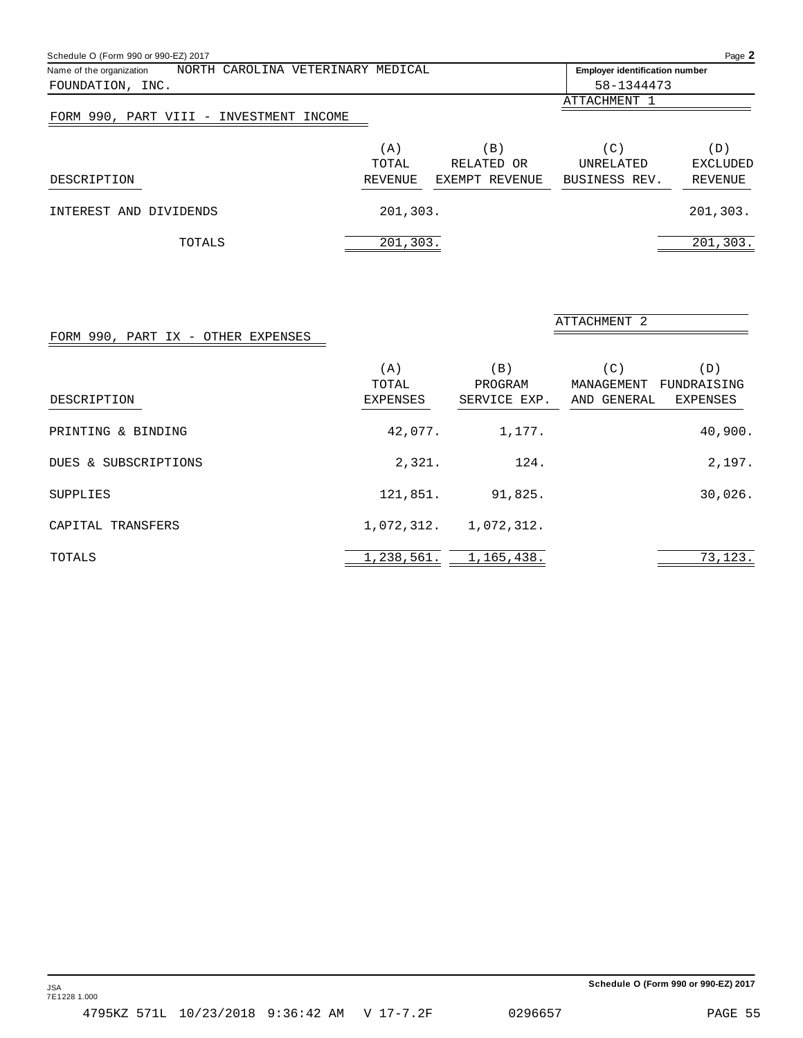Schedule O (Form 990 or 990-EZ) 2017

Name of the organization: NORTH CAROLINA VETERINARY MEDICAL FOUNDATION, INC.

Employer identification number: 58-1344473

ATTACHMENT 1

## FORM 990, PART VIII - INVESTMENT INCOME

| DESCRIPTION | (A) TOTAL REVENUE | (B) RELATED OR EXEMPT REVENUE | (C) UNRELATED BUSINESS REV. | (D) EXCLUDED REVENUE |
|---|---|---|---|---|
| INTEREST AND DIVIDENDS | 201,303. | | | 201,303. |
| TOTALS | 201,303. | | | 201,303. |

ATTACHMENT 2

## FORM 990, PART IX - OTHER EXPENSES

| DESCRIPTION | (A) TOTAL EXPENSES | (B) PROGRAM SERVICE EXP. | (C) MANAGEMENT AND GENERAL | (D) FUNDRAISING EXPENSES |
|---|---|---|---|---|
| PRINTING & BINDING | 42,077. | 1,177. | | 40,900. |
| DUES & SUBSCRIPTIONS | 2,321. | 124. | | 2,197. |
| SUPPLIES | 121,851. | 91,825. | | 30,026. |
| CAPITAL TRANSFERS | 1,072,312. | 1,072,312. | | |
| TOTALS | 1,238,561. | 1,165,438. | | 73,123. |

JSA 7E1228 1.000

Schedule O (Form 990 or 990-EZ) 2017

4795KZ 571L 10/23/2018 9:36:42 AM V 17-7.2F 0296657 PAGE 55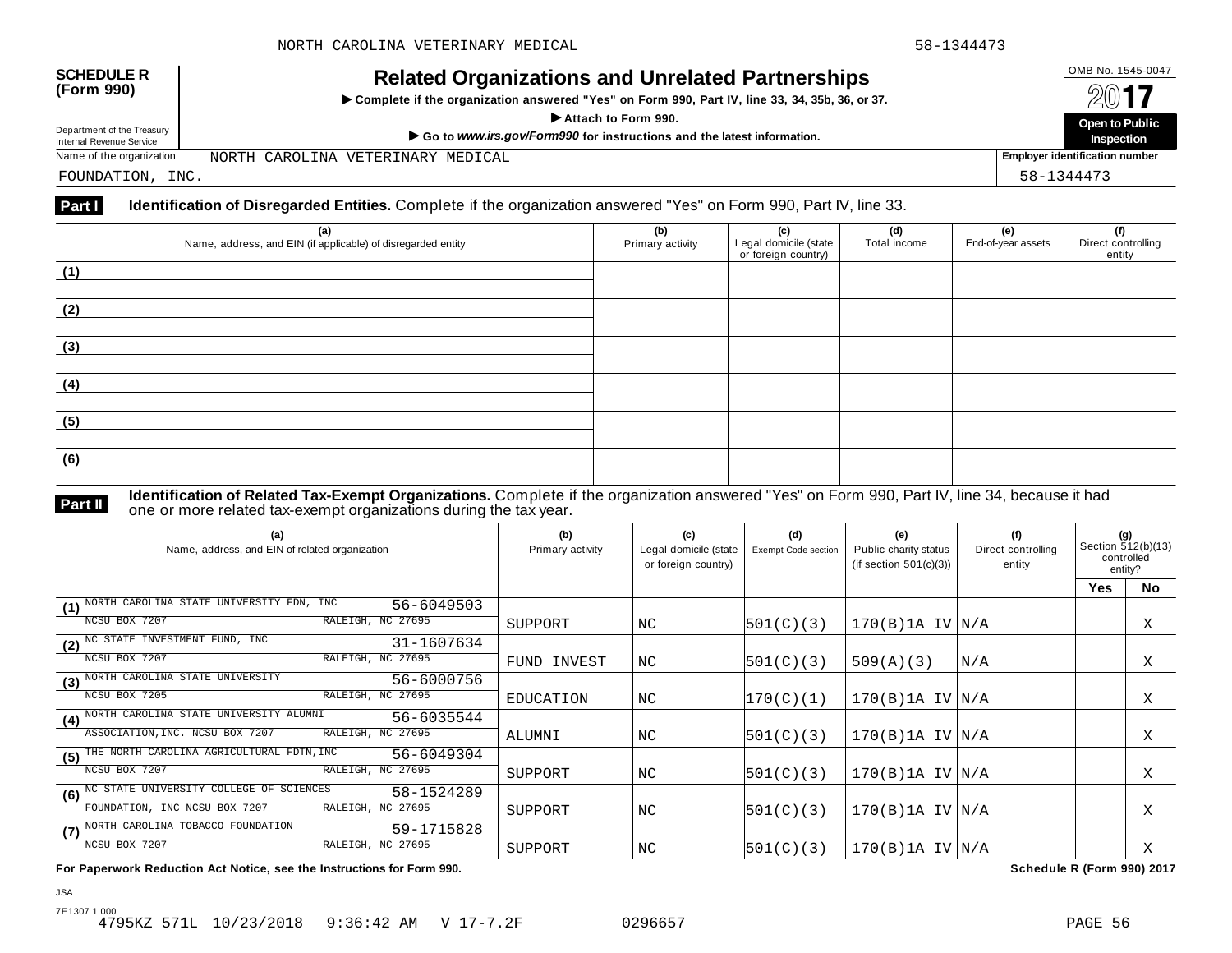NORTH CAROLINA VETERINARY MEDICAL 58-1344473

**SCHEDULE R (Form 990)**

Department of the Treasury
Internal Revenue Service

# Related Organizations and Unrelated Partnerships

▶ **Complete if the organization answered "Yes" on Form 990, Part IV, line 33, 34, 35b, 36, or 37.**

▶ **Attach to Form 990.**

▶ **Go to *www.irs.gov/Form990* for instructions and the latest information.**

OMB No. 1545-0047

**2017**

**Open to Public Inspection**

Name of the organization: NORTH CAROLINA VETERINARY MEDICAL FOUNDATION, INC.

**Employer identification number** 58-1344473

**Part I** **Identification of Disregarded Entities.** Complete if the organization answered "Yes" on Form 990, Part IV, line 33.

| (a) Name, address, and EIN (if applicable) of disregarded entity | (b) Primary activity | (c) Legal domicile (state or foreign country) | (d) Total income | (e) End-of-year assets | (f) Direct controlling entity |
|---|---|---|---|---|---|
| (1) | | | | | |
| (2) | | | | | |
| (3) | | | | | |
| (4) | | | | | |
| (5) | | | | | |
| (6) | | | | | |

**Part II** **Identification of Related Tax-Exempt Organizations.** Complete if the organization answered "Yes" on Form 990, Part IV, line 34, because it had one or more related tax-exempt organizations during the tax year.

| (a) Name, address, and EIN of related organization | (b) Primary activity | (c) Legal domicile (state or foreign country) | (d) Exempt Code section | (e) Public charity status (if section 501(c)(3)) | (f) Direct controlling entity | (g) Section 512(b)(13) controlled entity? Yes | No |
|---|---|---|---|---|---|---|---|
| (1) NORTH CAROLINA STATE UNIVERSITY FDN, INC 56-6049503 NCSU BOX 7207 RALEIGH, NC 27695 | SUPPORT | NC | 501(C)(3) | 170(B)1A IV | N/A | | X |
| (2) NC STATE INVESTMENT FUND, INC 31-1607634 NCSU BOX 7207 RALEIGH, NC 27695 | FUND INVEST | NC | 501(C)(3) | 509(A)(3) | N/A | | X |
| (3) NORTH CAROLINA STATE UNIVERSITY 56-6000756 NCSU BOX 7205 RALEIGH, NC 27695 | EDUCATION | NC | 170(C)(1) | 170(B)1A IV | N/A | | X |
| (4) NORTH CAROLINA STATE UNIVERSITY ALUMNI ASSOCIATION,INC. NCSU BOX 7207 RALEIGH, NC 27695 56-6035544 | ALUMNI | NC | 501(C)(3) | 170(B)1A IV | N/A | | X |
| (5) THE NORTH CAROLINA AGRICULTURAL FDTN,INC 56-6049304 NCSU BOX 7207 RALEIGH, NC 27695 | SUPPORT | NC | 501(C)(3) | 170(B)1A IV | N/A | | X |
| (6) NC STATE UNIVERSITY COLLEGE OF SCIENCES FOUNDATION, INC NCSU BOX 7207 RALEIGH, NC 27695 58-1524289 | SUPPORT | NC | 501(C)(3) | 170(B)1A IV | N/A | | X |
| (7) NORTH CAROLINA TOBACCO FOUNDATION 59-1715828 NCSU BOX 7207 RALEIGH, NC 27695 | SUPPORT | NC | 501(C)(3) | 170(B)1A IV | N/A | | X |

**For Paperwork Reduction Act Notice, see the Instructions for Form 990.** **Schedule R (Form 990) 2017**

JSA
7E1307 1.000
4795KZ 571L 10/23/2018 9:36:42 AM V 17-7.2F 0296657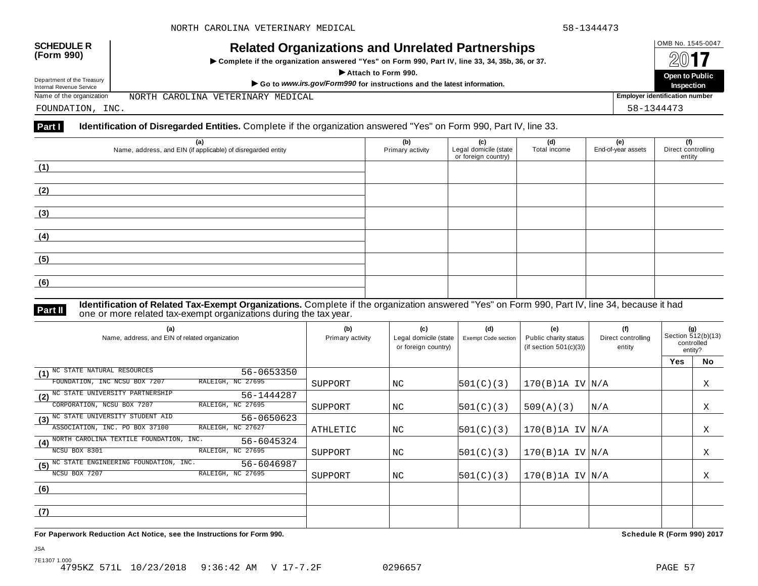NORTH CAROLINA VETERINARY MEDICAL 58-1344473

**SCHEDULE R (Form 990)**

Department of the Treasury
Internal Revenue Service

# Related Organizations and Unrelated Partnerships

▶ **Complete if the organization answered "Yes" on Form 990, Part IV, line 33, 34, 35b, 36, or 37.**

▶ **Attach to Form 990.**

▶ **Go to *www.irs.gov/Form990* for instructions and the latest information.**

OMB No. 1545-0047

**2017**

**Open to Public Inspection**

Name of the organization: NORTH CAROLINA VETERINARY MEDICAL FOUNDATION, INC.

**Employer identification number:** 58-1344473

**Part I** **Identification of Disregarded Entities.** Complete if the organization answered "Yes" on Form 990, Part IV, line 33.

| (a) Name, address, and EIN (if applicable) of disregarded entity | (b) Primary activity | (c) Legal domicile (state or foreign country) | (d) Total income | (e) End-of-year assets | (f) Direct controlling entity |
|---|---|---|---|---|---|
| (1) | | | | | |
| (2) | | | | | |
| (3) | | | | | |
| (4) | | | | | |
| (5) | | | | | |
| (6) | | | | | |

**Part II** **Identification of Related Tax-Exempt Organizations.** Complete if the organization answered "Yes" on Form 990, Part IV, line 34, because it had one or more related tax-exempt organizations during the tax year.

| (a) Name, address, and EIN of related organization | (b) Primary activity | (c) Legal domicile (state or foreign country) | (d) Exempt Code section | (e) Public charity status (if section 501(c)(3)) | (f) Direct controlling entity | (g) Section 512(b)(13) controlled entity? Yes | No |
|---|---|---|---|---|---|---|---|
| (1) NC STATE NATURAL RESOURCES FOUNDATION, INC NCSU BOX 7207 RALEIGH, NC 27695 56-0653350 | SUPPORT | NC | 501(C)(3) | 170(B)1A IV | N/A | | X |
| (2) NC STATE UNIVERSITY PARTNERSHIP CORPORATION, NCSU BOX 7207 RALEIGH, NC 27695 56-1444287 | SUPPORT | NC | 501(C)(3) | 509(A)(3) | N/A | | X |
| (3) NC STATE UNIVERSITY STUDENT AID ASSOCIATION, INC. PO BOX 37100 RALEIGH, NC 27627 56-0650623 | ATHLETIC | NC | 501(C)(3) | 170(B)1A IV | N/A | | X |
| (4) NORTH CAROLINA TEXTILE FOUNDATION, INC. NCSU BOX 8301 RALEIGH, NC 27695 56-6045324 | SUPPORT | NC | 501(C)(3) | 170(B)1A IV | N/A | | X |
| (5) NC STATE ENGINEERING FOUNDATION, INC. NCSU BOX 7207 RALEIGH, NC 27695 56-6046987 | SUPPORT | NC | 501(C)(3) | 170(B)1A IV | N/A | | X |
| (6) | | | | | | | |
| (7) | | | | | | | |

**For Paperwork Reduction Act Notice, see the Instructions for Form 990.** **Schedule R (Form 990) 2017**

JSA
7E1307 1.000
4795KZ 571L 10/23/2018 9:36:42 AM V 17-7.2F 0296657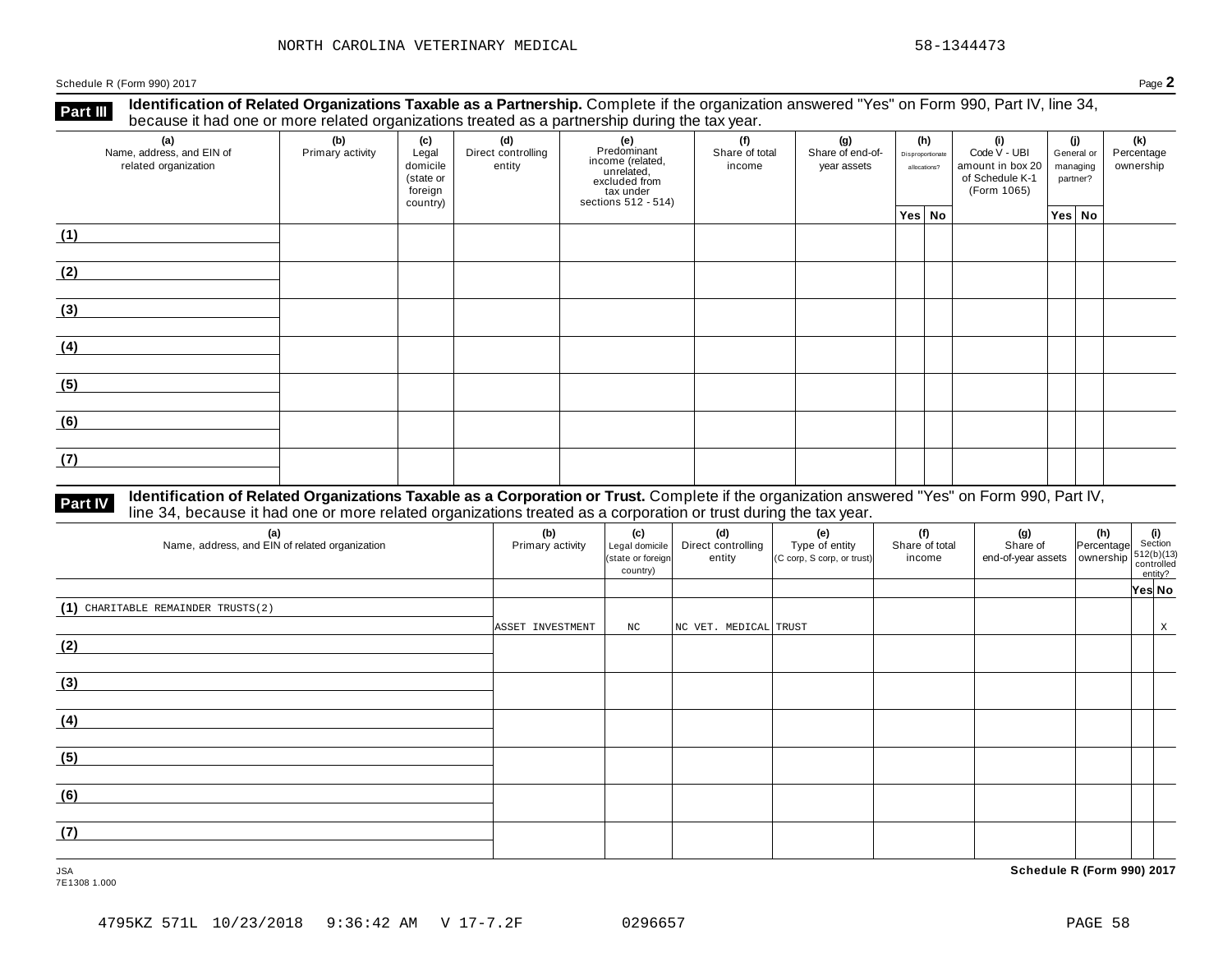NORTH CAROLINA VETERINARY MEDICAL 58-1344473

Schedule R (Form 990) 2017 Page **2**

**Part III** **Identification of Related Organizations Taxable as a Partnership.** Complete if the organization answered "Yes" on Form 990, Part IV, line 34, because it had one or more related organizations treated as a partnership during the tax year.

| (a) Name, address, and EIN of related organization | (b) Primary activity | (c) Legal domicile (state or foreign country) | (d) Direct controlling entity | (e) Predominant income (related, unrelated, excluded from tax under sections 512 - 514) | (f) Share of total income | (g) Share of end-of-year assets | (h) Disproportionate allocations? Yes | No | (i) Code V - UBI amount in box 20 of Schedule K-1 (Form 1065) | (j) General or managing partner? Yes | No | (k) Percentage ownership |
|---|---|---|---|---|---|---|---|---|---|---|---|---|
| (1) | | | | | | | | | | | | |
| (2) | | | | | | | | | | | | |
| (3) | | | | | | | | | | | | |
| (4) | | | | | | | | | | | | |
| (5) | | | | | | | | | | | | |
| (6) | | | | | | | | | | | | |
| (7) | | | | | | | | | | | | |

**Part IV** **Identification of Related Organizations Taxable as a Corporation or Trust.** Complete if the organization answered "Yes" on Form 990, Part IV, line 34, because it had one or more related organizations treated as a corporation or trust during the tax year.

| (a) Name, address, and EIN of related organization | (b) Primary activity | (c) Legal domicile (state or foreign country) | (d) Direct controlling entity | (e) Type of entity (C corp, S corp, or trust) | (f) Share of total income | (g) Share of end-of-year assets | (h) Percentage ownership | (i) Section 512(b)(13) controlled entity? Yes | No |
|---|---|---|---|---|---|---|---|---|---|
| (1) CHARITABLE REMAINDER TRUSTS(2) | ASSET INVESTMENT | NC | NC VET. MEDICAL | TRUST | | | | | X |
| (2) | | | | | | | | | |
| (3) | | | | | | | | | |
| (4) | | | | | | | | | |
| (5) | | | | | | | | | |
| (6) | | | | | | | | | |
| (7) | | | | | | | | | |

JSA 7E1308 1.000

**Schedule R (Form 990) 2017**

4795KZ 571L 10/23/2018 9:36:42 AM V 17-7.2F 0296657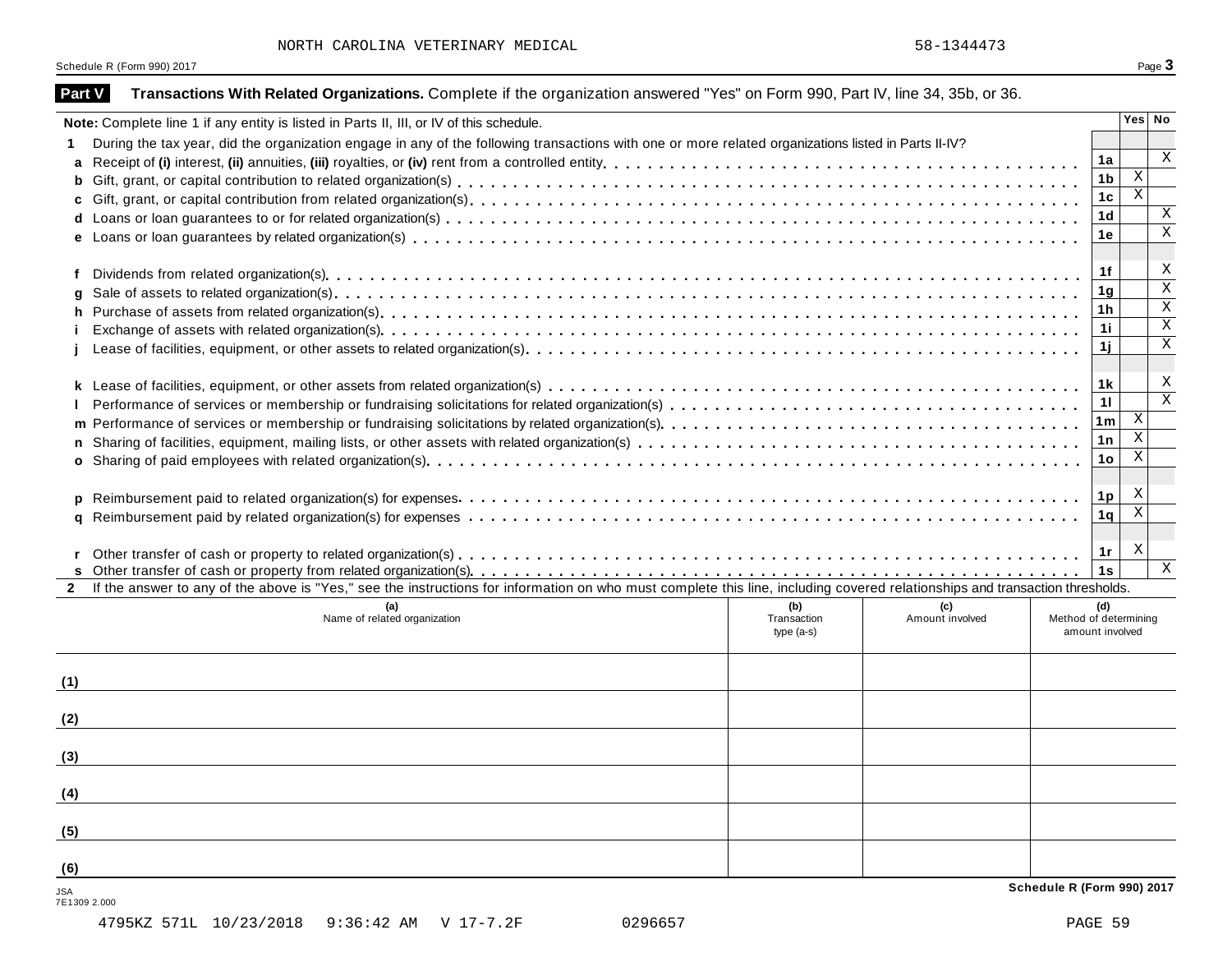NORTH CAROLINA VETERINARY MEDICAL 58-1344473

Schedule R (Form 990) 2017

## Part V Transactions With Related Organizations. Complete if the organization answered "Yes" on Form 990, Part IV, line 34, 35b, or 36.

| **Note:** Complete line 1 if any entity is listed in Parts II, III, or IV of this schedule. | | Yes | No |
|---|---|---|---|
| **1** During the tax year, did the organization engage in any of the following transactions with one or more related organizations listed in Parts II-IV? | | | |
| **a** Receipt of **(i)** interest, **(ii)** annuities, **(iii)** royalties, or **(iv)** rent from a controlled entity | 1a | | X |
| **b** Gift, grant, or capital contribution to related organization(s) | 1b | X | |
| **c** Gift, grant, or capital contribution from related organization(s) | 1c | X | |
| **d** Loans or loan guarantees to or for related organization(s) | 1d | | X |
| **e** Loans or loan guarantees by related organization(s) | 1e | | X |
| **f** Dividends from related organization(s) | 1f | | X |
| **g** Sale of assets to related organization(s) | 1g | | X |
| **h** Purchase of assets from related organization(s) | 1h | | X |
| **i** Exchange of assets with related organization(s) | 1i | | X |
| **j** Lease of facilities, equipment, or other assets to related organization(s) | 1j | | X |
| **k** Lease of facilities, equipment, or other assets from related organization(s) | 1k | | X |
| **l** Performance of services or membership or fundraising solicitations for related organization(s) | 1l | | X |
| **m** Performance of services or membership or fundraising solicitations by related organization(s) | 1m | X | |
| **n** Sharing of facilities, equipment, mailing lists, or other assets with related organization(s) | 1n | X | |
| **o** Sharing of paid employees with related organization(s) | 1o | X | |
| **p** Reimbursement paid to related organization(s) for expenses | 1p | X | |
| **q** Reimbursement paid by related organization(s) for expenses | 1q | X | |
| **r** Other transfer of cash or property to related organization(s) | 1r | X | |
| **s** Other transfer of cash or property from related organization(s) | 1s | | X |

**2** If the answer to any of the above is "Yes," see the instructions for information on who must complete this line, including covered relationships and transaction thresholds.

| | (a) Name of related organization | (b) Transaction type (a-s) | (c) Amount involved | (d) Method of determining amount involved |
|---|---|---|---|---|
| (1) | | | | |
| (2) | | | | |
| (3) | | | | |
| (4) | | | | |
| (5) | | | | |
| (6) | | | | |

JSA
7E1309 2.000

**Schedule R (Form 990) 2017**

4795KZ 571L 10/23/2018 9:36:42 AM V 17-7.2F 0296657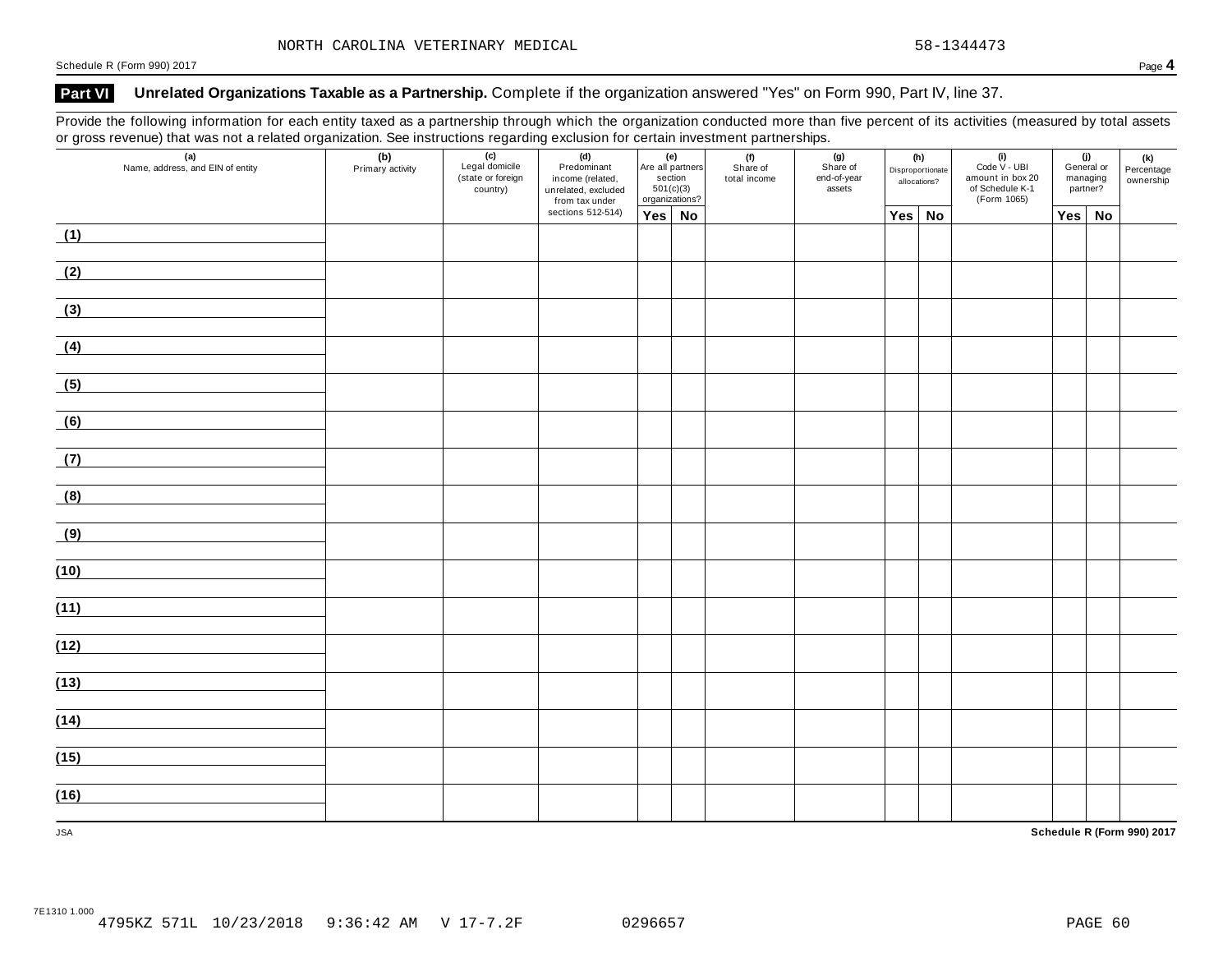NORTH CAROLINA VETERINARY MEDICAL 58-1344473

Schedule R (Form 990) 2017

## Part VI Unrelated Organizations Taxable as a Partnership. Complete if the organization answered "Yes" on Form 990, Part IV, line 37.

Provide the following information for each entity taxed as a partnership through which the organization conducted more than five percent of its activities (measured by total assets or gross revenue) that was not a related organization. See instructions regarding exclusion for certain investment partnerships.

| (a) Name, address, and EIN of entity | (b) Primary activity | (c) Legal domicile (state or foreign country) | (d) Predominant income (related, unrelated, excluded from tax under sections 512-514) | (e) Are all partners section 501(c)(3) organizations? | | (f) Share of total income | (g) Share of end-of-year assets | (h) Disproportionate allocations? | | (i) Code V - UBI amount in box 20 of Schedule K-1 (Form 1065) | (j) General or managing partner? | | (k) Percentage ownership |
|---|---|---|---|---|---|---|---|---|---|---|---|---|---|
| | | | | Yes | No | | | Yes | No | | Yes | No | |
| (1) | | | | | | | | | | | | | |
| (2) | | | | | | | | | | | | | |
| (3) | | | | | | | | | | | | | |
| (4) | | | | | | | | | | | | | |
| (5) | | | | | | | | | | | | | |
| (6) | | | | | | | | | | | | | |
| (7) | | | | | | | | | | | | | |
| (8) | | | | | | | | | | | | | |
| (9) | | | | | | | | | | | | | |
| (10) | | | | | | | | | | | | | |
| (11) | | | | | | | | | | | | | |
| (12) | | | | | | | | | | | | | |
| (13) | | | | | | | | | | | | | |
| (14) | | | | | | | | | | | | | |
| (15) | | | | | | | | | | | | | |
| (16) | | | | | | | | | | | | | |

JSA Schedule R (Form 990) 2017

7E1310 1.000
4795KZ 571L 10/23/2018 9:36:42 AM V 17-7.2F 0296657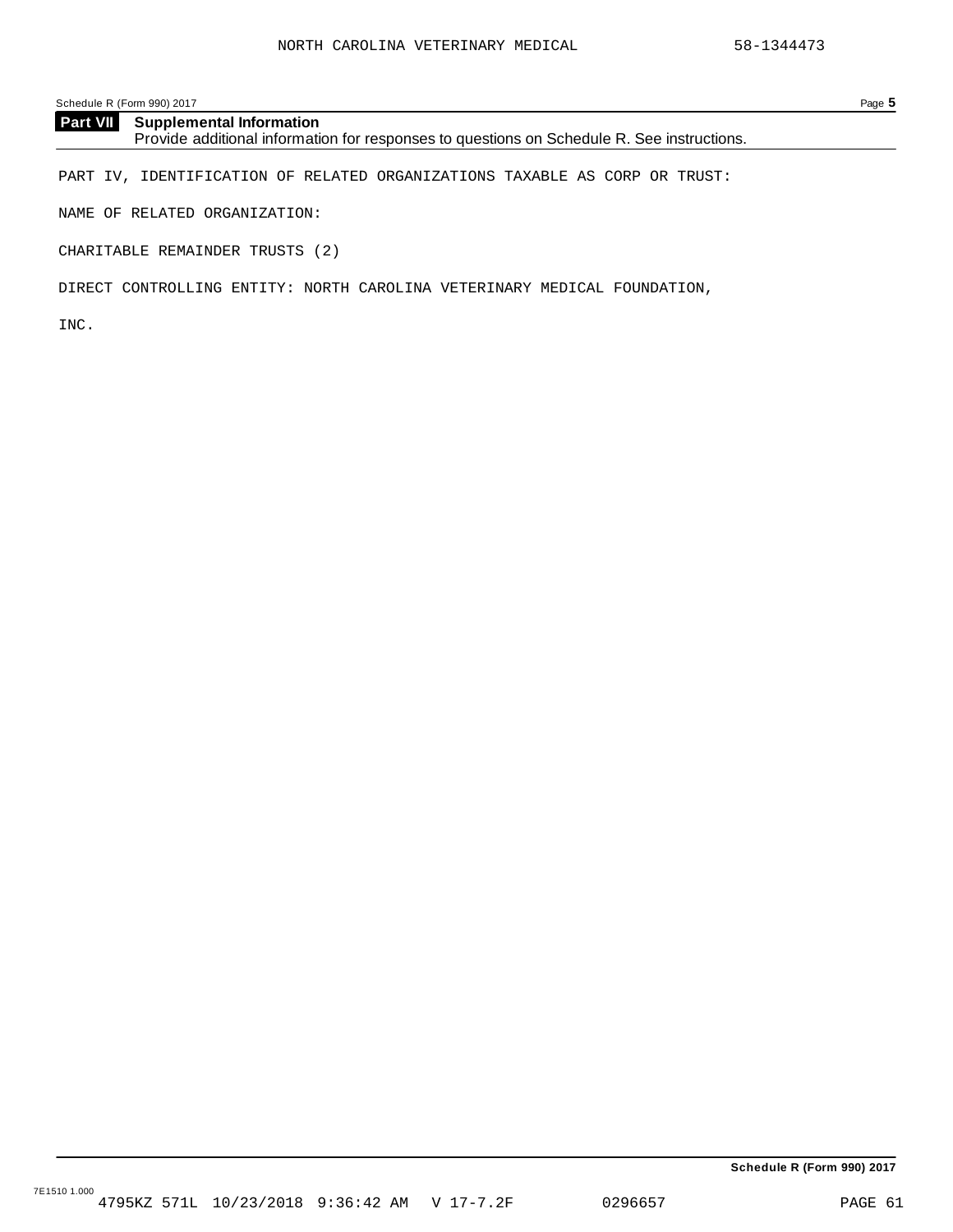## Part VII Supplemental Information

Provide additional information for responses to questions on Schedule R. See instructions.

PART IV, IDENTIFICATION OF RELATED ORGANIZATIONS TAXABLE AS CORP OR TRUST:

NAME OF RELATED ORGANIZATION:

CHARITABLE REMAINDER TRUSTS (2)

DIRECT CONTROLLING ENTITY: NORTH CAROLINA VETERINARY MEDICAL FOUNDATION, INC.